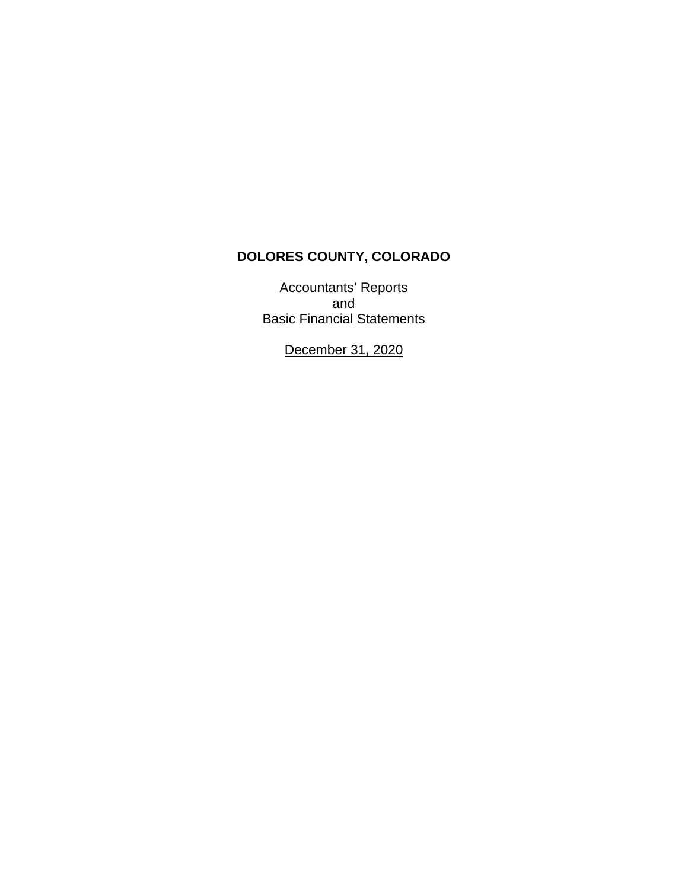# DOLORES COUNTY, COLORADO

Accountants' Reports
and
Basic Financial Statements

December 31, 2020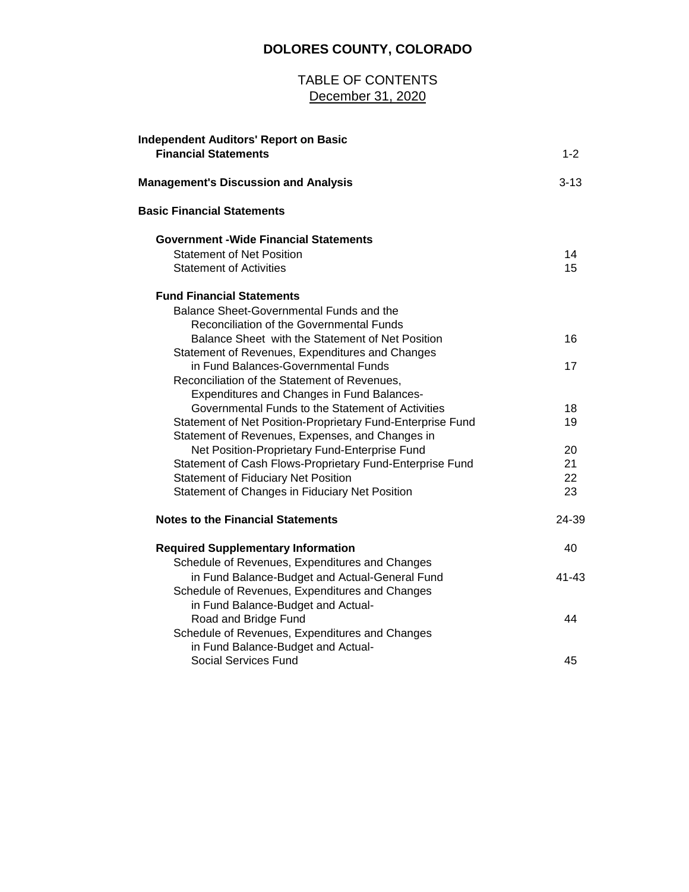# DOLORES COUNTY, COLORADO

TABLE OF CONTENTS
December 31, 2020

| | |
|---|---|
| **Independent Auditors' Report on Basic Financial Statements** | 1-2 |
| **Management's Discussion and Analysis** | 3-13 |
| **Basic Financial Statements** | |
| **Government -Wide Financial Statements** | |
| Statement of Net Position | 14 |
| Statement of Activities | 15 |
| **Fund Financial Statements** | |
| Balance Sheet-Governmental Funds and the Reconciliation of the Governmental Funds Balance Sheet with the Statement of Net Position | 16 |
| Statement of Revenues, Expenditures and Changes in Fund Balances-Governmental Funds | 17 |
| Reconciliation of the Statement of Revenues, Expenditures and Changes in Fund Balances-Governmental Funds to the Statement of Activities | 18 |
| Statement of Net Position-Proprietary Fund-Enterprise Fund | 19 |
| Statement of Revenues, Expenses, and Changes in Net Position-Proprietary Fund-Enterprise Fund | 20 |
| Statement of Cash Flows-Proprietary Fund-Enterprise Fund | 21 |
| Statement of Fiduciary Net Position | 22 |
| Statement of Changes in Fiduciary Net Position | 23 |
| **Notes to the Financial Statements** | 24-39 |
| **Required Supplementary Information** | 40 |
| Schedule of Revenues, Expenditures and Changes in Fund Balance-Budget and Actual-General Fund | 41-43 |
| Schedule of Revenues, Expenditures and Changes in Fund Balance-Budget and Actual-Road and Bridge Fund | 44 |
| Schedule of Revenues, Expenditures and Changes in Fund Balance-Budget and Actual-Social Services Fund | 45 |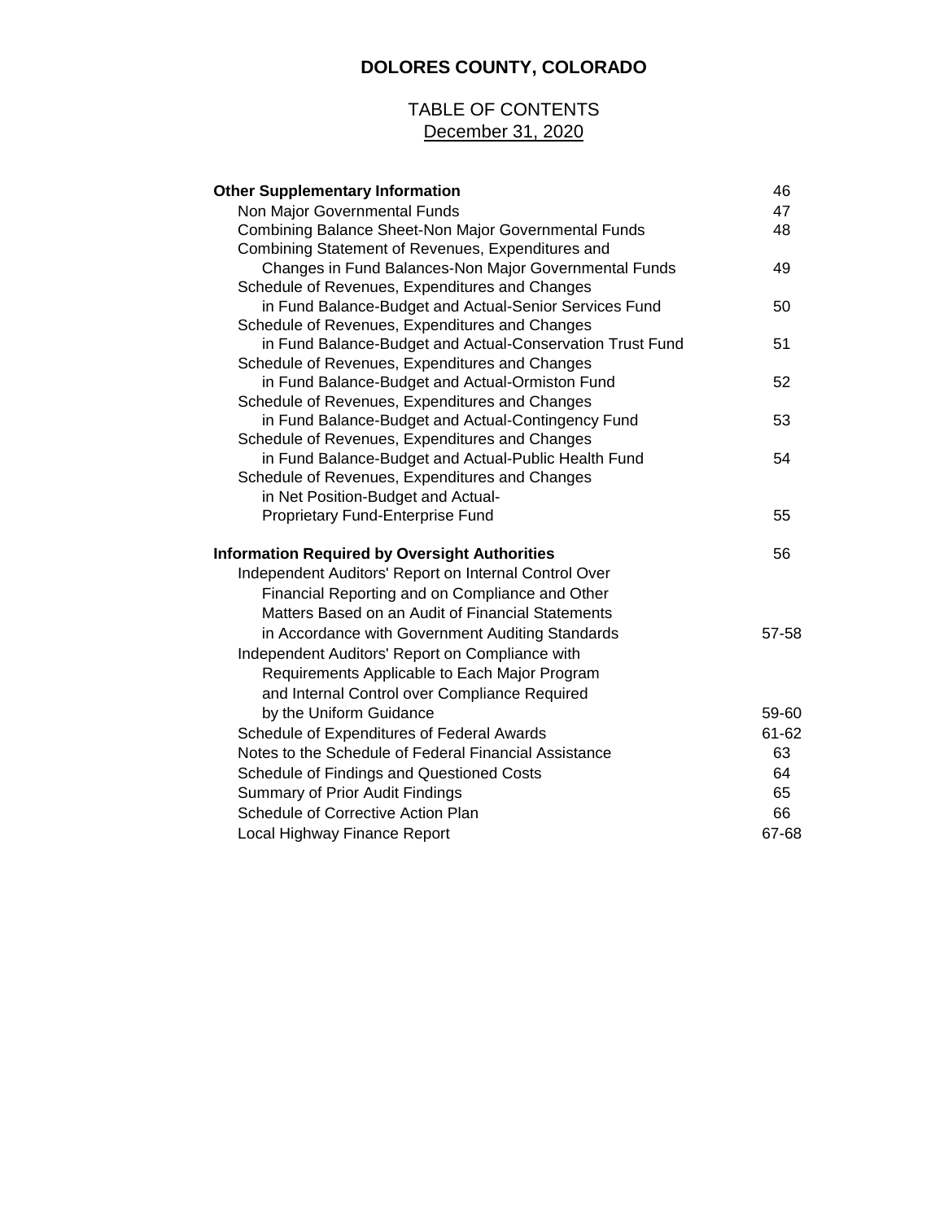# DOLORES COUNTY, COLORADO

TABLE OF CONTENTS
December 31, 2020

| | |
|---|---|
| **Other Supplementary Information** | 46 |
| Non Major Governmental Funds | 47 |
| Combining Balance Sheet-Non Major Governmental Funds | 48 |
| Combining Statement of Revenues, Expenditures and Changes in Fund Balances-Non Major Governmental Funds | 49 |
| Schedule of Revenues, Expenditures and Changes in Fund Balance-Budget and Actual-Senior Services Fund | 50 |
| Schedule of Revenues, Expenditures and Changes in Fund Balance-Budget and Actual-Conservation Trust Fund | 51 |
| Schedule of Revenues, Expenditures and Changes in Fund Balance-Budget and Actual-Ormiston Fund | 52 |
| Schedule of Revenues, Expenditures and Changes in Fund Balance-Budget and Actual-Contingency Fund | 53 |
| Schedule of Revenues, Expenditures and Changes in Fund Balance-Budget and Actual-Public Health Fund | 54 |
| Schedule of Revenues, Expenditures and Changes in Net Position-Budget and Actual-Proprietary Fund-Enterprise Fund | 55 |
| **Information Required by Oversight Authorities** | 56 |
| Independent Auditors' Report on Internal Control Over Financial Reporting and on Compliance and Other Matters Based on an Audit of Financial Statements in Accordance with Government Auditing Standards | 57-58 |
| Independent Auditors' Report on Compliance with Requirements Applicable to Each Major Program and Internal Control over Compliance Required by the Uniform Guidance | 59-60 |
| Schedule of Expenditures of Federal Awards | 61-62 |
| Notes to the Schedule of Federal Financial Assistance | 63 |
| Schedule of Findings and Questioned Costs | 64 |
| Summary of Prior Audit Findings | 65 |
| Schedule of Corrective Action Plan | 66 |
| Local Highway Finance Report | 67-68 |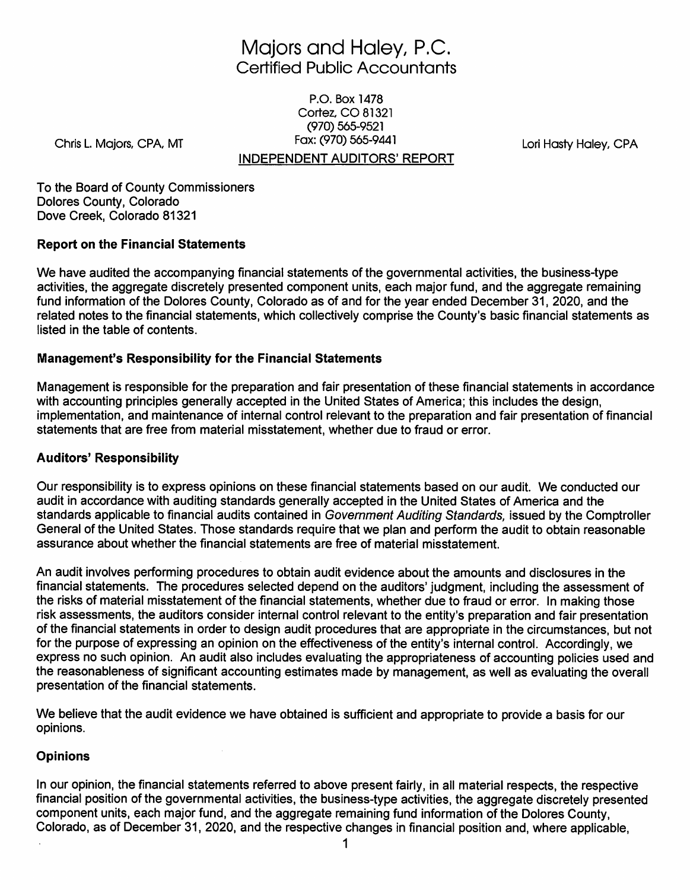# Majors and Haley, P.C.
## Certified Public Accountants

P.O. Box 1478
Cortez, CO 81321
(970) 565-9521
Fax: (970) 565-9441

Chris L. Majors, CPA, MT

Lori Hasty Haley, CPA

INDEPENDENT AUDITORS' REPORT

To the Board of County Commissioners
Dolores County, Colorado
Dove Creek, Colorado 81321

### Report on the Financial Statements

We have audited the accompanying financial statements of the governmental activities, the business-type activities, the aggregate discretely presented component units, each major fund, and the aggregate remaining fund information of the Dolores County, Colorado as of and for the year ended December 31, 2020, and the related notes to the financial statements, which collectively comprise the County's basic financial statements as listed in the table of contents.

### Management's Responsibility for the Financial Statements

Management is responsible for the preparation and fair presentation of these financial statements in accordance with accounting principles generally accepted in the United States of America; this includes the design, implementation, and maintenance of internal control relevant to the preparation and fair presentation of financial statements that are free from material misstatement, whether due to fraud or error.

### Auditors' Responsibility

Our responsibility is to express opinions on these financial statements based on our audit. We conducted our audit in accordance with auditing standards generally accepted in the United States of America and the standards applicable to financial audits contained in *Government Auditing Standards,* issued by the Comptroller General of the United States. Those standards require that we plan and perform the audit to obtain reasonable assurance about whether the financial statements are free of material misstatement.

An audit involves performing procedures to obtain audit evidence about the amounts and disclosures in the financial statements. The procedures selected depend on the auditors' judgment, including the assessment of the risks of material misstatement of the financial statements, whether due to fraud or error. In making those risk assessments, the auditors consider internal control relevant to the entity's preparation and fair presentation of the financial statements in order to design audit procedures that are appropriate in the circumstances, but not for the purpose of expressing an opinion on the effectiveness of the entity's internal control. Accordingly, we express no such opinion. An audit also includes evaluating the appropriateness of accounting policies used and the reasonableness of significant accounting estimates made by management, as well as evaluating the overall presentation of the financial statements.

We believe that the audit evidence we have obtained is sufficient and appropriate to provide a basis for our opinions.

### Opinions

In our opinion, the financial statements referred to above present fairly, in all material respects, the respective financial position of the governmental activities, the business-type activities, the aggregate discretely presented component units, each major fund, and the aggregate remaining fund information of the Dolores County, Colorado, as of December 31, 2020, and the respective changes in financial position and, where applicable,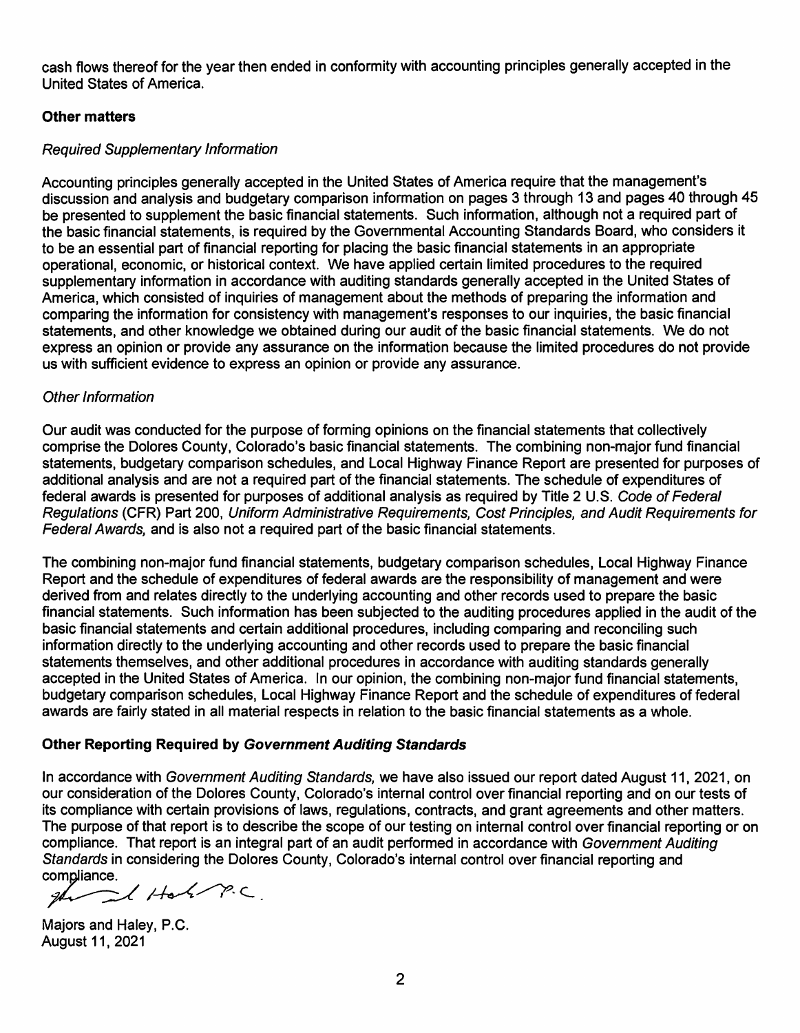cash flows thereof for the year then ended in conformity with accounting principles generally accepted in the United States of America.

## Other matters

### *Required Supplementary Information*

Accounting principles generally accepted in the United States of America require that the management's discussion and analysis and budgetary comparison information on pages 3 through 13 and pages 40 through 45 be presented to supplement the basic financial statements. Such information, although not a required part of the basic financial statements, is required by the Governmental Accounting Standards Board, who considers it to be an essential part of financial reporting for placing the basic financial statements in an appropriate operational, economic, or historical context. We have applied certain limited procedures to the required supplementary information in accordance with auditing standards generally accepted in the United States of America, which consisted of inquiries of management about the methods of preparing the information and comparing the information for consistency with management's responses to our inquiries, the basic financial statements, and other knowledge we obtained during our audit of the basic financial statements. We do not express an opinion or provide any assurance on the information because the limited procedures do not provide us with sufficient evidence to express an opinion or provide any assurance.

### *Other Information*

Our audit was conducted for the purpose of forming opinions on the financial statements that collectively comprise the Dolores County, Colorado's basic financial statements. The combining non-major fund financial statements, budgetary comparison schedules, and Local Highway Finance Report are presented for purposes of additional analysis and are not a required part of the financial statements. The schedule of expenditures of federal awards is presented for purposes of additional analysis as required by Title 2 U.S. *Code of Federal Regulations* (CFR) Part 200, *Uniform Administrative Requirements, Cost Principles, and Audit Requirements for Federal Awards,* and is also not a required part of the basic financial statements.

The combining non-major fund financial statements, budgetary comparison schedules, Local Highway Finance Report and the schedule of expenditures of federal awards are the responsibility of management and were derived from and relates directly to the underlying accounting and other records used to prepare the basic financial statements. Such information has been subjected to the auditing procedures applied in the audit of the basic financial statements and certain additional procedures, including comparing and reconciling such information directly to the underlying accounting and other records used to prepare the basic financial statements themselves, and other additional procedures in accordance with auditing standards generally accepted in the United States of America. In our opinion, the combining non-major fund financial statements, budgetary comparison schedules, Local Highway Finance Report and the schedule of expenditures of federal awards are fairly stated in all material respects in relation to the basic financial statements as a whole.

## Other Reporting Required by *Government Auditing Standards*

In accordance with *Government Auditing Standards,* we have also issued our report dated August 11, 2021, on our consideration of the Dolores County, Colorado's internal control over financial reporting and on our tests of its compliance with certain provisions of laws, regulations, contracts, and grant agreements and other matters. The purpose of that report is to describe the scope of our testing on internal control over financial reporting or on compliance. That report is an integral part of an audit performed in accordance with *Government Auditing Standards* in considering the Dolores County, Colorado's internal control over financial reporting and compliance.

Majors and Haley, P.C.
August 11, 2021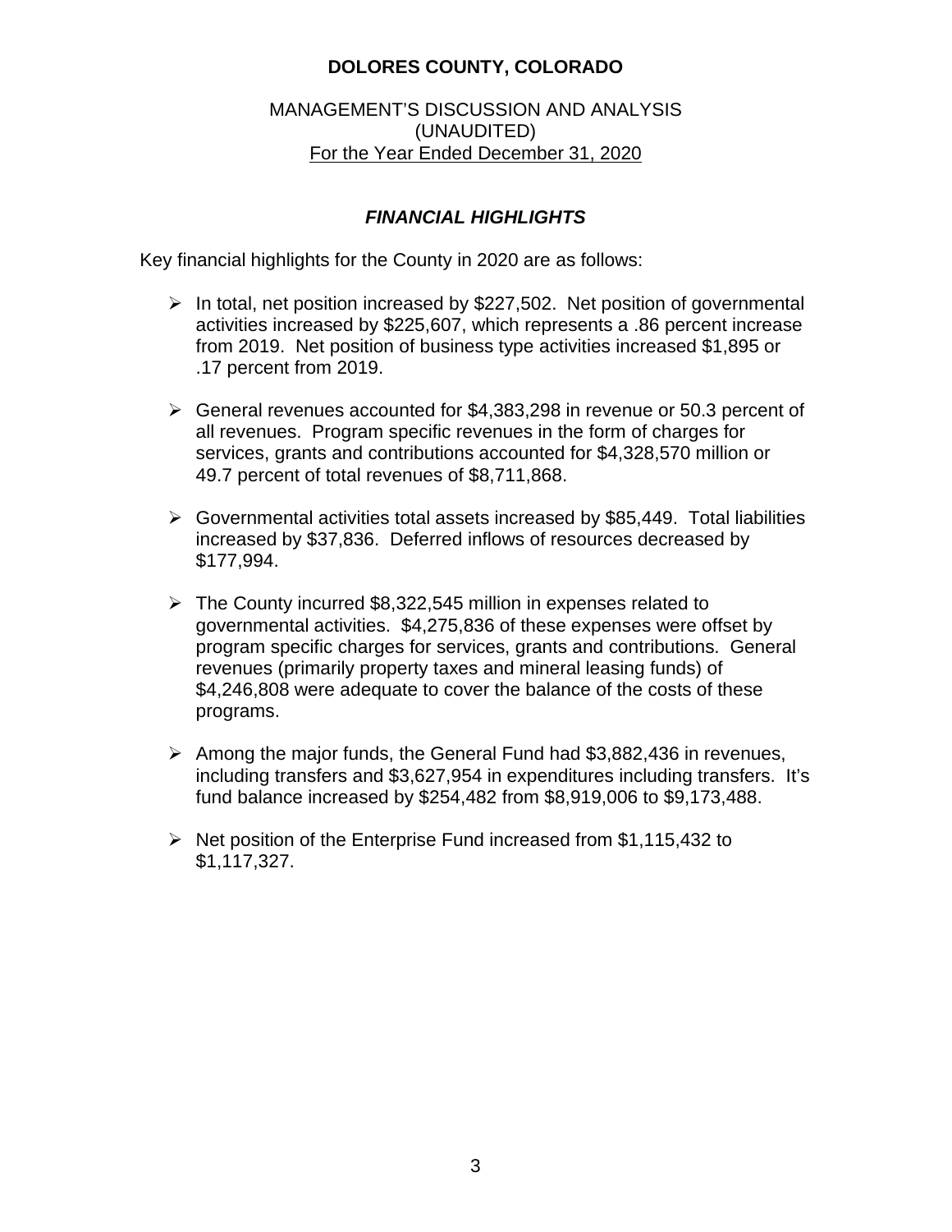# DOLORES COUNTY, COLORADO

MANAGEMENT'S DISCUSSION AND ANALYSIS
(UNAUDITED)
For the Year Ended December 31, 2020

## *FINANCIAL HIGHLIGHTS*

Key financial highlights for the County in 2020 are as follows:

- In total, net position increased by $227,502. Net position of governmental activities increased by $225,607, which represents a .86 percent increase from 2019. Net position of business type activities increased $1,895 or .17 percent from 2019.

- General revenues accounted for $4,383,298 in revenue or 50.3 percent of all revenues. Program specific revenues in the form of charges for services, grants and contributions accounted for $4,328,570 million or 49.7 percent of total revenues of $8,711,868.

- Governmental activities total assets increased by $85,449. Total liabilities increased by $37,836. Deferred inflows of resources decreased by $177,994.

- The County incurred $8,322,545 million in expenses related to governmental activities. $4,275,836 of these expenses were offset by program specific charges for services, grants and contributions. General revenues (primarily property taxes and mineral leasing funds) of $4,246,808 were adequate to cover the balance of the costs of these programs.

- Among the major funds, the General Fund had $3,882,436 in revenues, including transfers and $3,627,954 in expenditures including transfers. It's fund balance increased by $254,482 from $8,919,006 to $9,173,488.

- Net position of the Enterprise Fund increased from $1,115,432 to $1,117,327.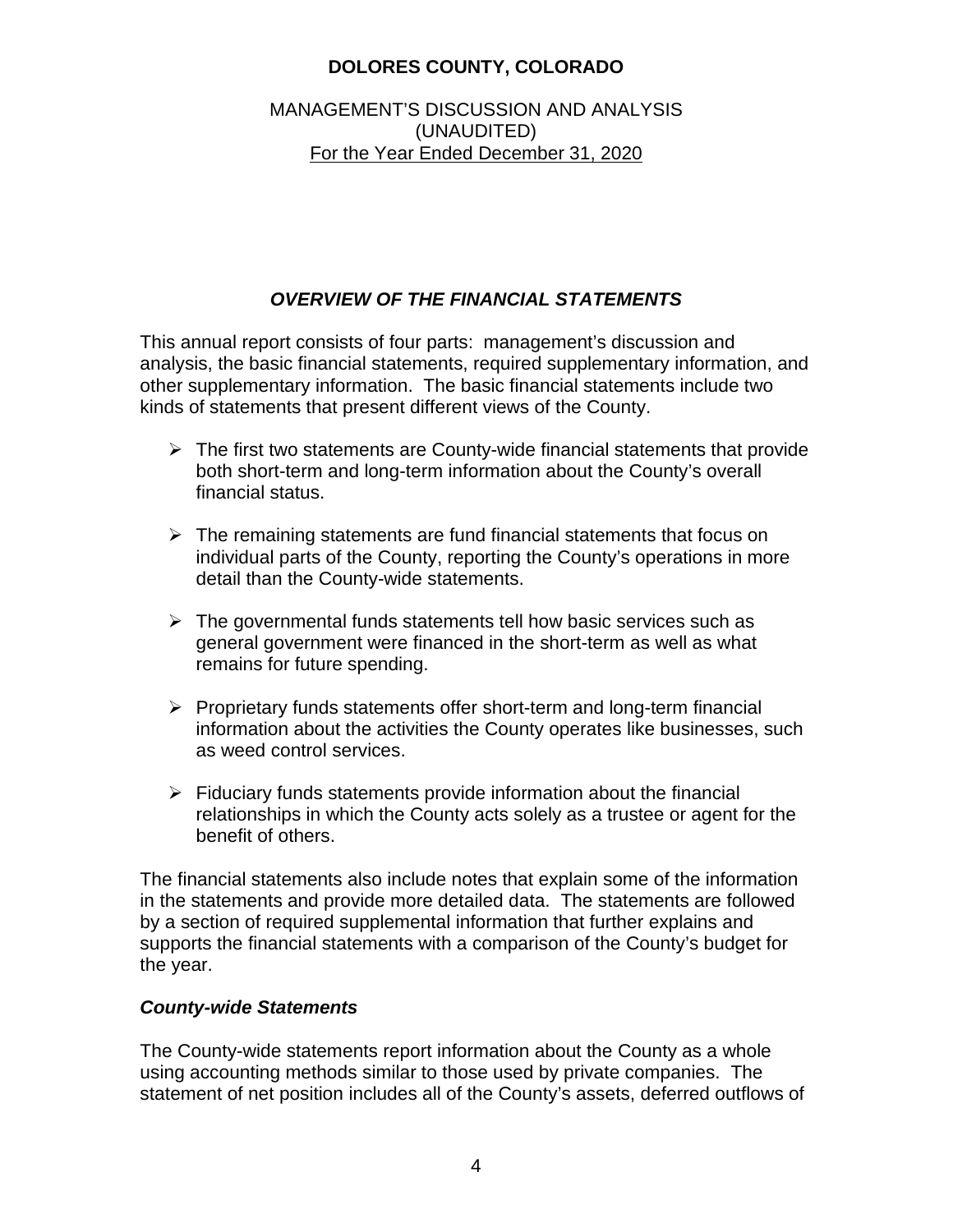# DOLORES COUNTY, COLORADO

MANAGEMENT'S DISCUSSION AND ANALYSIS
(UNAUDITED)
For the Year Ended December 31, 2020

## *OVERVIEW OF THE FINANCIAL STATEMENTS*

This annual report consists of four parts: management's discussion and analysis, the basic financial statements, required supplementary information, and other supplementary information. The basic financial statements include two kinds of statements that present different views of the County.

- The first two statements are County-wide financial statements that provide both short-term and long-term information about the County's overall financial status.
- The remaining statements are fund financial statements that focus on individual parts of the County, reporting the County's operations in more detail than the County-wide statements.
- The governmental funds statements tell how basic services such as general government were financed in the short-term as well as what remains for future spending.
- Proprietary funds statements offer short-term and long-term financial information about the activities the County operates like businesses, such as weed control services.
- Fiduciary funds statements provide information about the financial relationships in which the County acts solely as a trustee or agent for the benefit of others.

The financial statements also include notes that explain some of the information in the statements and provide more detailed data. The statements are followed by a section of required supplemental information that further explains and supports the financial statements with a comparison of the County's budget for the year.

### *County-wide Statements*

The County-wide statements report information about the County as a whole using accounting methods similar to those used by private companies. The statement of net position includes all of the County's assets, deferred outflows of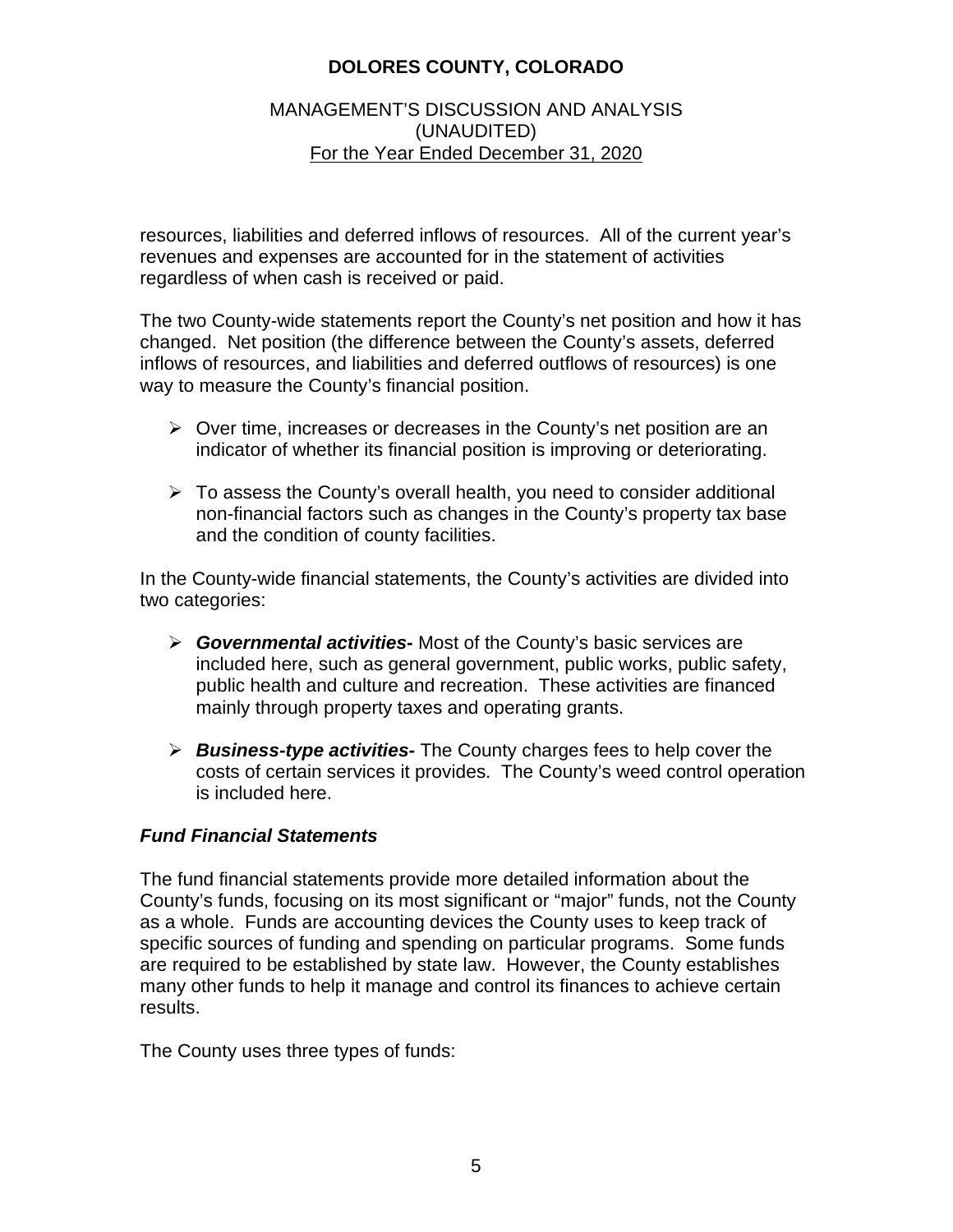resources, liabilities and deferred inflows of resources. All of the current year's revenues and expenses are accounted for in the statement of activities regardless of when cash is received or paid.

The two County-wide statements report the County's net position and how it has changed. Net position (the difference between the County's assets, deferred inflows of resources, and liabilities and deferred outflows of resources) is one way to measure the County's financial position.

- Over time, increases or decreases in the County's net position are an indicator of whether its financial position is improving or deteriorating.
- To assess the County's overall health, you need to consider additional non-financial factors such as changes in the County's property tax base and the condition of county facilities.

In the County-wide financial statements, the County's activities are divided into two categories:

- ***Governmental activities-*** Most of the County's basic services are included here, such as general government, public works, public safety, public health and culture and recreation. These activities are financed mainly through property taxes and operating grants.
- ***Business-type activities-*** The County charges fees to help cover the costs of certain services it provides. The County's weed control operation is included here.

### *Fund Financial Statements*

The fund financial statements provide more detailed information about the County's funds, focusing on its most significant or "major" funds, not the County as a whole. Funds are accounting devices the County uses to keep track of specific sources of funding and spending on particular programs. Some funds are required to be established by state law. However, the County establishes many other funds to help it manage and control its finances to achieve certain results.

The County uses three types of funds: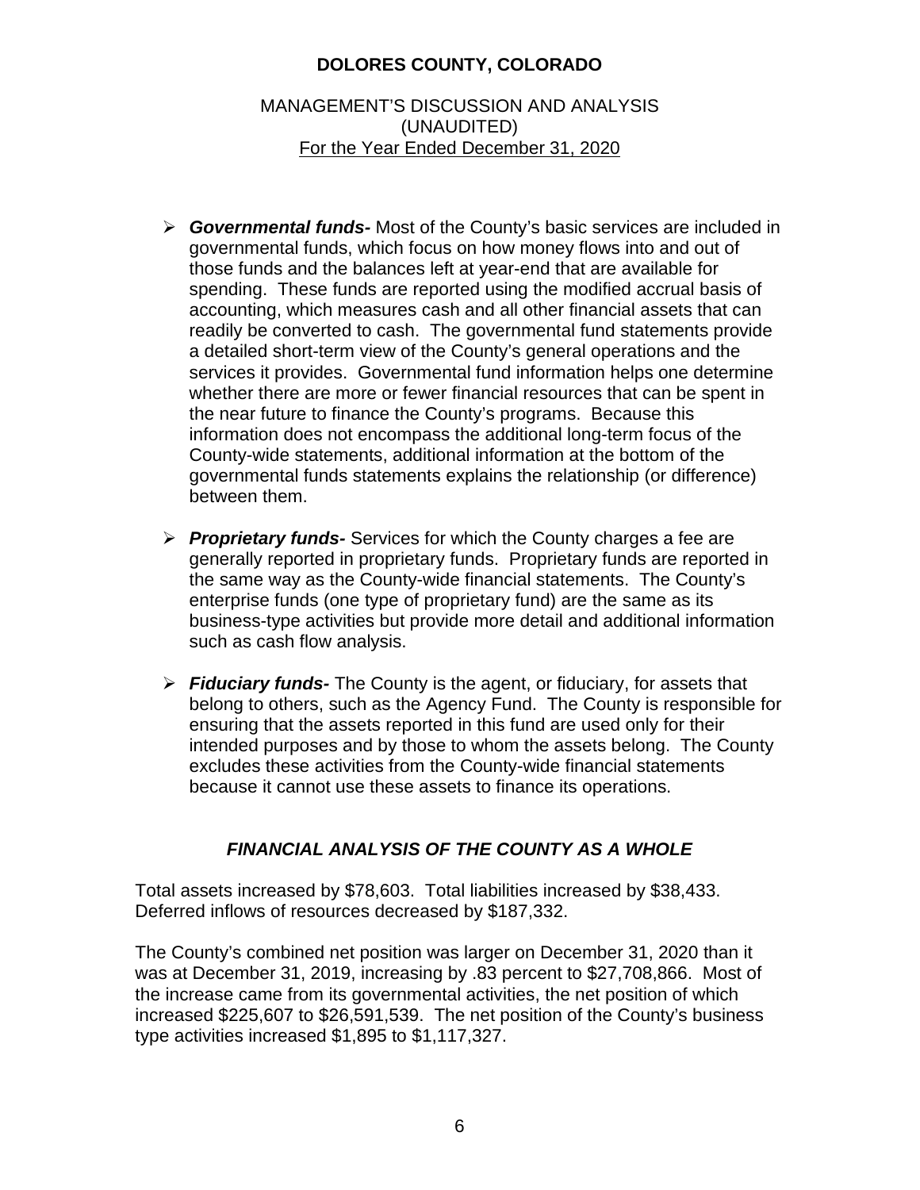- ***Governmental funds-*** Most of the County's basic services are included in governmental funds, which focus on how money flows into and out of those funds and the balances left at year-end that are available for spending. These funds are reported using the modified accrual basis of accounting, which measures cash and all other financial assets that can readily be converted to cash. The governmental fund statements provide a detailed short-term view of the County's general operations and the services it provides. Governmental fund information helps one determine whether there are more or fewer financial resources that can be spent in the near future to finance the County's programs. Because this information does not encompass the additional long-term focus of the County-wide statements, additional information at the bottom of the governmental funds statements explains the relationship (or difference) between them.

- ***Proprietary funds-*** Services for which the County charges a fee are generally reported in proprietary funds. Proprietary funds are reported in the same way as the County-wide financial statements. The County's enterprise funds (one type of proprietary fund) are the same as its business-type activities but provide more detail and additional information such as cash flow analysis.

- ***Fiduciary funds-*** The County is the agent, or fiduciary, for assets that belong to others, such as the Agency Fund. The County is responsible for ensuring that the assets reported in this fund are used only for their intended purposes and by those to whom the assets belong. The County excludes these activities from the County-wide financial statements because it cannot use these assets to finance its operations.

## *FINANCIAL ANALYSIS OF THE COUNTY AS A WHOLE*

Total assets increased by $78,603. Total liabilities increased by $38,433. Deferred inflows of resources decreased by $187,332.

The County's combined net position was larger on December 31, 2020 than it was at December 31, 2019, increasing by .83 percent to $27,708,866. Most of the increase came from its governmental activities, the net position of which increased $225,607 to $26,591,539. The net position of the County's business type activities increased $1,895 to $1,117,327.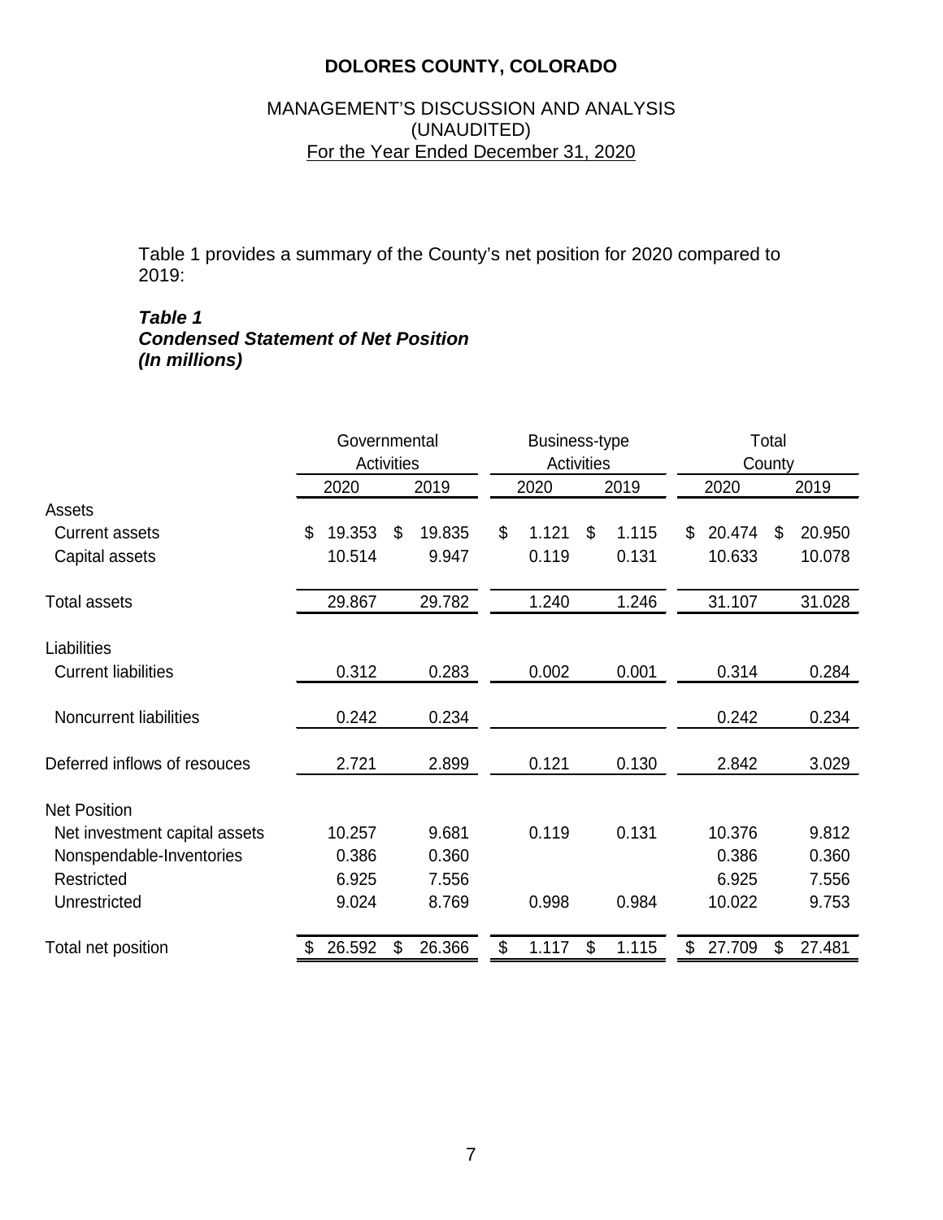# DOLORES COUNTY, COLORADO

MANAGEMENT'S DISCUSSION AND ANALYSIS
(UNAUDITED)
For the Year Ended December 31, 2020

Table 1 provides a summary of the County's net position for 2020 compared to 2019:

***Table 1***
***Condensed Statement of Net Position***
***(In millions)***

| | Governmental Activities | | Business-type Activities | | Total County | |
|---|---|---|---|---|---|---|
| | 2020 | 2019 | 2020 | 2019 | 2020 | 2019 |
| Assets | | | | | | |
| Current assets | $ 19.353 | $ 19.835 | $ 1.121 | $ 1.115 | $ 20.474 | $ 20.950 |
| Capital assets | 10.514 | 9.947 | 0.119 | 0.131 | 10.633 | 10.078 |
| Total assets | 29.867 | 29.782 | 1.240 | 1.246 | 31.107 | 31.028 |
| Liabilities | | | | | | |
| Current liabilities | 0.312 | 0.283 | 0.002 | 0.001 | 0.314 | 0.284 |
| Noncurrent liabilities | 0.242 | 0.234 | | | 0.242 | 0.234 |
| Deferred inflows of resouces | 2.721 | 2.899 | 0.121 | 0.130 | 2.842 | 3.029 |
| Net Position | | | | | | |
| Net investment capital assets | 10.257 | 9.681 | 0.119 | 0.131 | 10.376 | 9.812 |
| Nonspendable-Inventories | 0.386 | 0.360 | | | 0.386 | 0.360 |
| Restricted | 6.925 | 7.556 | | | 6.925 | 7.556 |
| Unrestricted | 9.024 | 8.769 | 0.998 | 0.984 | 10.022 | 9.753 |
| Total net position | $ 26.592 | $ 26.366 | $ 1.117 | $ 1.115 | $ 27.709 | $ 27.481 |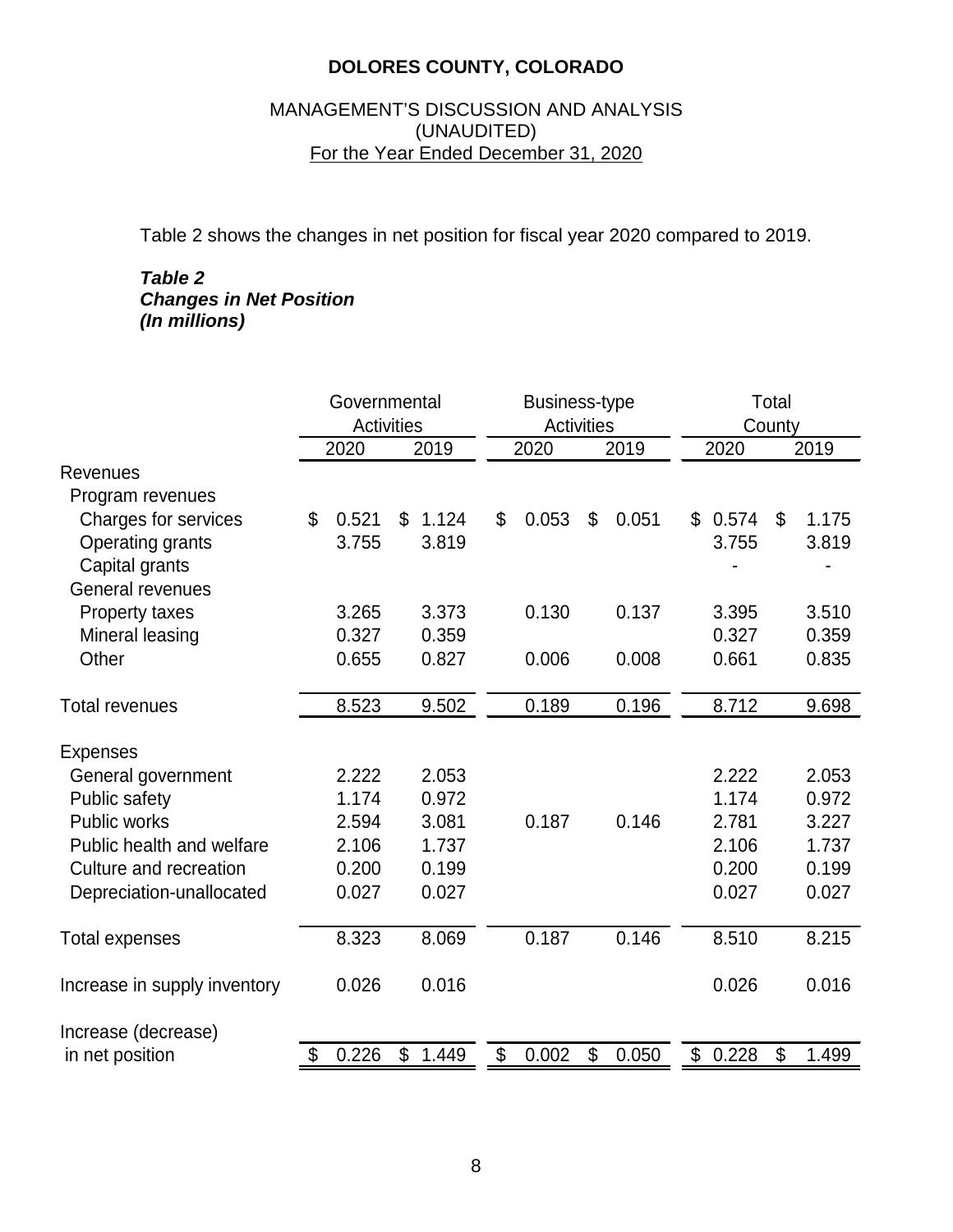**DOLORES COUNTY, COLORADO**

MANAGEMENT'S DISCUSSION AND ANALYSIS
(UNAUDITED)
For the Year Ended December 31, 2020

Table 2 shows the changes in net position for fiscal year 2020 compared to 2019.

***Table 2***
***Changes in Net Position***
***(In millions)***

| | Governmental Activities | | Business-type Activities | | Total County | |
|---|---|---|---|---|---|---|
| | 2020 | 2019 | 2020 | 2019 | 2020 | 2019 |
| Revenues | | | | | | |
| Program revenues | | | | | | |
| Charges for services | $ 0.521 | $ 1.124 | $ 0.053 | $ 0.051 | $ 0.574 | $ 1.175 |
| Operating grants | 3.755 | 3.819 | | | 3.755 | 3.819 |
| Capital grants | | | | | - | - |
| General revenues | | | | | | |
| Property taxes | 3.265 | 3.373 | 0.130 | 0.137 | 3.395 | 3.510 |
| Mineral leasing | 0.327 | 0.359 | | | 0.327 | 0.359 |
| Other | 0.655 | 0.827 | 0.006 | 0.008 | 0.661 | 0.835 |
| Total revenues | 8.523 | 9.502 | 0.189 | 0.196 | 8.712 | 9.698 |
| Expenses | | | | | | |
| General government | 2.222 | 2.053 | | | 2.222 | 2.053 |
| Public safety | 1.174 | 0.972 | | | 1.174 | 0.972 |
| Public works | 2.594 | 3.081 | 0.187 | 0.146 | 2.781 | 3.227 |
| Public health and welfare | 2.106 | 1.737 | | | 2.106 | 1.737 |
| Culture and recreation | 0.200 | 0.199 | | | 0.200 | 0.199 |
| Depreciation-unallocated | 0.027 | 0.027 | | | 0.027 | 0.027 |
| Total expenses | 8.323 | 8.069 | 0.187 | 0.146 | 8.510 | 8.215 |
| Increase in supply inventory | 0.026 | 0.016 | | | 0.026 | 0.016 |
| Increase (decrease) in net position | $ 0.226 | $ 1.449 | $ 0.002 | $ 0.050 | $ 0.228 | $ 1.499 |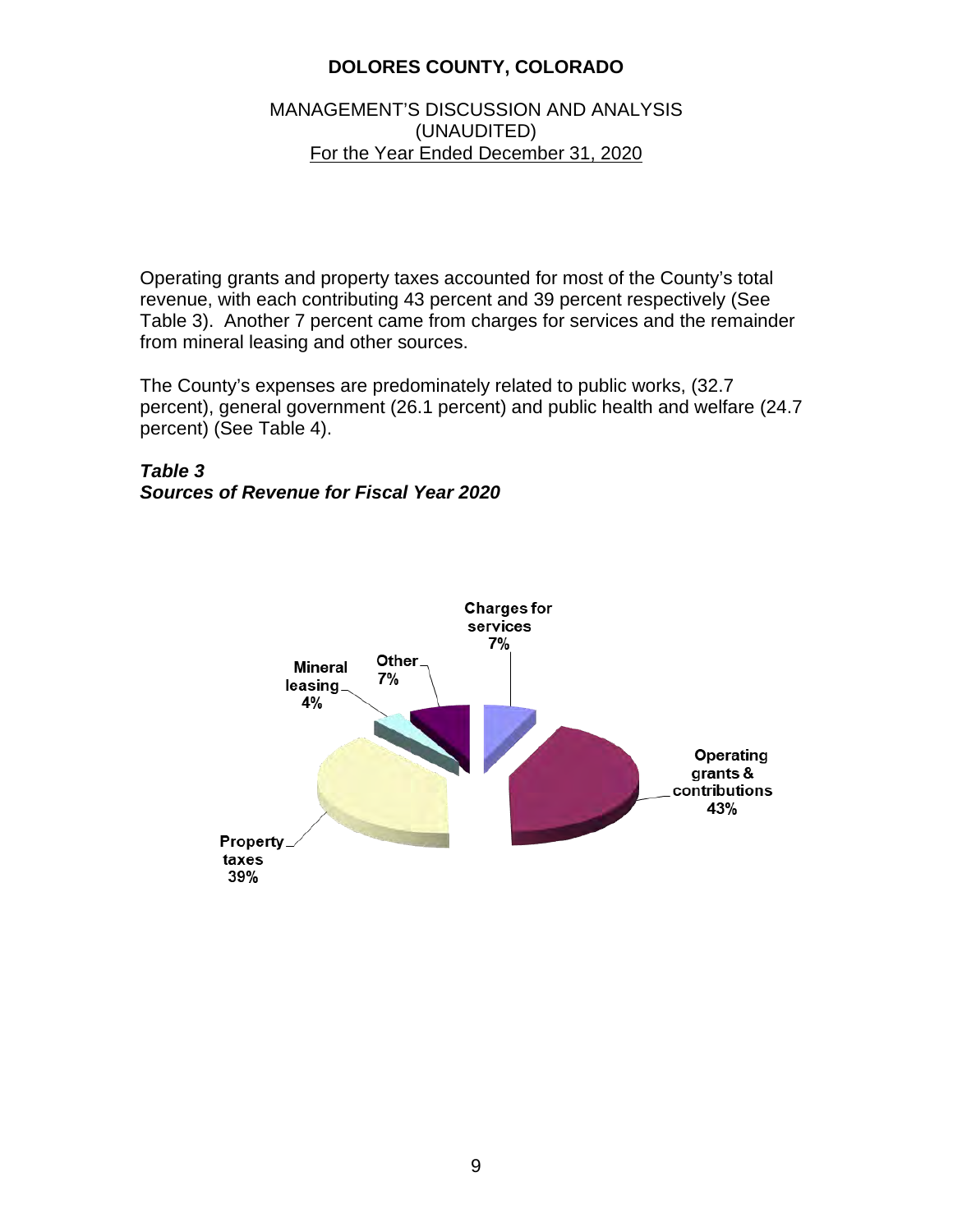Operating grants and property taxes accounted for most of the County's total revenue, with each contributing 43 percent and 39 percent respectively (See Table 3). Another 7 percent came from charges for services and the remainder from mineral leasing and other sources.

The County's expenses are predominately related to public works, (32.7 percent), general government (26.1 percent) and public health and welfare (24.7 percent) (See Table 4).

***Table 3***
***Sources of Revenue for Fiscal Year 2020***

Charges for services 7%

Other 7%

Mineral leasing 4%

Operating grants & contributions 43%

Property taxes 39%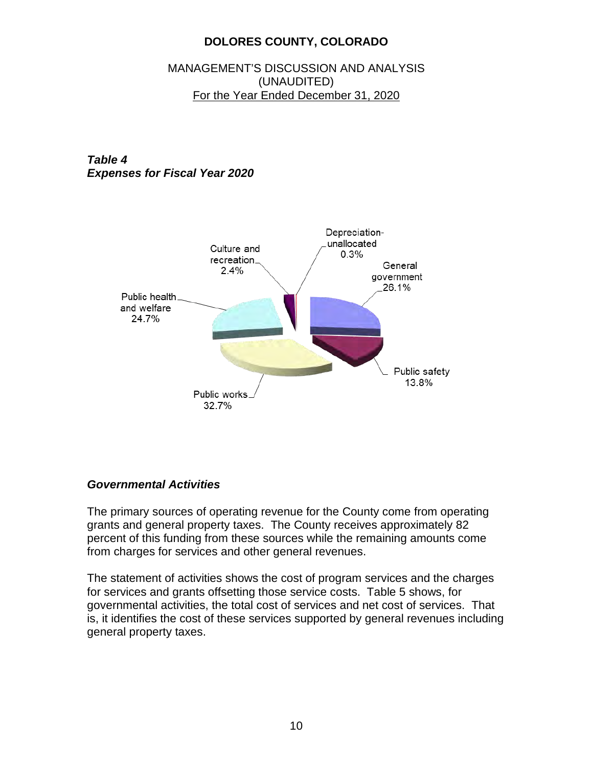# DOLORES COUNTY, COLORADO

MANAGEMENT'S DISCUSSION AND ANALYSIS
(UNAUDITED)
For the Year Ended December 31, 2020

***Table 4***
***Expenses for Fiscal Year 2020***

Depreciation-unallocated 0.3%

Culture and recreation 2.4%

General government 26.1%

Public health and welfare 24.7%

Public safety 13.8%

Public works 32.7%

### *Governmental Activities*

The primary sources of operating revenue for the County come from operating grants and general property taxes. The County receives approximately 82 percent of this funding from these sources while the remaining amounts come from charges for services and other general revenues.

The statement of activities shows the cost of program services and the charges for services and grants offsetting those service costs. Table 5 shows, for governmental activities, the total cost of services and net cost of services. That is, it identifies the cost of these services supported by general revenues including general property taxes.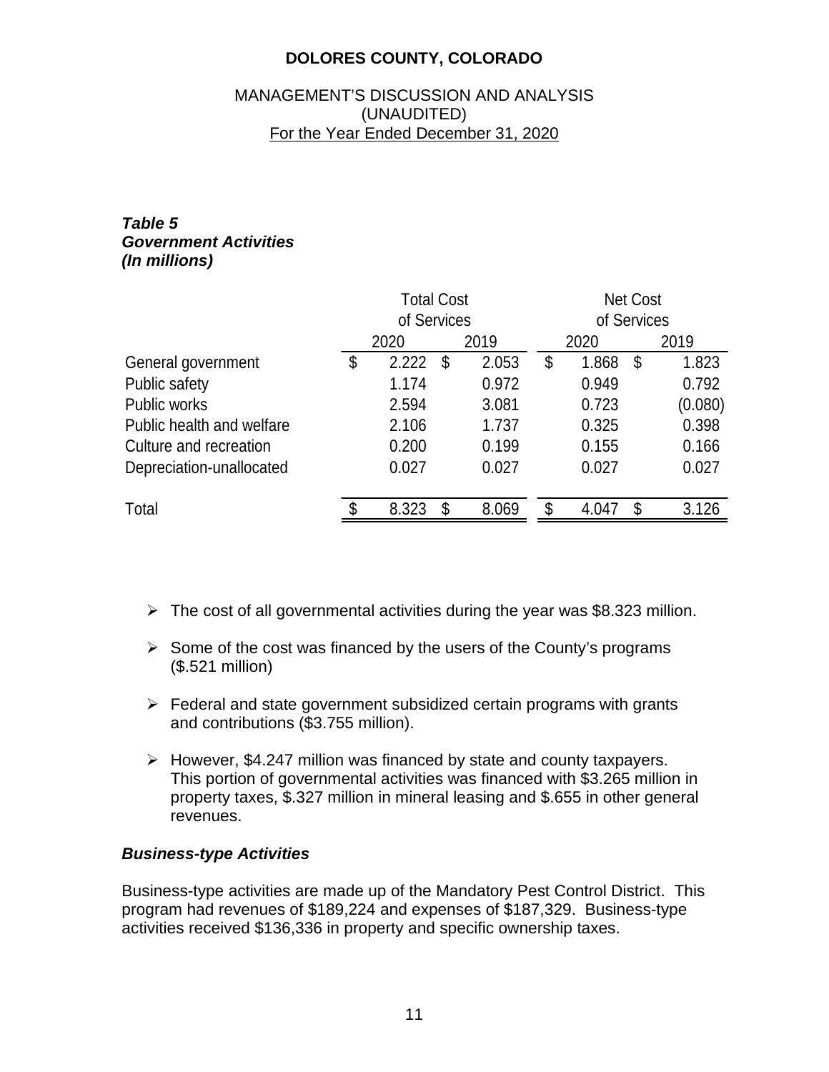# DOLORES COUNTY, COLORADO

MANAGEMENT'S DISCUSSION AND ANALYSIS
(UNAUDITED)
For the Year Ended December 31, 2020

***Table 5***
***Government Activities***
***(In millions)***

| | Total Cost of Services | | Net Cost of Services | |
|---|---|---|---|---|
| | 2020 | 2019 | 2020 | 2019 |
| General government | $ 2.222 | $ 2.053 | $ 1.868 | $ 1.823 |
| Public safety | 1.174 | 0.972 | 0.949 | 0.792 |
| Public works | 2.594 | 3.081 | 0.723 | (0.080) |
| Public health and welfare | 2.106 | 1.737 | 0.325 | 0.398 |
| Culture and recreation | 0.200 | 0.199 | 0.155 | 0.166 |
| Depreciation-unallocated | 0.027 | 0.027 | 0.027 | 0.027 |
| Total | $ 8.323 | $ 8.069 | $ 4.047 | $ 3.126 |

- The cost of all governmental activities during the year was $8.323 million.
- Some of the cost was financed by the users of the County's programs ($.521 million)
- Federal and state government subsidized certain programs with grants and contributions ($3.755 million).
- However, $4.247 million was financed by state and county taxpayers. This portion of governmental activities was financed with $3.265 million in property taxes, $.327 million in mineral leasing and $.655 in other general revenues.

### *Business-type Activities*

Business-type activities are made up of the Mandatory Pest Control District. This program had revenues of $189,224 and expenses of $187,329. Business-type activities received $136,336 in property and specific ownership taxes.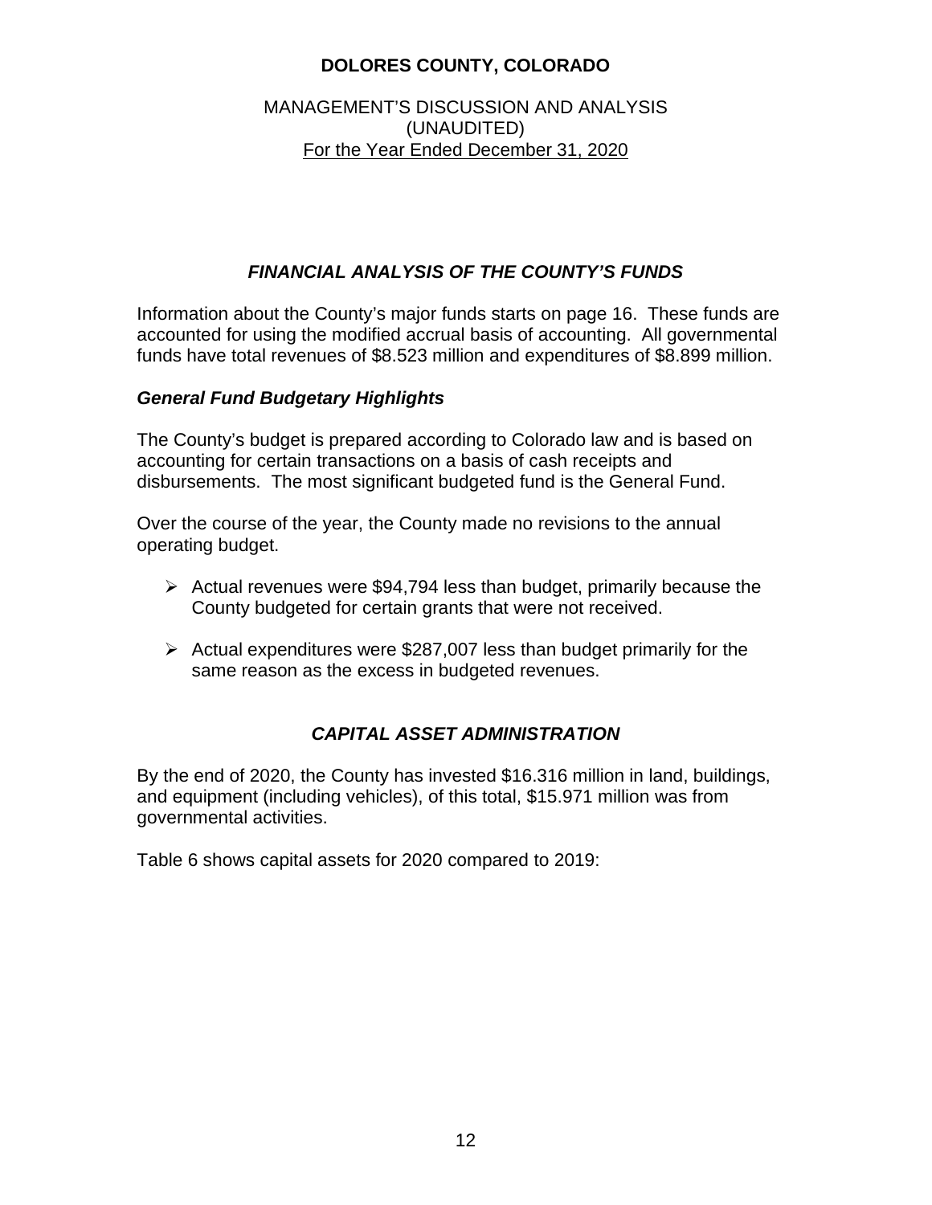# DOLORES COUNTY, COLORADO

MANAGEMENT'S DISCUSSION AND ANALYSIS
(UNAUDITED)
For the Year Ended December 31, 2020

## *FINANCIAL ANALYSIS OF THE COUNTY'S FUNDS*

Information about the County's major funds starts on page 16. These funds are accounted for using the modified accrual basis of accounting. All governmental funds have total revenues of \$8.523 million and expenditures of \$8.899 million.

### *General Fund Budgetary Highlights*

The County's budget is prepared according to Colorado law and is based on accounting for certain transactions on a basis of cash receipts and disbursements. The most significant budgeted fund is the General Fund.

Over the course of the year, the County made no revisions to the annual operating budget.

- Actual revenues were \$94,794 less than budget, primarily because the County budgeted for certain grants that were not received.
- Actual expenditures were \$287,007 less than budget primarily for the same reason as the excess in budgeted revenues.

## *CAPITAL ASSET ADMINISTRATION*

By the end of 2020, the County has invested \$16.316 million in land, buildings, and equipment (including vehicles), of this total, \$15.971 million was from governmental activities.

Table 6 shows capital assets for 2020 compared to 2019: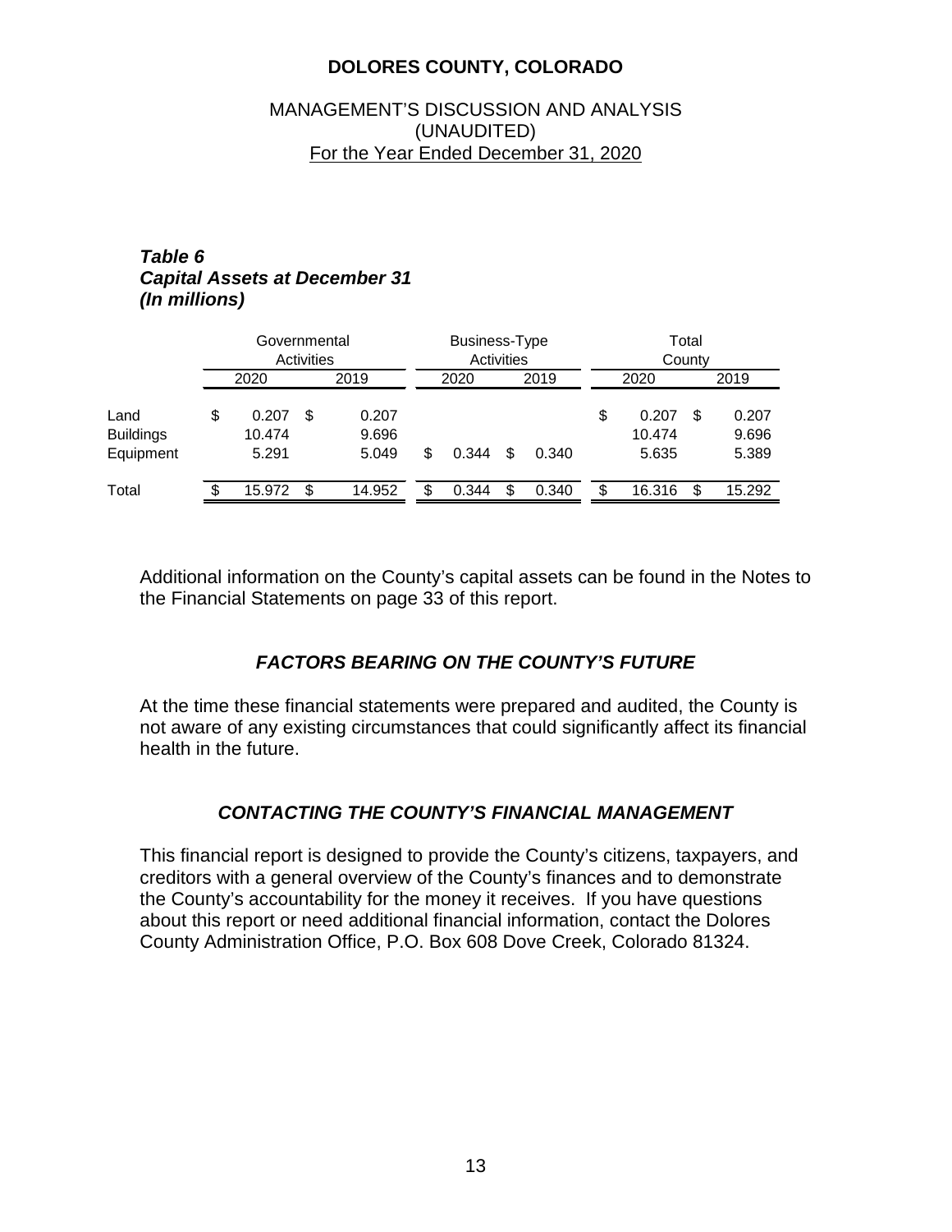# DOLORES COUNTY, COLORADO

MANAGEMENT'S DISCUSSION AND ANALYSIS
(UNAUDITED)
For the Year Ended December 31, 2020

***Table 6***
***Capital Assets at December 31***
***(In millions)***

| | Governmental Activities | | Business-Type Activities | | Total County | |
|---|---|---|---|---|---|---|
| | 2020 | 2019 | 2020 | 2019 | 2020 | 2019 |
| Land | $ 0.207 | $ 0.207 | | | $ 0.207 | $ 0.207 |
| Buildings | 10.474 | 9.696 | | | 10.474 | 9.696 |
| Equipment | 5.291 | 5.049 | $ 0.344 | $ 0.340 | 5.635 | 5.389 |
| Total | $ 15.972 | $ 14.952 | $ 0.344 | $ 0.340 | $ 16.316 | $ 15.292 |

Additional information on the County's capital assets can be found in the Notes to the Financial Statements on page 33 of this report.

### *FACTORS BEARING ON THE COUNTY'S FUTURE*

At the time these financial statements were prepared and audited, the County is not aware of any existing circumstances that could significantly affect its financial health in the future.

### *CONTACTING THE COUNTY'S FINANCIAL MANAGEMENT*

This financial report is designed to provide the County's citizens, taxpayers, and creditors with a general overview of the County's finances and to demonstrate the County's accountability for the money it receives. If you have questions about this report or need additional financial information, contact the Dolores County Administration Office, P.O. Box 608 Dove Creek, Colorado 81324.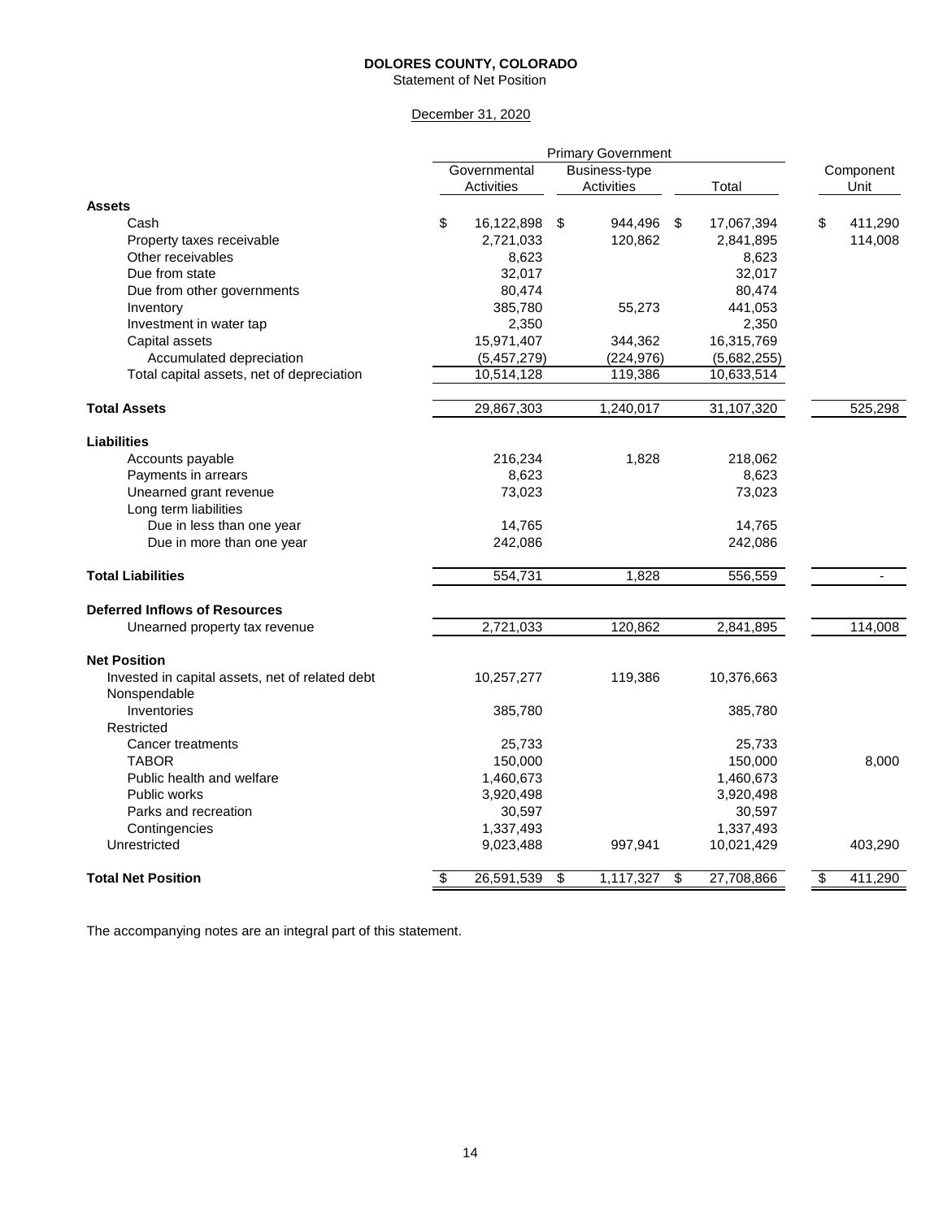**DOLORES COUNTY, COLORADO**
Statement of Net Position

December 31, 2020

| | Primary Government | | | |
|---|---|---|---|---|
| | Governmental Activities | Business-type Activities | Total | Component Unit |
| **Assets** | | | | |
| Cash | $ 16,122,898 | $ 944,496 | $ 17,067,394 | $ 411,290 |
| Property taxes receivable | 2,721,033 | 120,862 | 2,841,895 | 114,008 |
| Other receivables | 8,623 | | 8,623 | |
| Due from state | 32,017 | | 32,017 | |
| Due from other governments | 80,474 | | 80,474 | |
| Inventory | 385,780 | 55,273 | 441,053 | |
| Investment in water tap | 2,350 | | 2,350 | |
| Capital assets | 15,971,407 | 344,362 | 16,315,769 | |
| Accumulated depreciation | (5,457,279) | (224,976) | (5,682,255) | |
| Total capital assets, net of depreciation | 10,514,128 | 119,386 | 10,633,514 | |
| **Total Assets** | 29,867,303 | 1,240,017 | 31,107,320 | 525,298 |
| **Liabilities** | | | | |
| Accounts payable | 216,234 | 1,828 | 218,062 | |
| Payments in arrears | 8,623 | | 8,623 | |
| Unearned grant revenue | 73,023 | | 73,023 | |
| Long term liabilities | | | | |
| Due in less than one year | 14,765 | | 14,765 | |
| Due in more than one year | 242,086 | | 242,086 | |
| **Total Liabilities** | 554,731 | 1,828 | 556,559 | - |
| **Deferred Inflows of Resources** | | | | |
| Unearned property tax revenue | 2,721,033 | 120,862 | 2,841,895 | 114,008 |
| **Net Position** | | | | |
| Invested in capital assets, net of related debt | 10,257,277 | 119,386 | 10,376,663 | |
| Nonspendable | | | | |
| Inventories | 385,780 | | 385,780 | |
| Restricted | | | | |
| Cancer treatments | 25,733 | | 25,733 | |
| TABOR | 150,000 | | 150,000 | 8,000 |
| Public health and welfare | 1,460,673 | | 1,460,673 | |
| Public works | 3,920,498 | | 3,920,498 | |
| Parks and recreation | 30,597 | | 30,597 | |
| Contingencies | 1,337,493 | | 1,337,493 | |
| Unrestricted | 9,023,488 | 997,941 | 10,021,429 | 403,290 |
| **Total Net Position** | $ 26,591,539 | $ 1,117,327 | $ 27,708,866 | $ 411,290 |

The accompanying notes are an integral part of this statement.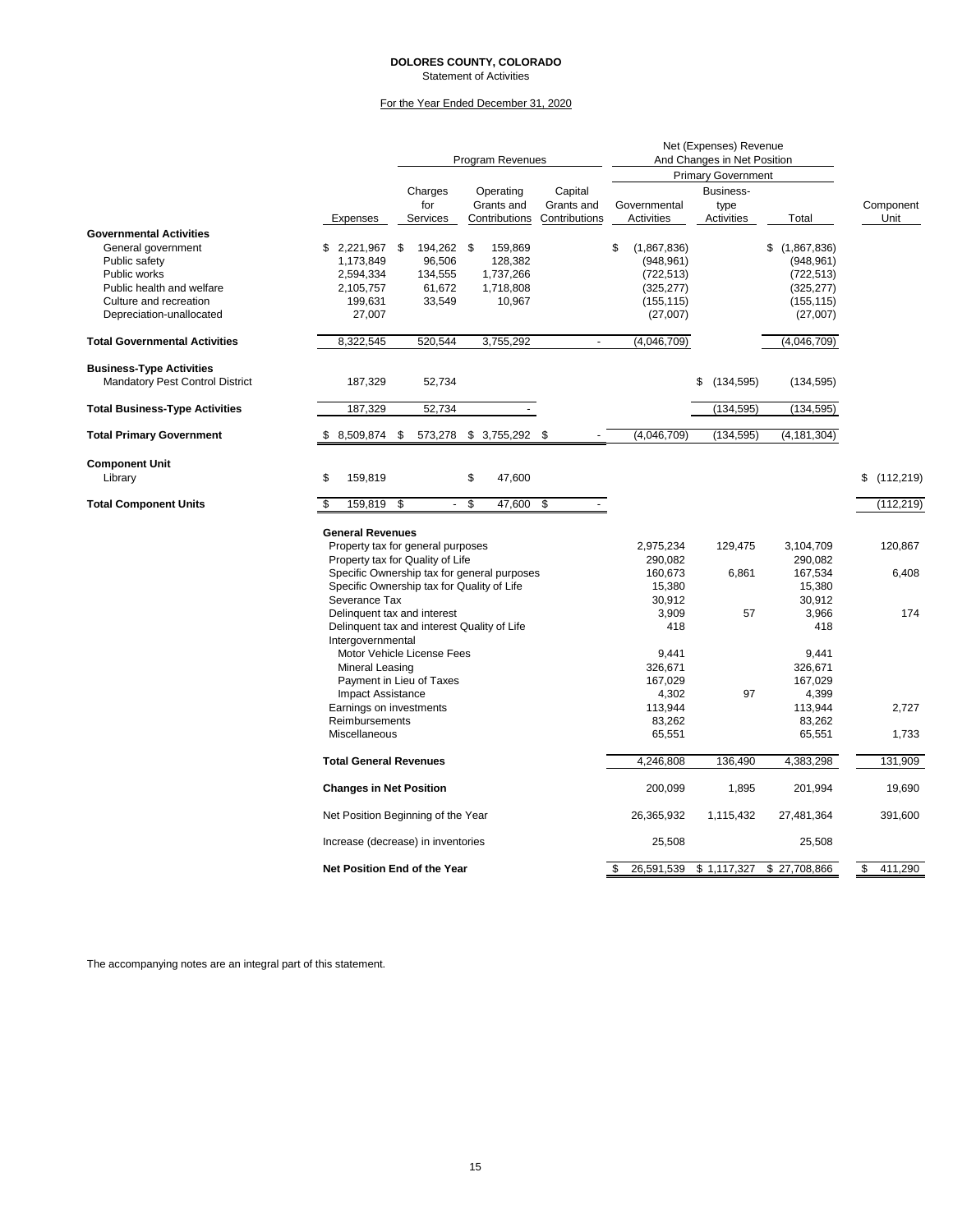# DOLORES COUNTY, COLORADO

Statement of Activities

For the Year Ended December 31, 2020

| | | Program Revenues | | | Net (Expenses) Revenue And Changes in Net Position | | | |
|---|---|---|---|---|---|---|---|---|
| | | | | | Primary Government | | | |
| | Expenses | Charges for Services | Operating Grants and Contributions | Capital Grants and Contributions | Governmental Activities | Business-type Activities | Total | Component Unit |
| **Governmental Activities** | | | | | | | | |
| General government | $ 2,221,967 | $ 194,262 | $ 159,869 | | $ (1,867,836) | | $ (1,867,836) | |
| Public safety | 1,173,849 | 96,506 | 128,382 | | (948,961) | | (948,961) | |
| Public works | 2,594,334 | 134,555 | 1,737,266 | | (722,513) | | (722,513) | |
| Public health and welfare | 2,105,757 | 61,672 | 1,718,808 | | (325,277) | | (325,277) | |
| Culture and recreation | 199,631 | 33,549 | 10,967 | | (155,115) | | (155,115) | |
| Depreciation-unallocated | 27,007 | | | | (27,007) | | (27,007) | |
| **Total Governmental Activities** | 8,322,545 | 520,544 | 3,755,292 | - | (4,046,709) | | (4,046,709) | |
| **Business-Type Activities** | | | | | | | | |
| Mandatory Pest Control District | 187,329 | 52,734 | | | | $ (134,595) | (134,595) | |
| **Total Business-Type Activities** | 187,329 | 52,734 | - | | | (134,595) | (134,595) | |
| **Total Primary Government** | $ 8,509,874 | $ 573,278 | $ 3,755,292 | $ - | (4,046,709) | (134,595) | (4,181,304) | |
| **Component Unit** | | | | | | | | |
| Library | $ 159,819 | | $ 47,600 | | | | | $ (112,219) |
| **Total Component Units** | $ 159,819 | $ - | $ 47,600 | $ - | | | | (112,219) |
| **General Revenues** | | | | | | | | |
| Property tax for general purposes | | | | | 2,975,234 | 129,475 | 3,104,709 | 120,867 |
| Property tax for Quality of Life | | | | | 290,082 | | 290,082 | |
| Specific Ownership tax for general purposes | | | | | 160,673 | 6,861 | 167,534 | 6,408 |
| Specific Ownership tax for Quality of Life | | | | | 15,380 | | 15,380 | |
| Severance Tax | | | | | 30,912 | | 30,912 | |
| Delinquent tax and interest | | | | | 3,909 | 57 | 3,966 | 174 |
| Delinquent tax and interest Quality of Life | | | | | 418 | | 418 | |
| Intergovernmental | | | | | | | | |
| Motor Vehicle License Fees | | | | | 9,441 | | 9,441 | |
| Mineral Leasing | | | | | 326,671 | | 326,671 | |
| Payment in Lieu of Taxes | | | | | 167,029 | | 167,029 | |
| Impact Assistance | | | | | 4,302 | 97 | 4,399 | |
| Earnings on investments | | | | | 113,944 | | 113,944 | 2,727 |
| Reimbursements | | | | | 83,262 | | 83,262 | |
| Miscellaneous | | | | | 65,551 | | 65,551 | 1,733 |
| **Total General Revenues** | | | | | 4,246,808 | 136,490 | 4,383,298 | 131,909 |
| **Changes in Net Position** | | | | | 200,099 | 1,895 | 201,994 | 19,690 |
| Net Position Beginning of the Year | | | | | 26,365,932 | 1,115,432 | 27,481,364 | 391,600 |
| Increase (decrease) in inventories | | | | | 25,508 | | 25,508 | |
| **Net Position End of the Year** | | | | | $ 26,591,539 | $ 1,117,327 | $ 27,708,866 | $ 411,290 |

The accompanying notes are an integral part of this statement.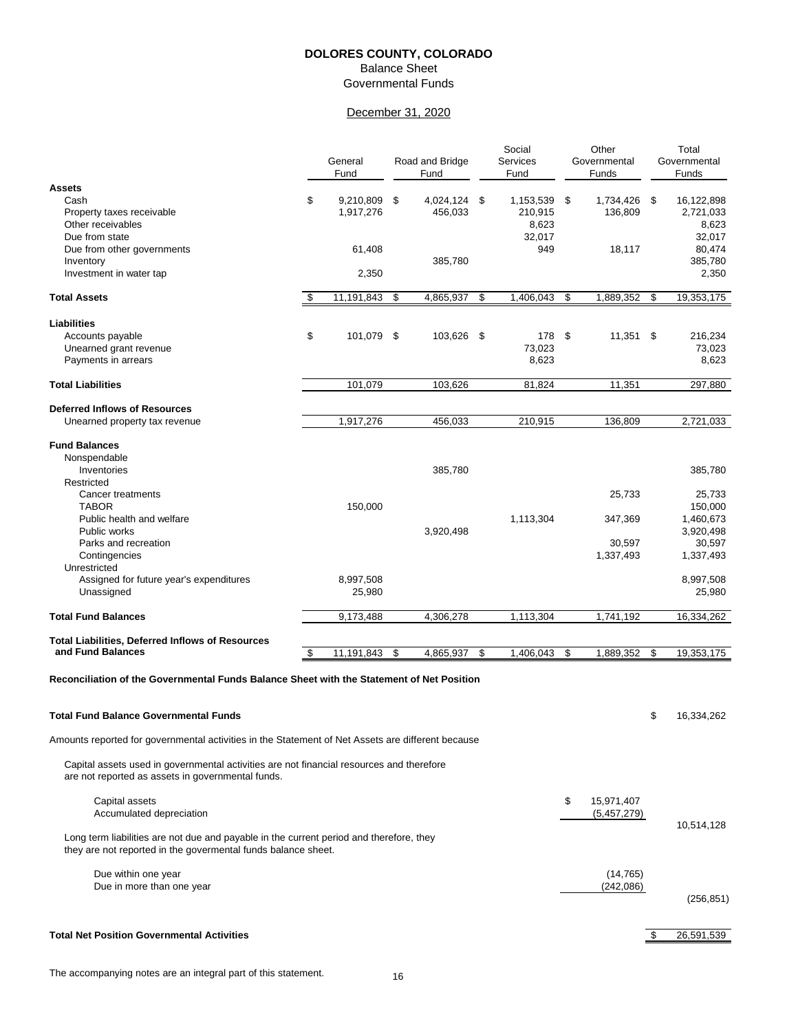# DOLORES COUNTY, COLORADO

## Balance Sheet

## Governmental Funds

December 31, 2020

| | General Fund | Road and Bridge Fund | Social Services Fund | Other Governmental Funds | Total Governmental Funds |
|---|---|---|---|---|---|
| **Assets** | | | | | |
| Cash | $ 9,210,809 | $ 4,024,124 | $ 1,153,539 | $ 1,734,426 | $ 16,122,898 |
| Property taxes receivable | 1,917,276 | 456,033 | 210,915 | 136,809 | 2,721,033 |
| Other receivables | | | 8,623 | | 8,623 |
| Due from state | | | 32,017 | | 32,017 |
| Due from other governments | 61,408 | | 949 | 18,117 | 80,474 |
| Inventory | | 385,780 | | | 385,780 |
| Investment in water tap | 2,350 | | | | 2,350 |
| **Total Assets** | $ 11,191,843 | $ 4,865,937 | $ 1,406,043 | $ 1,889,352 | $ 19,353,175 |
| **Liabilities** | | | | | |
| Accounts payable | $ 101,079 | $ 103,626 | $ 178 | $ 11,351 | $ 216,234 |
| Unearned grant revenue | | | 73,023 | | 73,023 |
| Payments in arrears | | | 8,623 | | 8,623 |
| **Total Liabilities** | 101,079 | 103,626 | 81,824 | 11,351 | 297,880 |
| **Deferred Inflows of Resources** | | | | | |
| Unearned property tax revenue | 1,917,276 | 456,033 | 210,915 | 136,809 | 2,721,033 |
| **Fund Balances** | | | | | |
| Nonspendable | | | | | |
| Inventories | | 385,780 | | | 385,780 |
| Restricted | | | | | |
| Cancer treatments | | | | 25,733 | 25,733 |
| TABOR | 150,000 | | | | 150,000 |
| Public health and welfare | | | 1,113,304 | 347,369 | 1,460,673 |
| Public works | | 3,920,498 | | | 3,920,498 |
| Parks and recreation | | | | 30,597 | 30,597 |
| Contingencies | | | | 1,337,493 | 1,337,493 |
| Unrestricted | | | | | |
| Assigned for future year's expenditures | 8,997,508 | | | | 8,997,508 |
| Unassigned | 25,980 | | | | 25,980 |
| **Total Fund Balances** | 9,173,488 | 4,306,278 | 1,113,304 | 1,741,192 | 16,334,262 |
| **Total Liabilities, Deferred Inflows of Resources and Fund Balances** | $ 11,191,843 | $ 4,865,937 | $ 1,406,043 | $ 1,889,352 | $ 19,353,175 |

**Reconciliation of the Governmental Funds Balance Sheet with the Statement of Net Position**

| | | |
|---|---|---|
| **Total Fund Balance Governmental Funds** | | $ 16,334,262 |
| Amounts reported for governmental activities in the Statement of Net Assets are different because | | |
| Capital assets used in governmental activities are not financial resources and therefore are not reported as assets in governmental funds. | | |
| Capital assets | $ 15,971,407 | |
| Accumulated depreciation | (5,457,279) | |
| | | 10,514,128 |
| Long term liabilities are not due and payable in the current period and therefore, they they are not reported in the govermental funds balance sheet. | | |
| Due within one year | (14,765) | |
| Due in more than one year | (242,086) | |
| | | (256,851) |
| **Total Net Position Governmental Activities** | | $ 26,591,539 |

The accompanying notes are an integral part of this statement.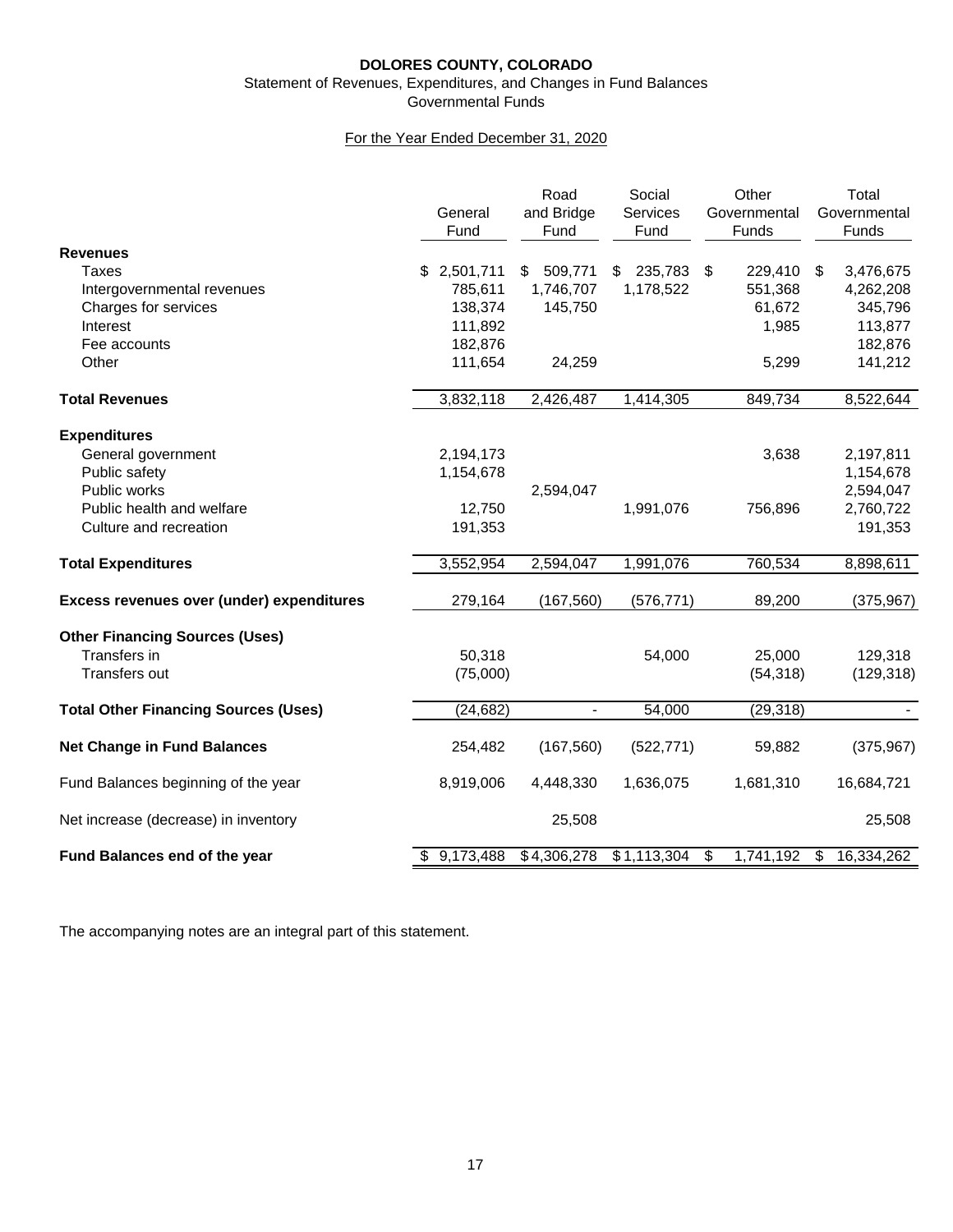# DOLORES COUNTY, COLORADO

Statement of Revenues, Expenditures, and Changes in Fund Balances
Governmental Funds

For the Year Ended December 31, 2020

| | General Fund | Road and Bridge Fund | Social Services Fund | Other Governmental Funds | Total Governmental Funds |
|---|---|---|---|---|---|
| **Revenues** | | | | | |
| Taxes | $ 2,501,711 | $ 509,771 | $ 235,783 | $ 229,410 | $ 3,476,675 |
| Intergovernmental revenues | 785,611 | 1,746,707 | 1,178,522 | 551,368 | 4,262,208 |
| Charges for services | 138,374 | 145,750 | | 61,672 | 345,796 |
| Interest | 111,892 | | | 1,985 | 113,877 |
| Fee accounts | 182,876 | | | | 182,876 |
| Other | 111,654 | 24,259 | | 5,299 | 141,212 |
| **Total Revenues** | 3,832,118 | 2,426,487 | 1,414,305 | 849,734 | 8,522,644 |
| **Expenditures** | | | | | |
| General government | 2,194,173 | | | 3,638 | 2,197,811 |
| Public safety | 1,154,678 | | | | 1,154,678 |
| Public works | | 2,594,047 | | | 2,594,047 |
| Public health and welfare | 12,750 | | 1,991,076 | 756,896 | 2,760,722 |
| Culture and recreation | 191,353 | | | | 191,353 |
| **Total Expenditures** | 3,552,954 | 2,594,047 | 1,991,076 | 760,534 | 8,898,611 |
| **Excess revenues over (under) expenditures** | 279,164 | (167,560) | (576,771) | 89,200 | (375,967) |
| **Other Financing Sources (Uses)** | | | | | |
| Transfers in | 50,318 | | 54,000 | 25,000 | 129,318 |
| Transfers out | (75,000) | | | (54,318) | (129,318) |
| **Total Other Financing Sources (Uses)** | (24,682) | - | 54,000 | (29,318) | - |
| **Net Change in Fund Balances** | 254,482 | (167,560) | (522,771) | 59,882 | (375,967) |
| Fund Balances beginning of the year | 8,919,006 | 4,448,330 | 1,636,075 | 1,681,310 | 16,684,721 |
| Net increase (decrease) in inventory | | 25,508 | | | 25,508 |
| **Fund Balances end of the year** | $ 9,173,488 | $ 4,306,278 | $ 1,113,304 | $ 1,741,192 | $ 16,334,262 |

The accompanying notes are an integral part of this statement.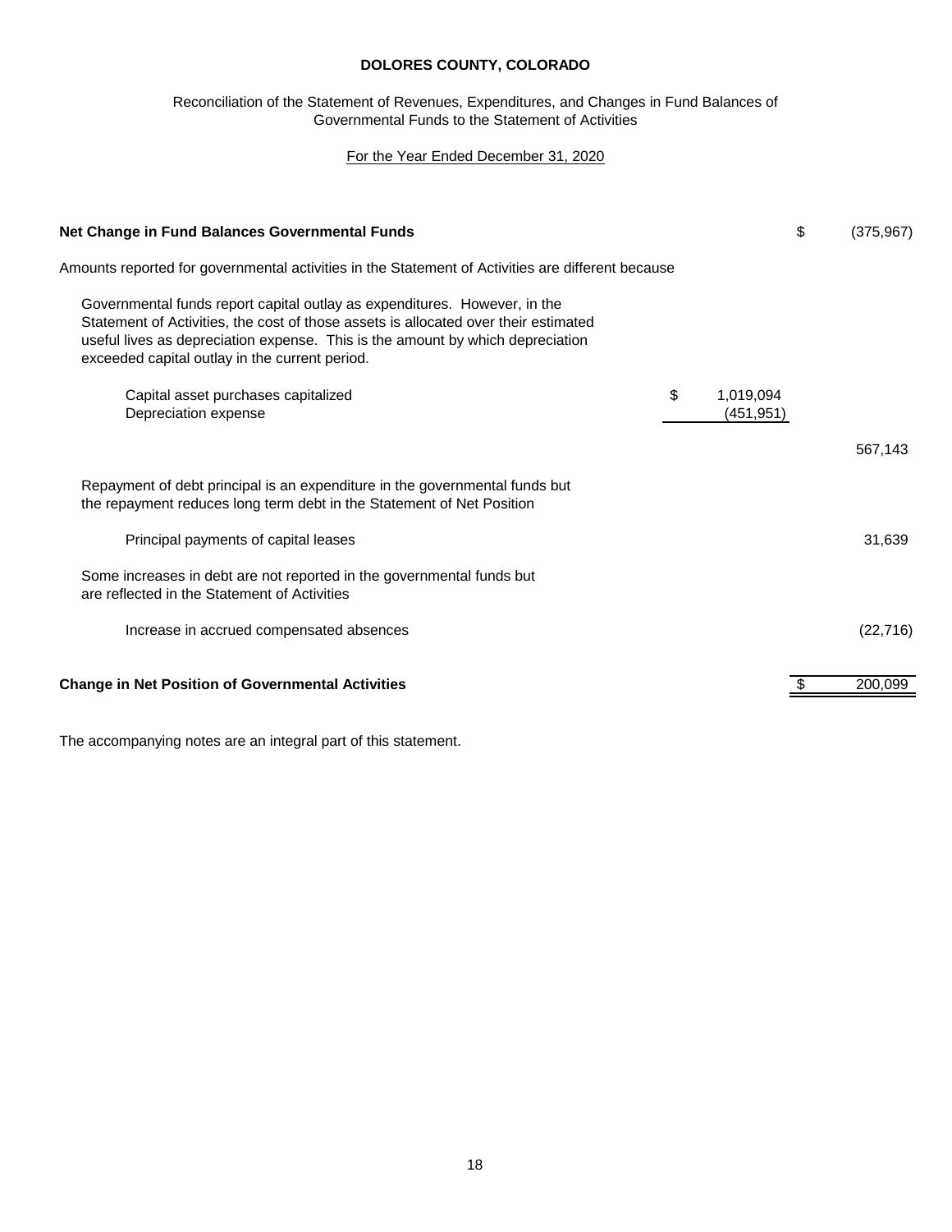**DOLORES COUNTY, COLORADO**

Reconciliation of the Statement of Revenues, Expenditures, and Changes in Fund Balances of Governmental Funds to the Statement of Activities

For the Year Ended December 31, 2020

| | | |
|---|---|---|
| **Net Change in Fund Balances Governmental Funds** | | $ (375,967) |
| Amounts reported for governmental activities in the Statement of Activities are different because | | |
| Governmental funds report capital outlay as expenditures. However, in the Statement of Activities, the cost of those assets is allocated over their estimated useful lives as depreciation expense. This is the amount by which depreciation exceeded capital outlay in the current period. | | |
| Capital asset purchases capitalized | $ 1,019,094 | |
| Depreciation expense | (451,951) | |
| | | 567,143 |
| Repayment of debt principal is an expenditure in the governmental funds but the repayment reduces long term debt in the Statement of Net Position | | |
| Principal payments of capital leases | | 31,639 |
| Some increases in debt are not reported in the governmental funds but are reflected in the Statement of Activities | | |
| Increase in accrued compensated absences | | (22,716) |
| **Change in Net Position of Governmental Activities** | | $ 200,099 |

The accompanying notes are an integral part of this statement.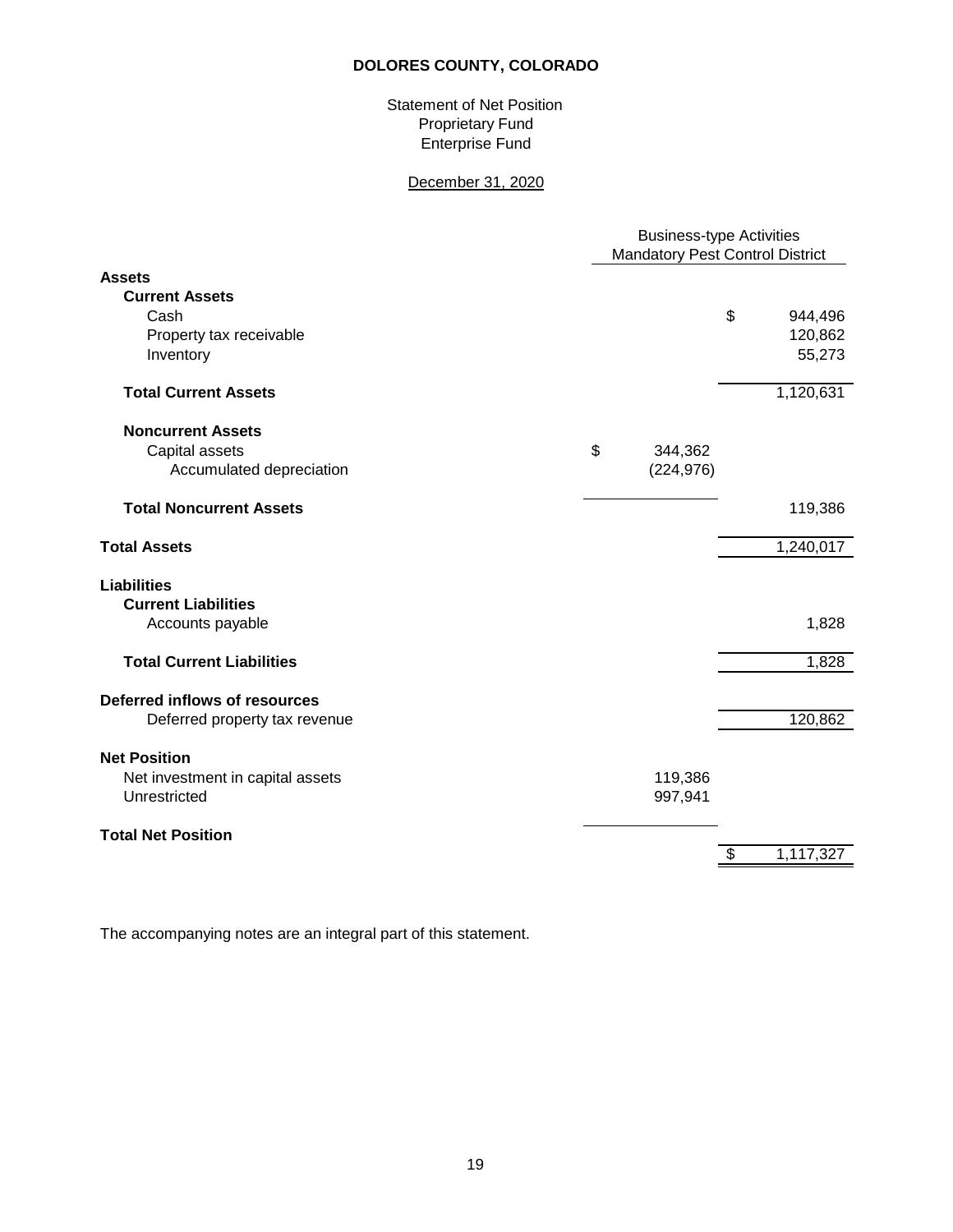**DOLORES COUNTY, COLORADO**

Statement of Net Position
Proprietary Fund
Enterprise Fund

December 31, 2020

| | Business-type Activities Mandatory Pest Control District | |
|---|---|---|
| **Assets** | | |
| **Current Assets** | | |
| Cash | | $ 944,496 |
| Property tax receivable | | 120,862 |
| Inventory | | 55,273 |
| **Total Current Assets** | | 1,120,631 |
| **Noncurrent Assets** | | |
| Capital assets | $ 344,362 | |
| Accumulated depreciation | (224,976) | |
| **Total Noncurrent Assets** | | 119,386 |
| **Total Assets** | | 1,240,017 |
| **Liabilities** | | |
| **Current Liabilities** | | |
| Accounts payable | | 1,828 |
| **Total Current Liabilities** | | 1,828 |
| **Deferred inflows of resources** | | |
| Deferred property tax revenue | | 120,862 |
| **Net Position** | | |
| Net investment in capital assets | 119,386 | |
| Unrestricted | 997,941 | |
| **Total Net Position** | | $ 1,117,327 |

The accompanying notes are an integral part of this statement.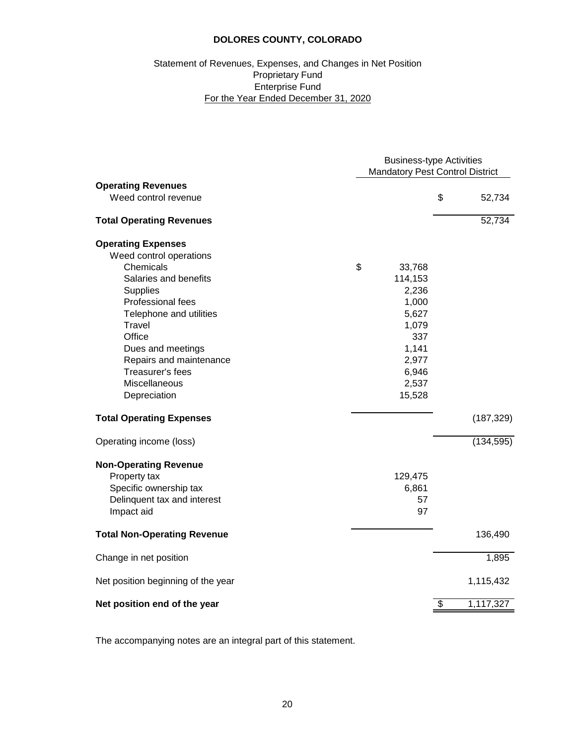**DOLORES COUNTY, COLORADO**

Statement of Revenues, Expenses, and Changes in Net Position
Proprietary Fund
Enterprise Fund
For the Year Ended December 31, 2020

| | Business-type Activities Mandatory Pest Control District | |
|---|---|---|
| **Operating Revenues** | | |
| Weed control revenue | | $ 52,734 |
| **Total Operating Revenues** | | 52,734 |
| **Operating Expenses** | | |
| Weed control operations | | |
| Chemicals | $ 33,768 | |
| Salaries and benefits | 114,153 | |
| Supplies | 2,236 | |
| Professional fees | 1,000 | |
| Telephone and utilities | 5,627 | |
| Travel | 1,079 | |
| Office | 337 | |
| Dues and meetings | 1,141 | |
| Repairs and maintenance | 2,977 | |
| Treasurer's fees | 6,946 | |
| Miscellaneous | 2,537 | |
| Depreciation | 15,528 | |
| **Total Operating Expenses** | | (187,329) |
| Operating income (loss) | | (134,595) |
| **Non-Operating Revenue** | | |
| Property tax | 129,475 | |
| Specific ownership tax | 6,861 | |
| Delinquent tax and interest | 57 | |
| Impact aid | 97 | |
| **Total Non-Operating Revenue** | | 136,490 |
| Change in net position | | 1,895 |
| Net position beginning of the year | | 1,115,432 |
| **Net position end of the year** | | $ 1,117,327 |

The accompanying notes are an integral part of this statement.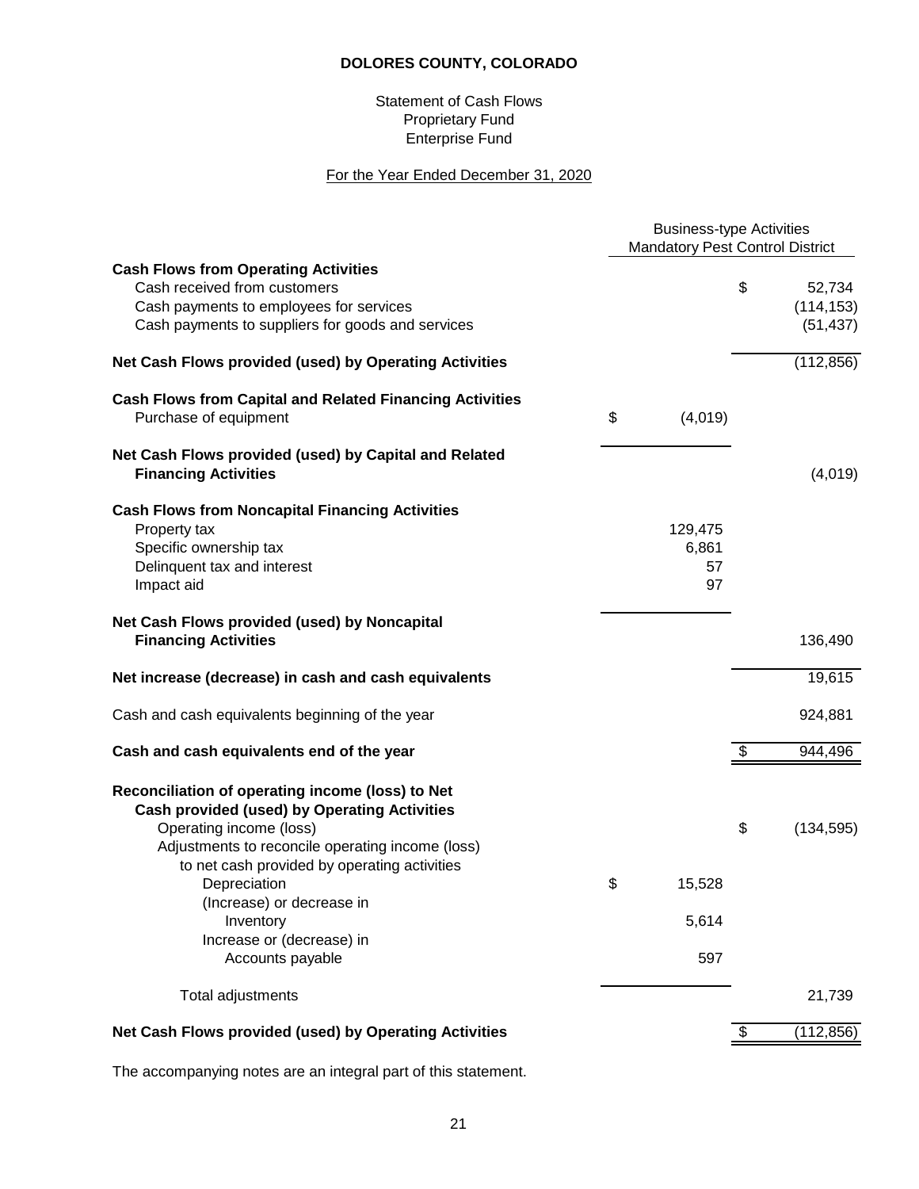# DOLORES COUNTY, COLORADO

Statement of Cash Flows
Proprietary Fund
Enterprise Fund

For the Year Ended December 31, 2020

| | Business-type Activities Mandatory Pest Control District | |
|---|---|---|
| **Cash Flows from Operating Activities** | | |
| Cash received from customers | | $ 52,734 |
| Cash payments to employees for services | | (114,153) |
| Cash payments to suppliers for goods and services | | (51,437) |
| **Net Cash Flows provided (used) by Operating Activities** | | (112,856) |
| **Cash Flows from Capital and Related Financing Activities** | | |
| Purchase of equipment | $ (4,019) | |
| **Net Cash Flows provided (used) by Capital and Related Financing Activities** | | (4,019) |
| **Cash Flows from Noncapital Financing Activities** | | |
| Property tax | 129,475 | |
| Specific ownership tax | 6,861 | |
| Delinquent tax and interest | 57 | |
| Impact aid | 97 | |
| **Net Cash Flows provided (used) by Noncapital Financing Activities** | | 136,490 |
| **Net increase (decrease) in cash and cash equivalents** | | 19,615 |
| Cash and cash equivalents beginning of the year | | 924,881 |
| **Cash and cash equivalents end of the year** | | $ 944,496 |
| **Reconciliation of operating income (loss) to Net Cash provided (used) by Operating Activities** | | |
| Operating income (loss) | | $ (134,595) |
| Adjustments to reconcile operating income (loss) to net cash provided by operating activities | | |
| Depreciation | $ 15,528 | |
| (Increase) or decrease in Inventory | 5,614 | |
| Increase or (decrease) in Accounts payable | 597 | |
| Total adjustments | | 21,739 |
| **Net Cash Flows provided (used) by Operating Activities** | | $ (112,856) |

The accompanying notes are an integral part of this statement.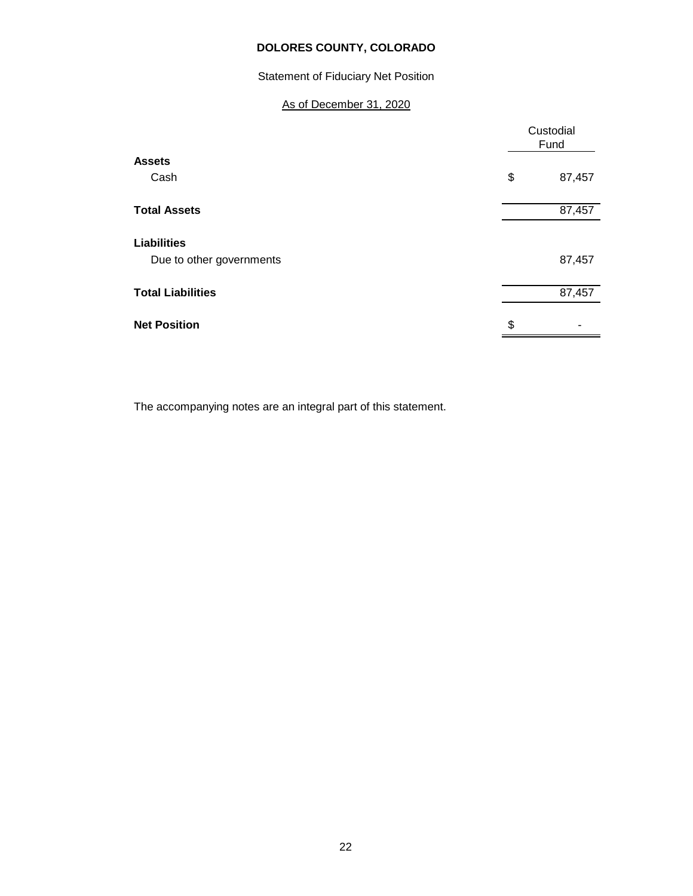# DOLORES COUNTY, COLORADO

Statement of Fiduciary Net Position

As of December 31, 2020

| | Custodial Fund |
|---|---|
| **Assets** | |
| Cash | $ 87,457 |
| **Total Assets** | 87,457 |
| **Liabilities** | |
| Due to other governments | 87,457 |
| **Total Liabilities** | 87,457 |
| **Net Position** | $ - |

The accompanying notes are an integral part of this statement.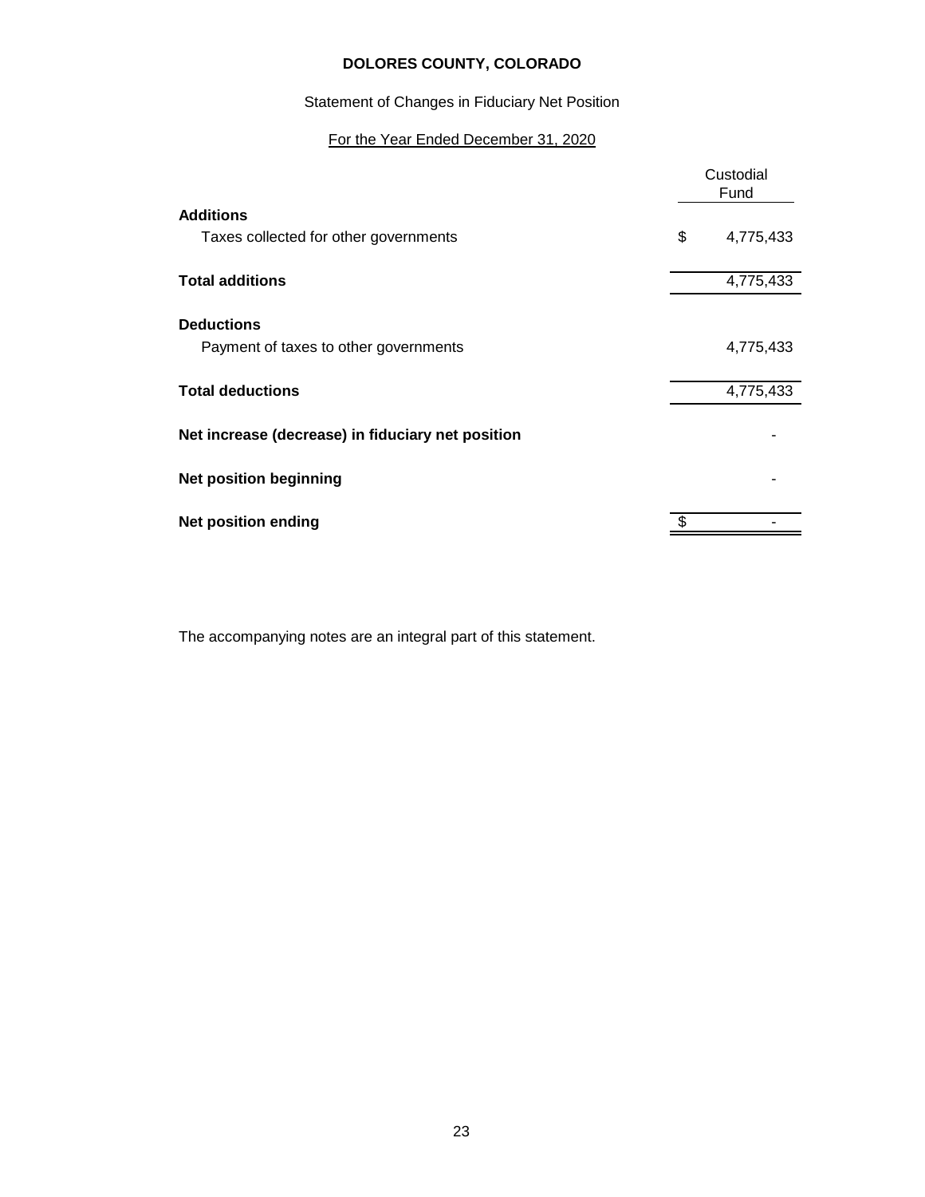# DOLORES COUNTY, COLORADO

Statement of Changes in Fiduciary Net Position

For the Year Ended December 31, 2020

| | Custodial Fund |
|---|---|
| **Additions** | |
| Taxes collected for other governments | $ 4,775,433 |
| **Total additions** | 4,775,433 |
| **Deductions** | |
| Payment of taxes to other governments | 4,775,433 |
| **Total deductions** | 4,775,433 |
| **Net increase (decrease) in fiduciary net position** | - |
| **Net position beginning** | - |
| **Net position ending** | $ - |

The accompanying notes are an integral part of this statement.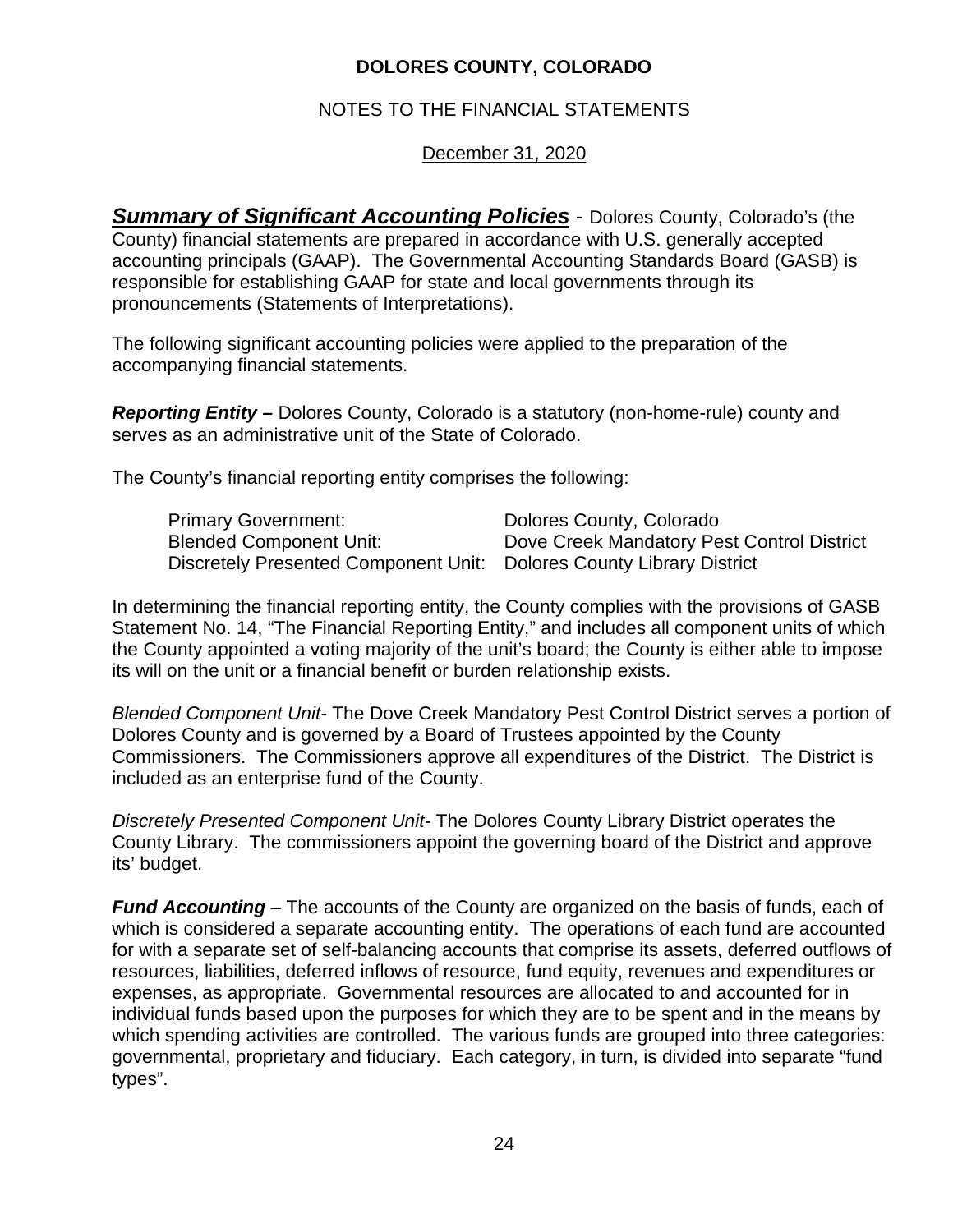**DOLORES COUNTY, COLORADO**

NOTES TO THE FINANCIAL STATEMENTS

December 31, 2020

***Summary of Significant Accounting Policies*** - Dolores County, Colorado's (the County) financial statements are prepared in accordance with U.S. generally accepted accounting principals (GAAP). The Governmental Accounting Standards Board (GASB) is responsible for establishing GAAP for state and local governments through its pronouncements (Statements of Interpretations).

The following significant accounting policies were applied to the preparation of the accompanying financial statements.

***Reporting Entity –*** Dolores County, Colorado is a statutory (non-home-rule) county and serves as an administrative unit of the State of Colorado.

The County's financial reporting entity comprises the following:

| | |
|---|---|
| Primary Government: | Dolores County, Colorado |
| Blended Component Unit: | Dove Creek Mandatory Pest Control District |
| Discretely Presented Component Unit: | Dolores County Library District |

In determining the financial reporting entity, the County complies with the provisions of GASB Statement No. 14, "The Financial Reporting Entity," and includes all component units of which the County appointed a voting majority of the unit's board; the County is either able to impose its will on the unit or a financial benefit or burden relationship exists.

*Blended Component Unit-* The Dove Creek Mandatory Pest Control District serves a portion of Dolores County and is governed by a Board of Trustees appointed by the County Commissioners. The Commissioners approve all expenditures of the District. The District is included as an enterprise fund of the County.

*Discretely Presented Component Unit-* The Dolores County Library District operates the County Library. The commissioners appoint the governing board of the District and approve its' budget.

***Fund Accounting*** – The accounts of the County are organized on the basis of funds, each of which is considered a separate accounting entity. The operations of each fund are accounted for with a separate set of self-balancing accounts that comprise its assets, deferred outflows of resources, liabilities, deferred inflows of resource, fund equity, revenues and expenditures or expenses, as appropriate. Governmental resources are allocated to and accounted for in individual funds based upon the purposes for which they are to be spent and in the means by which spending activities are controlled. The various funds are grouped into three categories: governmental, proprietary and fiduciary. Each category, in turn, is divided into separate "fund types".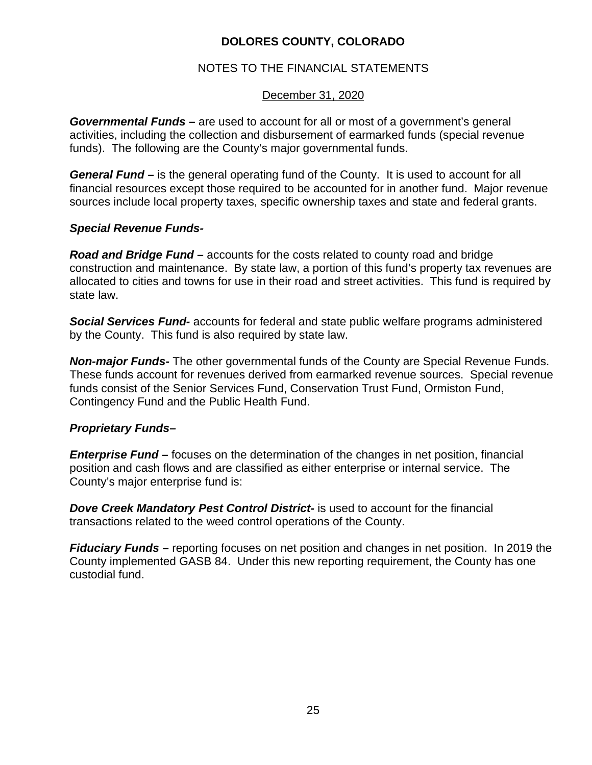# DOLORES COUNTY, COLORADO

## NOTES TO THE FINANCIAL STATEMENTS

December 31, 2020

***Governmental Funds –*** are used to account for all or most of a government's general activities, including the collection and disbursement of earmarked funds (special revenue funds). The following are the County's major governmental funds.

***General Fund –*** is the general operating fund of the County. It is used to account for all financial resources except those required to be accounted for in another fund. Major revenue sources include local property taxes, specific ownership taxes and state and federal grants.

***Special Revenue Funds-***

***Road and Bridge Fund –*** accounts for the costs related to county road and bridge construction and maintenance. By state law, a portion of this fund's property tax revenues are allocated to cities and towns for use in their road and street activities. This fund is required by state law.

***Social Services Fund-*** accounts for federal and state public welfare programs administered by the County. This fund is also required by state law.

***Non-major Funds-*** The other governmental funds of the County are Special Revenue Funds. These funds account for revenues derived from earmarked revenue sources. Special revenue funds consist of the Senior Services Fund, Conservation Trust Fund, Ormiston Fund, Contingency Fund and the Public Health Fund.

***Proprietary Funds–***

***Enterprise Fund –*** focuses on the determination of the changes in net position, financial position and cash flows and are classified as either enterprise or internal service. The County's major enterprise fund is:

***Dove Creek Mandatory Pest Control District-*** is used to account for the financial transactions related to the weed control operations of the County.

***Fiduciary Funds –*** reporting focuses on net position and changes in net position. In 2019 the County implemented GASB 84. Under this new reporting requirement, the County has one custodial fund.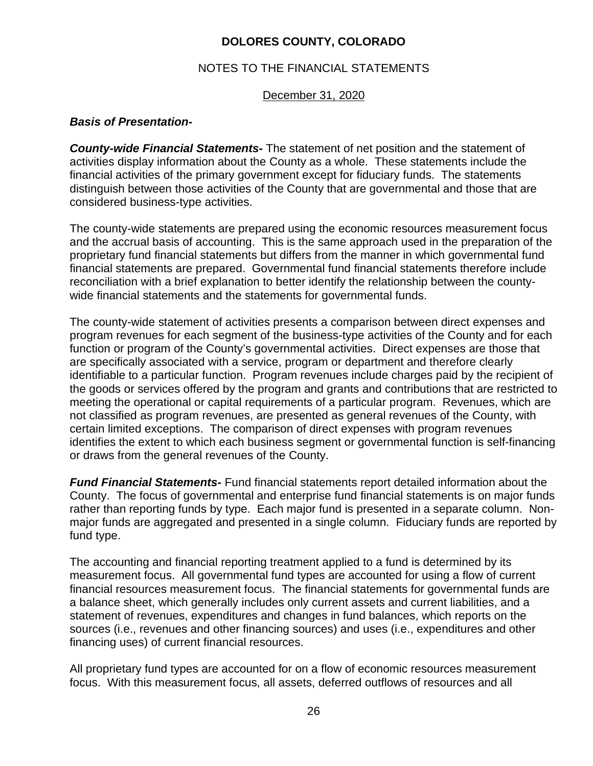***Basis of Presentation-***

***County-wide Financial Statements-*** The statement of net position and the statement of activities display information about the County as a whole. These statements include the financial activities of the primary government except for fiduciary funds. The statements distinguish between those activities of the County that are governmental and those that are considered business-type activities.

The county-wide statements are prepared using the economic resources measurement focus and the accrual basis of accounting. This is the same approach used in the preparation of the proprietary fund financial statements but differs from the manner in which governmental fund financial statements are prepared. Governmental fund financial statements therefore include reconciliation with a brief explanation to better identify the relationship between the county-wide financial statements and the statements for governmental funds.

The county-wide statement of activities presents a comparison between direct expenses and program revenues for each segment of the business-type activities of the County and for each function or program of the County's governmental activities. Direct expenses are those that are specifically associated with a service, program or department and therefore clearly identifiable to a particular function. Program revenues include charges paid by the recipient of the goods or services offered by the program and grants and contributions that are restricted to meeting the operational or capital requirements of a particular program. Revenues, which are not classified as program revenues, are presented as general revenues of the County, with certain limited exceptions. The comparison of direct expenses with program revenues identifies the extent to which each business segment or governmental function is self-financing or draws from the general revenues of the County.

***Fund Financial Statements-*** Fund financial statements report detailed information about the County. The focus of governmental and enterprise fund financial statements is on major funds rather than reporting funds by type. Each major fund is presented in a separate column. Non-major funds are aggregated and presented in a single column. Fiduciary funds are reported by fund type.

The accounting and financial reporting treatment applied to a fund is determined by its measurement focus. All governmental fund types are accounted for using a flow of current financial resources measurement focus. The financial statements for governmental funds are a balance sheet, which generally includes only current assets and current liabilities, and a statement of revenues, expenditures and changes in fund balances, which reports on the sources (i.e., revenues and other financing sources) and uses (i.e., expenditures and other financing uses) of current financial resources.

All proprietary fund types are accounted for on a flow of economic resources measurement focus. With this measurement focus, all assets, deferred outflows of resources and all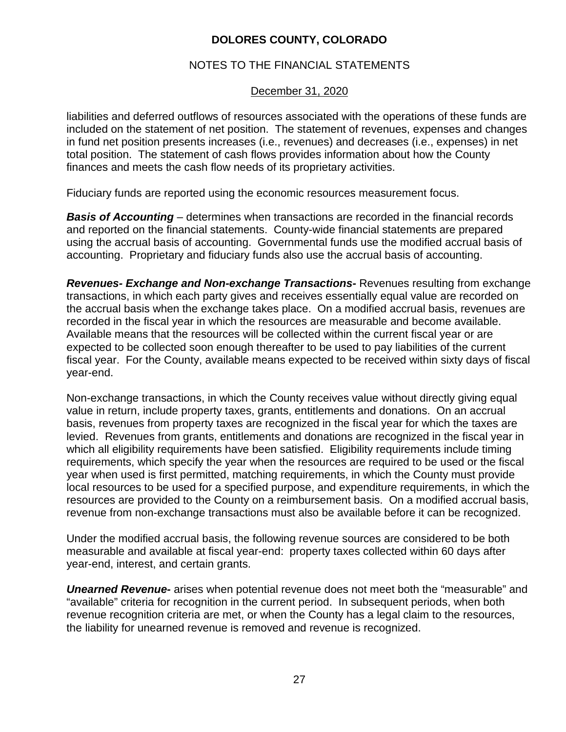liabilities and deferred outflows of resources associated with the operations of these funds are included on the statement of net position. The statement of revenues, expenses and changes in fund net position presents increases (i.e., revenues) and decreases (i.e., expenses) in net total position. The statement of cash flows provides information about how the County finances and meets the cash flow needs of its proprietary activities.

Fiduciary funds are reported using the economic resources measurement focus.

***Basis of Accounting*** – determines when transactions are recorded in the financial records and reported on the financial statements. County-wide financial statements are prepared using the accrual basis of accounting. Governmental funds use the modified accrual basis of accounting. Proprietary and fiduciary funds also use the accrual basis of accounting.

***Revenues- Exchange and Non-exchange Transactions-*** Revenues resulting from exchange transactions, in which each party gives and receives essentially equal value are recorded on the accrual basis when the exchange takes place. On a modified accrual basis, revenues are recorded in the fiscal year in which the resources are measurable and become available. Available means that the resources will be collected within the current fiscal year or are expected to be collected soon enough thereafter to be used to pay liabilities of the current fiscal year. For the County, available means expected to be received within sixty days of fiscal year-end.

Non-exchange transactions, in which the County receives value without directly giving equal value in return, include property taxes, grants, entitlements and donations. On an accrual basis, revenues from property taxes are recognized in the fiscal year for which the taxes are levied. Revenues from grants, entitlements and donations are recognized in the fiscal year in which all eligibility requirements have been satisfied. Eligibility requirements include timing requirements, which specify the year when the resources are required to be used or the fiscal year when used is first permitted, matching requirements, in which the County must provide local resources to be used for a specified purpose, and expenditure requirements, in which the resources are provided to the County on a reimbursement basis. On a modified accrual basis, revenue from non-exchange transactions must also be available before it can be recognized.

Under the modified accrual basis, the following revenue sources are considered to be both measurable and available at fiscal year-end: property taxes collected within 60 days after year-end, interest, and certain grants.

***Unearned Revenue-*** arises when potential revenue does not meet both the "measurable" and "available" criteria for recognition in the current period. In subsequent periods, when both revenue recognition criteria are met, or when the County has a legal claim to the resources, the liability for unearned revenue is removed and revenue is recognized.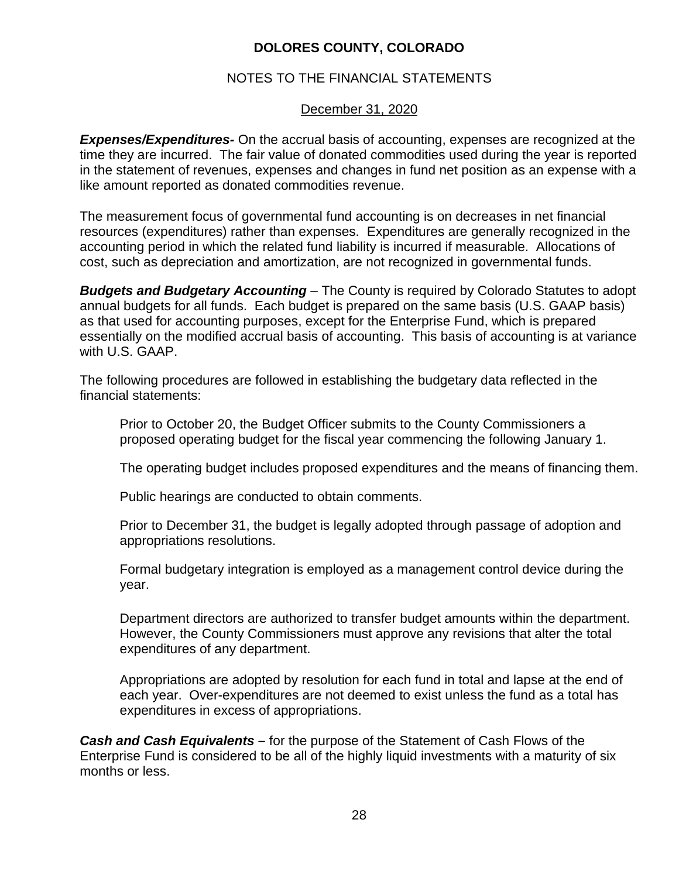# DOLORES COUNTY, COLORADO

## NOTES TO THE FINANCIAL STATEMENTS

December 31, 2020

***Expenses/Expenditures-*** On the accrual basis of accounting, expenses are recognized at the time they are incurred. The fair value of donated commodities used during the year is reported in the statement of revenues, expenses and changes in fund net position as an expense with a like amount reported as donated commodities revenue.

The measurement focus of governmental fund accounting is on decreases in net financial resources (expenditures) rather than expenses. Expenditures are generally recognized in the accounting period in which the related fund liability is incurred if measurable. Allocations of cost, such as depreciation and amortization, are not recognized in governmental funds.

***Budgets and Budgetary Accounting*** – The County is required by Colorado Statutes to adopt annual budgets for all funds. Each budget is prepared on the same basis (U.S. GAAP basis) as that used for accounting purposes, except for the Enterprise Fund, which is prepared essentially on the modified accrual basis of accounting. This basis of accounting is at variance with U.S. GAAP.

The following procedures are followed in establishing the budgetary data reflected in the financial statements:

Prior to October 20, the Budget Officer submits to the County Commissioners a proposed operating budget for the fiscal year commencing the following January 1.

The operating budget includes proposed expenditures and the means of financing them.

Public hearings are conducted to obtain comments.

Prior to December 31, the budget is legally adopted through passage of adoption and appropriations resolutions.

Formal budgetary integration is employed as a management control device during the year.

Department directors are authorized to transfer budget amounts within the department. However, the County Commissioners must approve any revisions that alter the total expenditures of any department.

Appropriations are adopted by resolution for each fund in total and lapse at the end of each year. Over-expenditures are not deemed to exist unless the fund as a total has expenditures in excess of appropriations.

***Cash and Cash Equivalents –*** for the purpose of the Statement of Cash Flows of the Enterprise Fund is considered to be all of the highly liquid investments with a maturity of six months or less.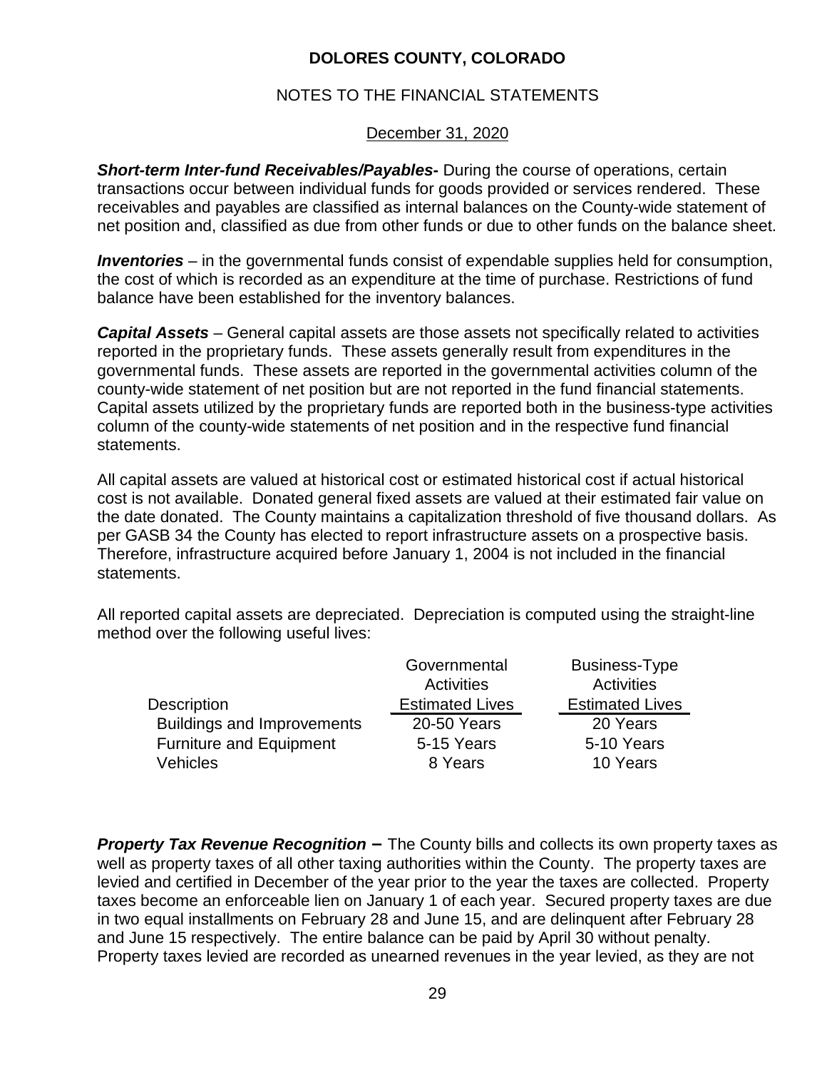# DOLORES COUNTY, COLORADO

## NOTES TO THE FINANCIAL STATEMENTS

December 31, 2020

***Short-term Inter-fund Receivables/Payables-*** During the course of operations, certain transactions occur between individual funds for goods provided or services rendered. These receivables and payables are classified as internal balances on the County-wide statement of net position and, classified as due from other funds or due to other funds on the balance sheet.

***Inventories*** – in the governmental funds consist of expendable supplies held for consumption, the cost of which is recorded as an expenditure at the time of purchase. Restrictions of fund balance have been established for the inventory balances.

***Capital Assets*** – General capital assets are those assets not specifically related to activities reported in the proprietary funds. These assets generally result from expenditures in the governmental funds. These assets are reported in the governmental activities column of the county-wide statement of net position but are not reported in the fund financial statements. Capital assets utilized by the proprietary funds are reported both in the business-type activities column of the county-wide statements of net position and in the respective fund financial statements.

All capital assets are valued at historical cost or estimated historical cost if actual historical cost is not available. Donated general fixed assets are valued at their estimated fair value on the date donated. The County maintains a capitalization threshold of five thousand dollars. As per GASB 34 the County has elected to report infrastructure assets on a prospective basis. Therefore, infrastructure acquired before January 1, 2004 is not included in the financial statements.

All reported capital assets are depreciated. Depreciation is computed using the straight-line method over the following useful lives:

| Description | Governmental Activities Estimated Lives | Business-Type Activities Estimated Lives |
|---|---|---|
| Buildings and Improvements | 20-50 Years | 20 Years |
| Furniture and Equipment | 5-15 Years | 5-10 Years |
| Vehicles | 8 Years | 10 Years |

***Property Tax Revenue Recognition*** **–** The County bills and collects its own property taxes as well as property taxes of all other taxing authorities within the County. The property taxes are levied and certified in December of the year prior to the year the taxes are collected. Property taxes become an enforceable lien on January 1 of each year. Secured property taxes are due in two equal installments on February 28 and June 15, and are delinquent after February 28 and June 15 respectively. The entire balance can be paid by April 30 without penalty. Property taxes levied are recorded as unearned revenues in the year levied, as they are not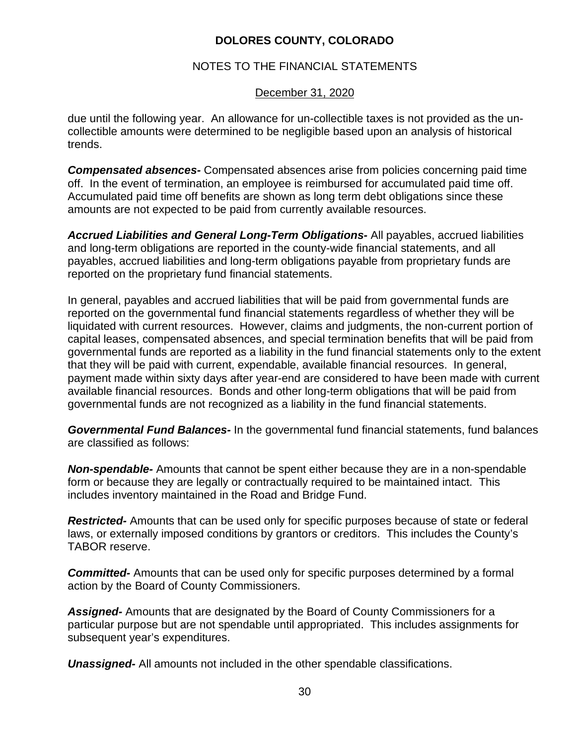due until the following year. An allowance for un-collectible taxes is not provided as the un-collectible amounts were determined to be negligible based upon an analysis of historical trends.

***Compensated absences-*** Compensated absences arise from policies concerning paid time off. In the event of termination, an employee is reimbursed for accumulated paid time off. Accumulated paid time off benefits are shown as long term debt obligations since these amounts are not expected to be paid from currently available resources.

***Accrued Liabilities and General Long-Term Obligations-*** All payables, accrued liabilities and long-term obligations are reported in the county-wide financial statements, and all payables, accrued liabilities and long-term obligations payable from proprietary funds are reported on the proprietary fund financial statements.

In general, payables and accrued liabilities that will be paid from governmental funds are reported on the governmental fund financial statements regardless of whether they will be liquidated with current resources. However, claims and judgments, the non-current portion of capital leases, compensated absences, and special termination benefits that will be paid from governmental funds are reported as a liability in the fund financial statements only to the extent that they will be paid with current, expendable, available financial resources. In general, payment made within sixty days after year-end are considered to have been made with current available financial resources. Bonds and other long-term obligations that will be paid from governmental funds are not recognized as a liability in the fund financial statements.

***Governmental Fund Balances-*** In the governmental fund financial statements, fund balances are classified as follows:

***Non-spendable-*** Amounts that cannot be spent either because they are in a non-spendable form or because they are legally or contractually required to be maintained intact. This includes inventory maintained in the Road and Bridge Fund.

***Restricted-*** Amounts that can be used only for specific purposes because of state or federal laws, or externally imposed conditions by grantors or creditors. This includes the County's TABOR reserve.

***Committed-*** Amounts that can be used only for specific purposes determined by a formal action by the Board of County Commissioners.

***Assigned-*** Amounts that are designated by the Board of County Commissioners for a particular purpose but are not spendable until appropriated. This includes assignments for subsequent year's expenditures.

***Unassigned-*** All amounts not included in the other spendable classifications.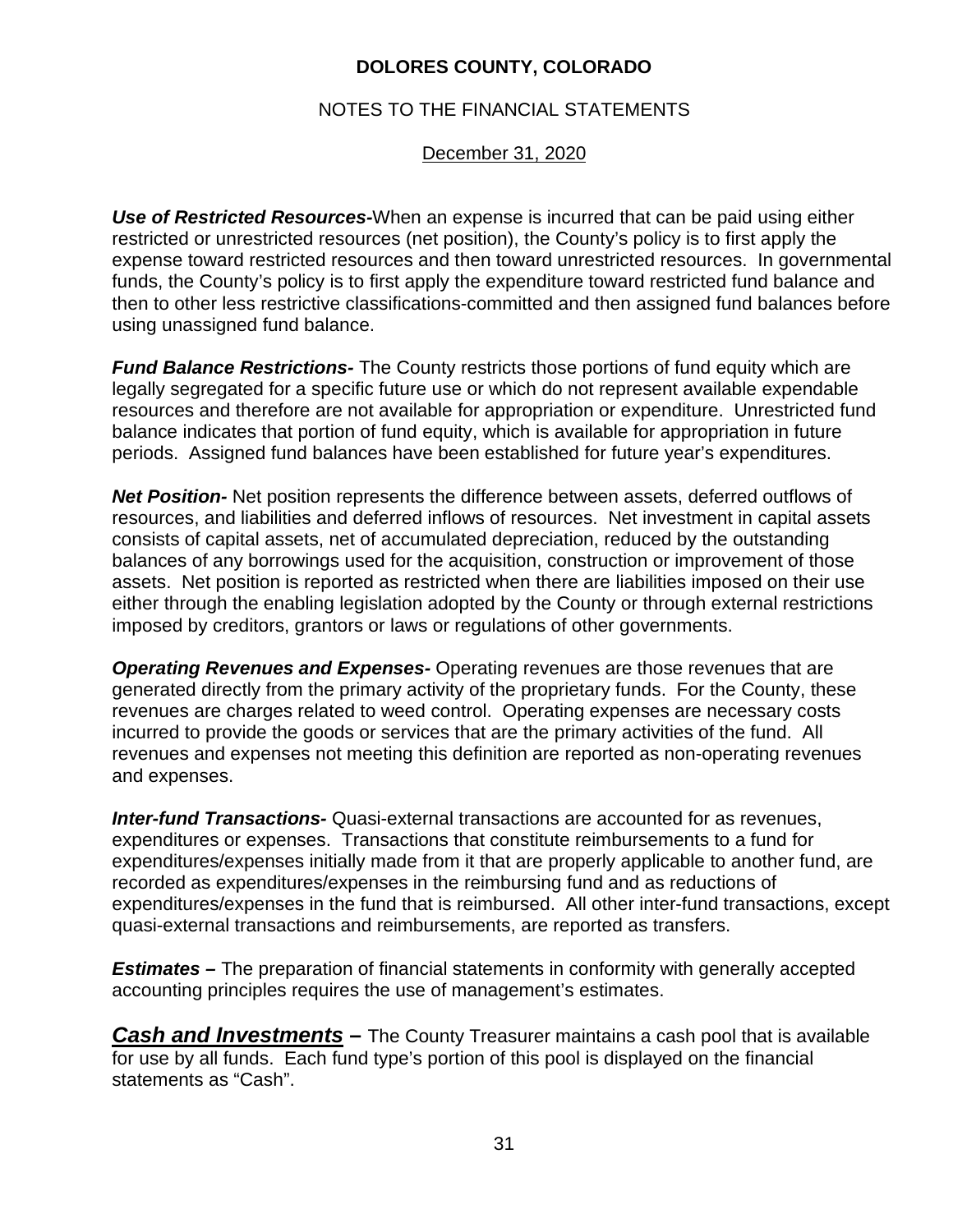**DOLORES COUNTY, COLORADO**

NOTES TO THE FINANCIAL STATEMENTS

December 31, 2020

***Use of Restricted Resources-***When an expense is incurred that can be paid using either restricted or unrestricted resources (net position), the County's policy is to first apply the expense toward restricted resources and then toward unrestricted resources. In governmental funds, the County's policy is to first apply the expenditure toward restricted fund balance and then to other less restrictive classifications-committed and then assigned fund balances before using unassigned fund balance.

***Fund Balance Restrictions-*** The County restricts those portions of fund equity which are legally segregated for a specific future use or which do not represent available expendable resources and therefore are not available for appropriation or expenditure. Unrestricted fund balance indicates that portion of fund equity, which is available for appropriation in future periods. Assigned fund balances have been established for future year's expenditures.

***Net Position-*** Net position represents the difference between assets, deferred outflows of resources, and liabilities and deferred inflows of resources. Net investment in capital assets consists of capital assets, net of accumulated depreciation, reduced by the outstanding balances of any borrowings used for the acquisition, construction or improvement of those assets. Net position is reported as restricted when there are liabilities imposed on their use either through the enabling legislation adopted by the County or through external restrictions imposed by creditors, grantors or laws or regulations of other governments.

***Operating Revenues and Expenses-*** Operating revenues are those revenues that are generated directly from the primary activity of the proprietary funds. For the County, these revenues are charges related to weed control. Operating expenses are necessary costs incurred to provide the goods or services that are the primary activities of the fund. All revenues and expenses not meeting this definition are reported as non-operating revenues and expenses.

***Inter-fund Transactions-*** Quasi-external transactions are accounted for as revenues, expenditures or expenses. Transactions that constitute reimbursements to a fund for expenditures/expenses initially made from it that are properly applicable to another fund, are recorded as expenditures/expenses in the reimbursing fund and as reductions of expenditures/expenses in the fund that is reimbursed. All other inter-fund transactions, except quasi-external transactions and reimbursements, are reported as transfers.

***Estimates –*** The preparation of financial statements in conformity with generally accepted accounting principles requires the use of management's estimates.

***Cash and Investments* –** The County Treasurer maintains a cash pool that is available for use by all funds. Each fund type's portion of this pool is displayed on the financial statements as "Cash".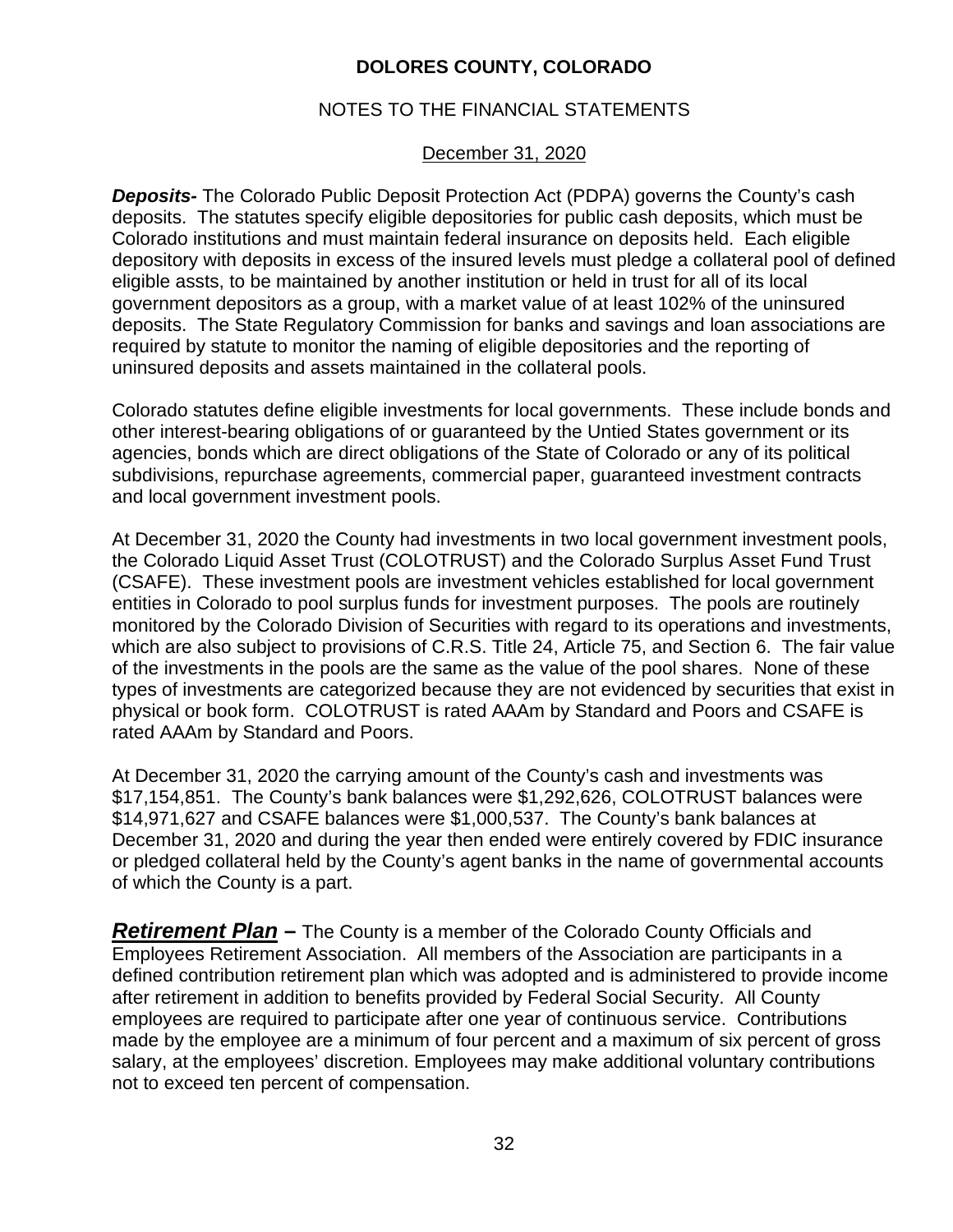**DOLORES COUNTY, COLORADO**

NOTES TO THE FINANCIAL STATEMENTS

December 31, 2020

***Deposits-*** The Colorado Public Deposit Protection Act (PDPA) governs the County's cash deposits. The statutes specify eligible depositories for public cash deposits, which must be Colorado institutions and must maintain federal insurance on deposits held. Each eligible depository with deposits in excess of the insured levels must pledge a collateral pool of defined eligible assts, to be maintained by another institution or held in trust for all of its local government depositors as a group, with a market value of at least 102% of the uninsured deposits. The State Regulatory Commission for banks and savings and loan associations are required by statute to monitor the naming of eligible depositories and the reporting of uninsured deposits and assets maintained in the collateral pools.

Colorado statutes define eligible investments for local governments. These include bonds and other interest-bearing obligations of or guaranteed by the Untied States government or its agencies, bonds which are direct obligations of the State of Colorado or any of its political subdivisions, repurchase agreements, commercial paper, guaranteed investment contracts and local government investment pools.

At December 31, 2020 the County had investments in two local government investment pools, the Colorado Liquid Asset Trust (COLOTRUST) and the Colorado Surplus Asset Fund Trust (CSAFE). These investment pools are investment vehicles established for local government entities in Colorado to pool surplus funds for investment purposes. The pools are routinely monitored by the Colorado Division of Securities with regard to its operations and investments, which are also subject to provisions of C.R.S. Title 24, Article 75, and Section 6. The fair value of the investments in the pools are the same as the value of the pool shares. None of these types of investments are categorized because they are not evidenced by securities that exist in physical or book form. COLOTRUST is rated AAAm by Standard and Poors and CSAFE is rated AAAm by Standard and Poors.

At December 31, 2020 the carrying amount of the County's cash and investments was $17,154,851. The County's bank balances were $1,292,626, COLOTRUST balances were $14,971,627 and CSAFE balances were $1,000,537. The County's bank balances at December 31, 2020 and during the year then ended were entirely covered by FDIC insurance or pledged collateral held by the County's agent banks in the name of governmental accounts of which the County is a part.

***Retirement Plan*** **–** The County is a member of the Colorado County Officials and Employees Retirement Association. All members of the Association are participants in a defined contribution retirement plan which was adopted and is administered to provide income after retirement in addition to benefits provided by Federal Social Security. All County employees are required to participate after one year of continuous service. Contributions made by the employee are a minimum of four percent and a maximum of six percent of gross salary, at the employees' discretion. Employees may make additional voluntary contributions not to exceed ten percent of compensation.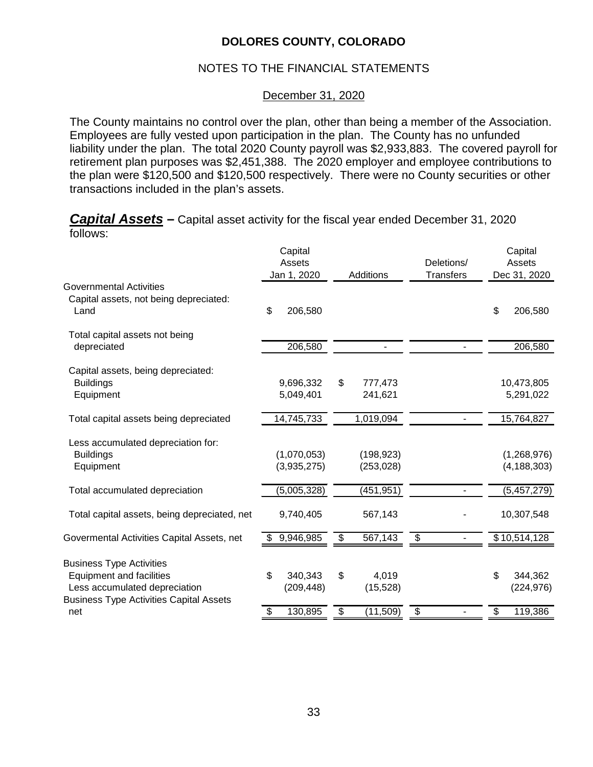# DOLORES COUNTY, COLORADO

## NOTES TO THE FINANCIAL STATEMENTS

December 31, 2020

The County maintains no control over the plan, other than being a member of the Association. Employees are fully vested upon participation in the plan. The County has no unfunded liability under the plan. The total 2020 County payroll was $2,933,883. The covered payroll for retirement plan purposes was $2,451,388. The 2020 employer and employee contributions to the plan were $120,500 and $120,500 respectively. There were no County securities or other transactions included in the plan's assets.

***Capital Assets*** **–** Capital asset activity for the fiscal year ended December 31, 2020 follows:

| | Capital Assets Jan 1, 2020 | Additions | Deletions/ Transfers | Capital Assets Dec 31, 2020 |
|---|---|---|---|---|
| Governmental Activities | | | | |
| Capital assets, not being depreciated: | | | | |
| Land | $ 206,580 | | | $ 206,580 |
| Total capital assets not being depreciated | 206,580 | - | - | 206,580 |
| Capital assets, being depreciated: | | | | |
| Buildings | 9,696,332 | $ 777,473 | | 10,473,805 |
| Equipment | 5,049,401 | 241,621 | | 5,291,022 |
| Total capital assets being depreciated | 14,745,733 | 1,019,094 | - | 15,764,827 |
| Less accumulated depreciation for: | | | | |
| Buildings | (1,070,053) | (198,923) | | (1,268,976) |
| Equipment | (3,935,275) | (253,028) | | (4,188,303) |
| Total accumulated depreciation | (5,005,328) | (451,951) | - | (5,457,279) |
| Total capital assets, being depreciated, net | 9,740,405 | 567,143 | - | 10,307,548 |
| Govermental Activities Capital Assets, net | $ 9,946,985 | $ 567,143 | $ - | $ 10,514,128 |
| Business Type Activities | | | | |
| Equipment and facilities | $ 340,343 | $ 4,019 | | $ 344,362 |
| Less accumulated depreciation | (209,448) | (15,528) | | (224,976) |
| Business Type Activities Capital Assets net | $ 130,895 | $ (11,509) | $ - | $ 119,386 |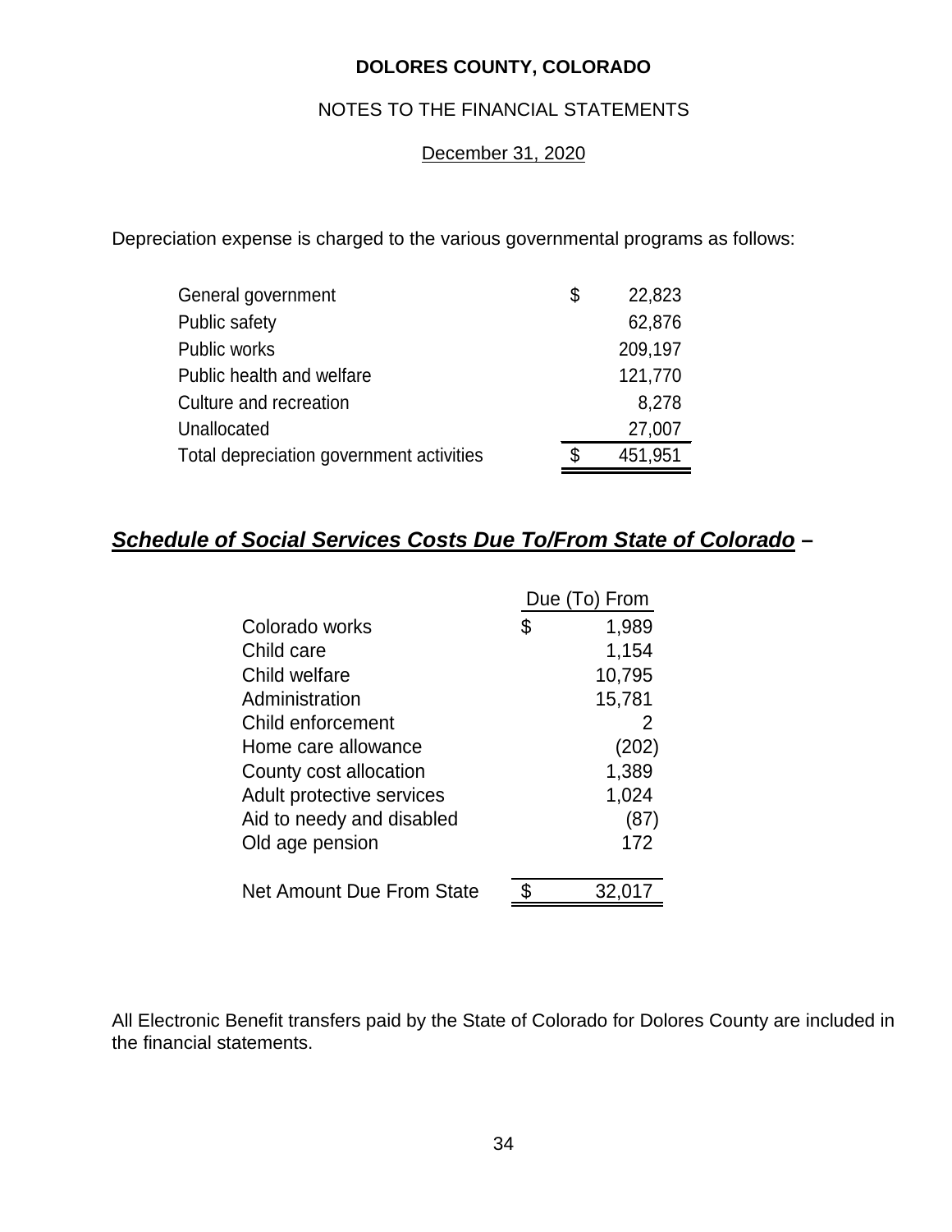Depreciation expense is charged to the various governmental programs as follows:

| | |
|---|---|
| General government | $ 22,823 |
| Public safety | 62,876 |
| Public works | 209,197 |
| Public health and welfare | 121,770 |
| Culture and recreation | 8,278 |
| Unallocated | 27,007 |
| Total depreciation government activities | $ 451,951 |

## ***Schedule of Social Services Costs Due To/From State of Colorado*** **–**

| | Due (To) From |
|---|---|
| Colorado works | $ 1,989 |
| Child care | 1,154 |
| Child welfare | 10,795 |
| Administration | 15,781 |
| Child enforcement | 2 |
| Home care allowance | (202) |
| County cost allocation | 1,389 |
| Adult protective services | 1,024 |
| Aid to needy and disabled | (87) |
| Old age pension | 172 |
| Net Amount Due From State | $ 32,017 |

All Electronic Benefit transfers paid by the State of Colorado for Dolores County are included in the financial statements.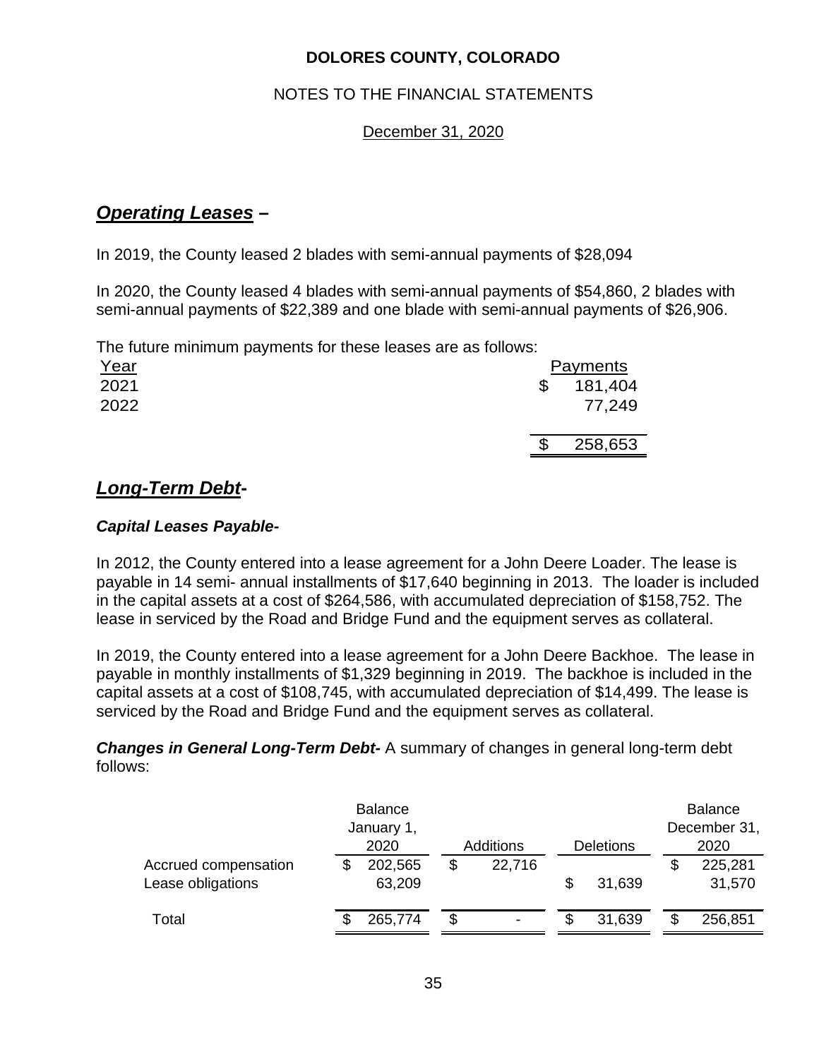# DOLORES COUNTY, COLORADO

NOTES TO THE FINANCIAL STATEMENTS

December 31, 2020

## ***Operating Leases*** –

In 2019, the County leased 2 blades with semi-annual payments of $28,094

In 2020, the County leased 4 blades with semi-annual payments of $54,860, 2 blades with semi-annual payments of $22,389 and one blade with semi-annual payments of $26,906.

The future minimum payments for these leases are as follows:

| Year | Payments |
|---|---|
| 2021 | $ 181,404 |
| 2022 | 77,249 |
| | $ 258,653 |

## ***Long-Term Debt-***

### ***Capital Leases Payable-***

In 2012, the County entered into a lease agreement for a John Deere Loader. The lease is payable in 14 semi- annual installments of $17,640 beginning in 2013. The loader is included in the capital assets at a cost of $264,586, with accumulated depreciation of $158,752. The lease in serviced by the Road and Bridge Fund and the equipment serves as collateral.

In 2019, the County entered into a lease agreement for a John Deere Backhoe. The lease in payable in monthly installments of $1,329 beginning in 2019. The backhoe is included in the capital assets at a cost of $108,745, with accumulated depreciation of $14,499. The lease is serviced by the Road and Bridge Fund and the equipment serves as collateral.

***Changes in General Long-Term Debt-*** A summary of changes in general long-term debt follows:

| | Balance January 1, 2020 | Additions | Deletions | Balance December 31, 2020 |
|---|---|---|---|---|
| Accrued compensation | $ 202,565 | $ 22,716 | | $ 225,281 |
| Lease obligations | 63,209 | | $ 31,639 | 31,570 |
| Total | $ 265,774 | $ - | $ 31,639 | $ 256,851 |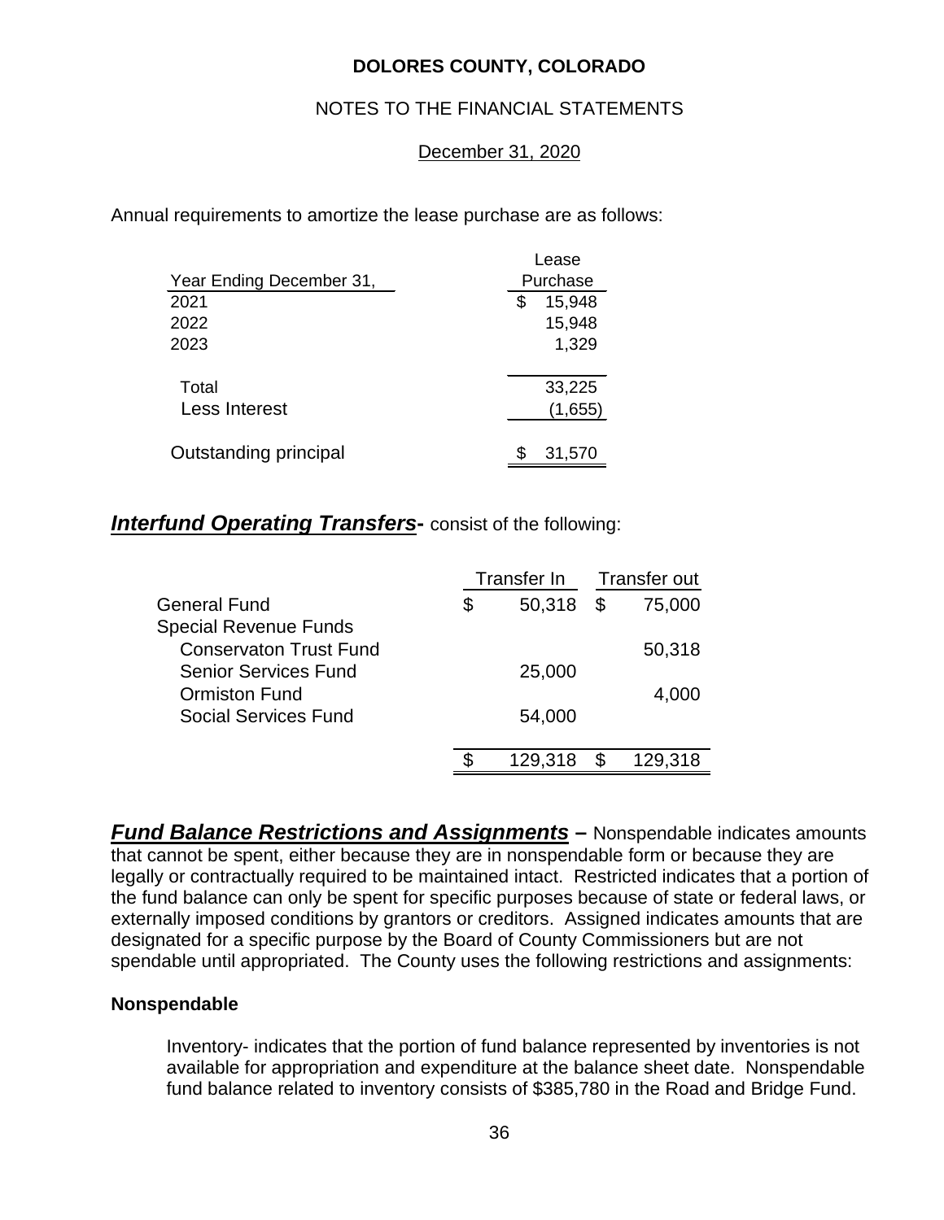# DOLORES COUNTY, COLORADO

## NOTES TO THE FINANCIAL STATEMENTS

December 31, 2020

Annual requirements to amortize the lease purchase are as follows:

| Year Ending December 31, | Lease Purchase |
|---|---|
| 2021 | $ 15,948 |
| 2022 | 15,948 |
| 2023 | 1,329 |
| Total | 33,225 |
| Less Interest | (1,655) |
| Outstanding principal | $ 31,570 |

***Interfund Operating Transfers*-** consist of the following:

| | Transfer In | Transfer out |
|---|---|---|
| General Fund | $ 50,318 | $ 75,000 |
| Special Revenue Funds | | |
| Conservaton Trust Fund | | 50,318 |
| Senior Services Fund | 25,000 | |
| Ormiston Fund | | 4,000 |
| Social Services Fund | 54,000 | |
| | $ 129,318 | $ 129,318 |

***Fund Balance Restrictions and Assignments* –** Nonspendable indicates amounts that cannot be spent, either because they are in nonspendable form or because they are legally or contractually required to be maintained intact. Restricted indicates that a portion of the fund balance can only be spent for specific purposes because of state or federal laws, or externally imposed conditions by grantors or creditors. Assigned indicates amounts that are designated for a specific purpose by the Board of County Commissioners but are not spendable until appropriated. The County uses the following restrictions and assignments:

**Nonspendable**

Inventory- indicates that the portion of fund balance represented by inventories is not available for appropriation and expenditure at the balance sheet date. Nonspendable fund balance related to inventory consists of $385,780 in the Road and Bridge Fund.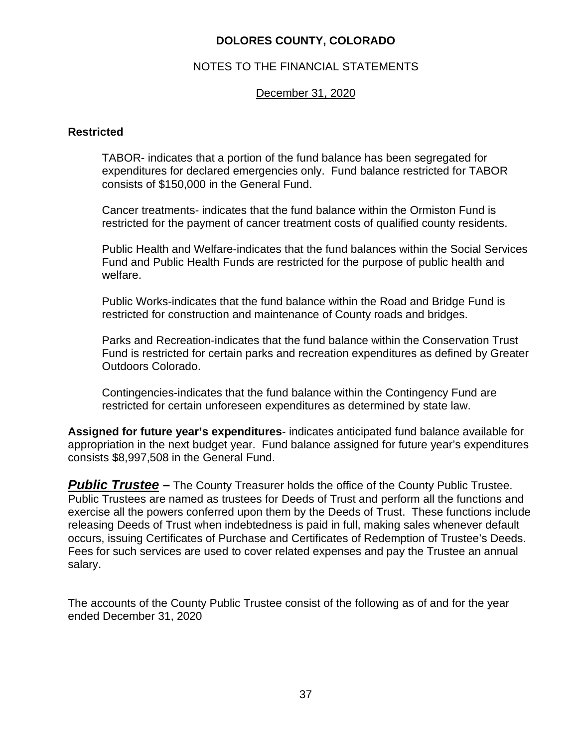**Restricted**

TABOR- indicates that a portion of the fund balance has been segregated for expenditures for declared emergencies only. Fund balance restricted for TABOR consists of $150,000 in the General Fund.

Cancer treatments- indicates that the fund balance within the Ormiston Fund is restricted for the payment of cancer treatment costs of qualified county residents.

Public Health and Welfare-indicates that the fund balances within the Social Services Fund and Public Health Funds are restricted for the purpose of public health and welfare.

Public Works-indicates that the fund balance within the Road and Bridge Fund is restricted for construction and maintenance of County roads and bridges.

Parks and Recreation-indicates that the fund balance within the Conservation Trust Fund is restricted for certain parks and recreation expenditures as defined by Greater Outdoors Colorado.

Contingencies-indicates that the fund balance within the Contingency Fund are restricted for certain unforeseen expenditures as determined by state law.

**Assigned for future year's expenditures**- indicates anticipated fund balance available for appropriation in the next budget year. Fund balance assigned for future year's expenditures consists $8,997,508 in the General Fund.

***Public Trustee*** **–** The County Treasurer holds the office of the County Public Trustee. Public Trustees are named as trustees for Deeds of Trust and perform all the functions and exercise all the powers conferred upon them by the Deeds of Trust. These functions include releasing Deeds of Trust when indebtedness is paid in full, making sales whenever default occurs, issuing Certificates of Purchase and Certificates of Redemption of Trustee's Deeds. Fees for such services are used to cover related expenses and pay the Trustee an annual salary.

The accounts of the County Public Trustee consist of the following as of and for the year ended December 31, 2020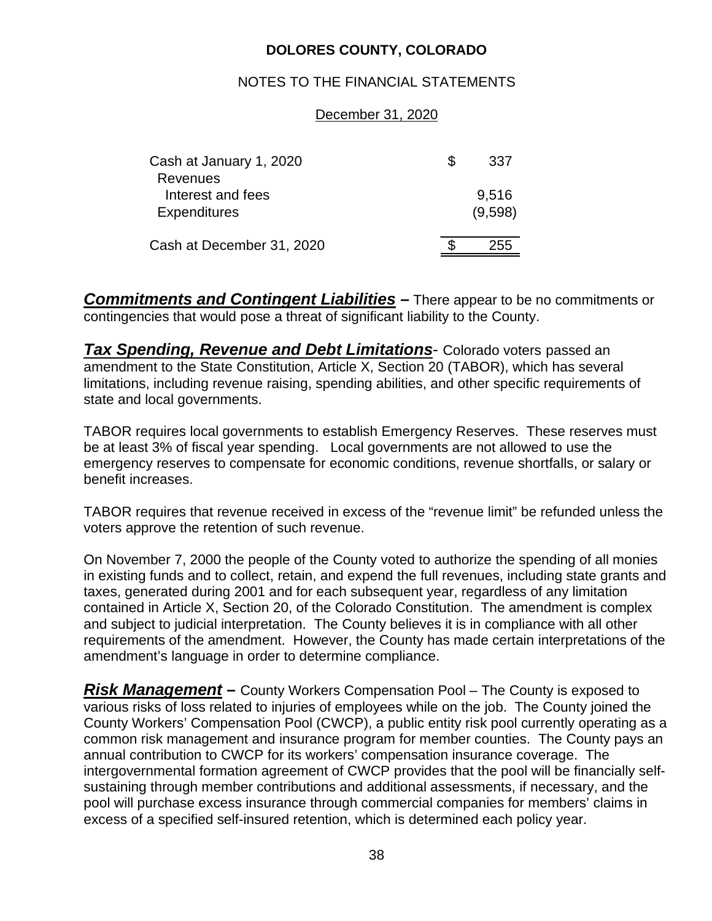**DOLORES COUNTY, COLORADO**

NOTES TO THE FINANCIAL STATEMENTS

December 31, 2020

| | | |
|---|---|---|
| Cash at January 1, 2020 | $ | 337 |
| Revenues | | |
| Interest and fees | | 9,516 |
| Expenditures | | (9,598) |
| Cash at December 31, 2020 | $ | 255 |

***Commitments and Contingent Liabilities*** **–** There appear to be no commitments or contingencies that would pose a threat of significant liability to the County.

***Tax Spending, Revenue and Debt Limitations***- Colorado voters passed an amendment to the State Constitution, Article X, Section 20 (TABOR), which has several limitations, including revenue raising, spending abilities, and other specific requirements of state and local governments.

TABOR requires local governments to establish Emergency Reserves. These reserves must be at least 3% of fiscal year spending. Local governments are not allowed to use the emergency reserves to compensate for economic conditions, revenue shortfalls, or salary or benefit increases.

TABOR requires that revenue received in excess of the "revenue limit" be refunded unless the voters approve the retention of such revenue.

On November 7, 2000 the people of the County voted to authorize the spending of all monies in existing funds and to collect, retain, and expend the full revenues, including state grants and taxes, generated during 2001 and for each subsequent year, regardless of any limitation contained in Article X, Section 20, of the Colorado Constitution. The amendment is complex and subject to judicial interpretation. The County believes it is in compliance with all other requirements of the amendment. However, the County has made certain interpretations of the amendment's language in order to determine compliance.

***Risk Management*** **–** County Workers Compensation Pool – The County is exposed to various risks of loss related to injuries of employees while on the job. The County joined the County Workers' Compensation Pool (CWCP), a public entity risk pool currently operating as a common risk management and insurance program for member counties. The County pays an annual contribution to CWCP for its workers' compensation insurance coverage. The intergovernmental formation agreement of CWCP provides that the pool will be financially self-sustaining through member contributions and additional assessments, if necessary, and the pool will purchase excess insurance through commercial companies for members' claims in excess of a specified self-insured retention, which is determined each policy year.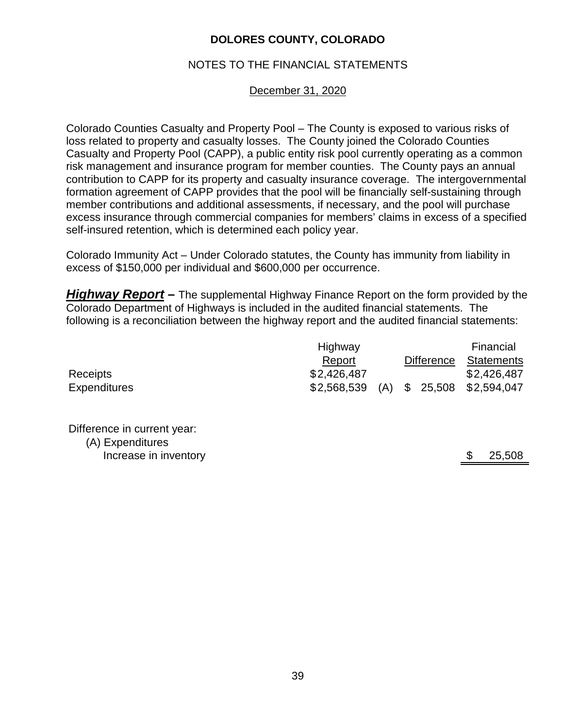**DOLORES COUNTY, COLORADO**

NOTES TO THE FINANCIAL STATEMENTS

December 31, 2020

Colorado Counties Casualty and Property Pool – The County is exposed to various risks of loss related to property and casualty losses. The County joined the Colorado Counties Casualty and Property Pool (CAPP), a public entity risk pool currently operating as a common risk management and insurance program for member counties. The County pays an annual contribution to CAPP for its property and casualty insurance coverage. The intergovernmental formation agreement of CAPP provides that the pool will be financially self-sustaining through member contributions and additional assessments, if necessary, and the pool will purchase excess insurance through commercial companies for members' claims in excess of a specified self-insured retention, which is determined each policy year.

Colorado Immunity Act – Under Colorado statutes, the County has immunity from liability in excess of $150,000 per individual and $600,000 per occurrence.

***Highway Report*** **–** The supplemental Highway Finance Report on the form provided by the Colorado Department of Highways is included in the audited financial statements. The following is a reconciliation between the highway report and the audited financial statements:

| | Highway Report | | Difference | Financial Statements |
|---|---|---|---|---|
| Receipts | $2,426,487 | | | $2,426,487 |
| Expenditures | $2,568,539 | (A) | $ 25,508 | $2,594,047 |

Difference in current year:

(A) Expenditures

Increase in inventory $ 25,508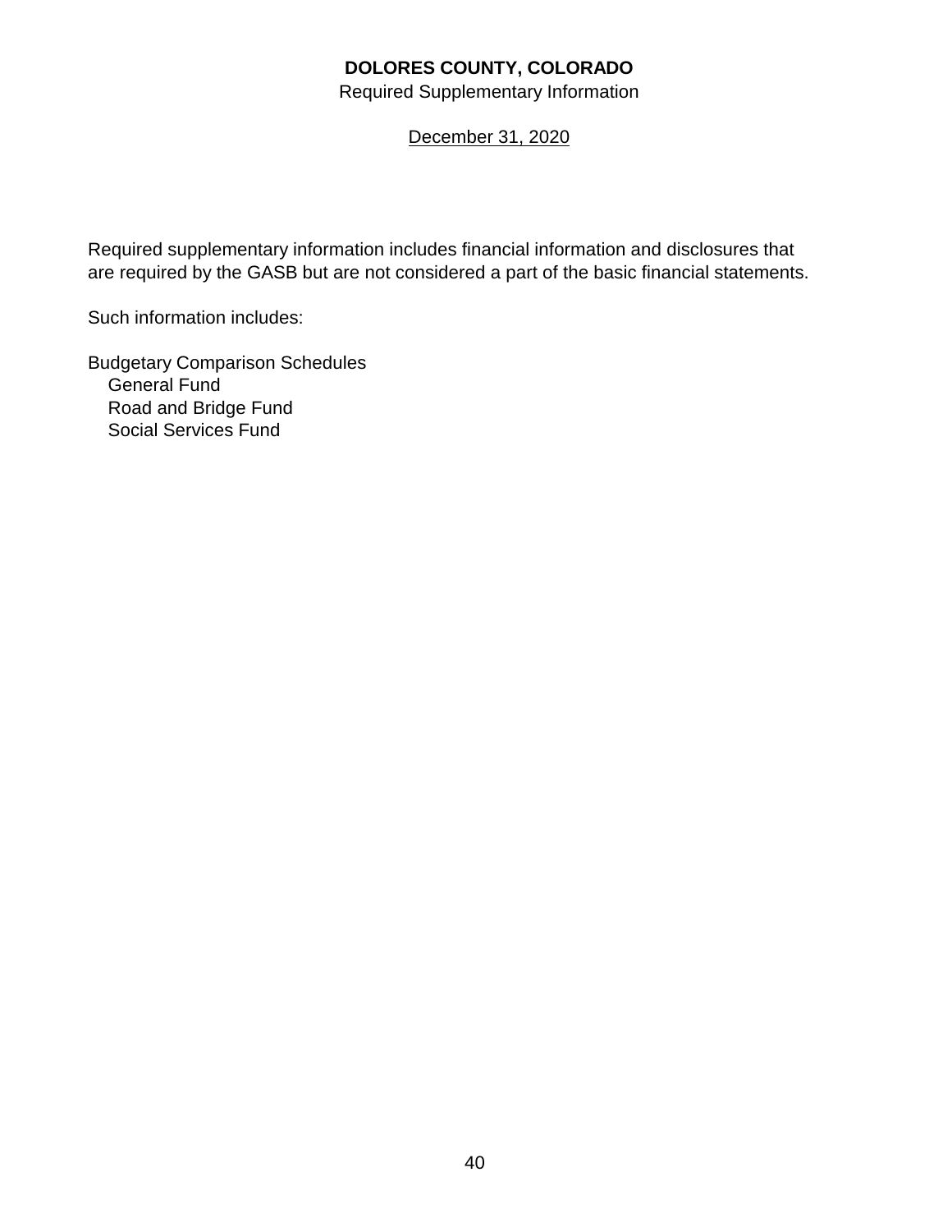**DOLORES COUNTY, COLORADO**

Required Supplementary Information

December 31, 2020

Required supplementary information includes financial information and disclosures that are required by the GASB but are not considered a part of the basic financial statements.

Such information includes:

Budgetary Comparison Schedules
- General Fund
- Road and Bridge Fund
- Social Services Fund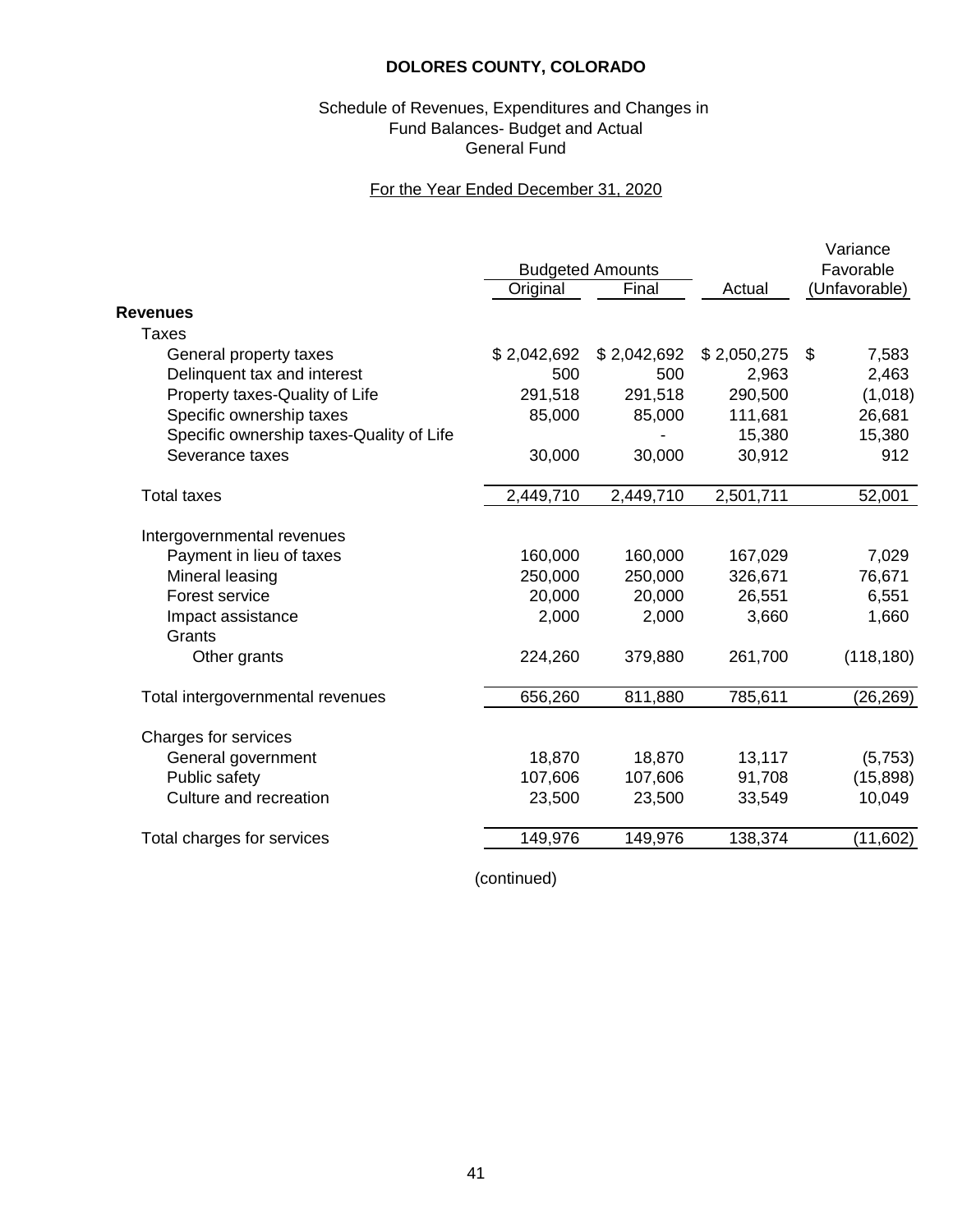**DOLORES COUNTY, COLORADO**

Schedule of Revenues, Expenditures and Changes in
Fund Balances- Budget and Actual
General Fund

For the Year Ended December 31, 2020

| | Budgeted Amounts | | | Variance Favorable |
|---|---|---|---|---|
| | Original | Final | Actual | (Unfavorable) |
| **Revenues** | | | | |
| Taxes | | | | |
| General property taxes | $ 2,042,692 | $ 2,042,692 | $ 2,050,275 | $ 7,583 |
| Delinquent tax and interest | 500 | 500 | 2,963 | 2,463 |
| Property taxes-Quality of Life | 291,518 | 291,518 | 290,500 | (1,018) |
| Specific ownership taxes | 85,000 | 85,000 | 111,681 | 26,681 |
| Specific ownership taxes-Quality of Life | | - | 15,380 | 15,380 |
| Severance taxes | 30,000 | 30,000 | 30,912 | 912 |
| Total taxes | 2,449,710 | 2,449,710 | 2,501,711 | 52,001 |
| Intergovernmental revenues | | | | |
| Payment in lieu of taxes | 160,000 | 160,000 | 167,029 | 7,029 |
| Mineral leasing | 250,000 | 250,000 | 326,671 | 76,671 |
| Forest service | 20,000 | 20,000 | 26,551 | 6,551 |
| Impact assistance | 2,000 | 2,000 | 3,660 | 1,660 |
| Grants | | | | |
| Other grants | 224,260 | 379,880 | 261,700 | (118,180) |
| Total intergovernmental revenues | 656,260 | 811,880 | 785,611 | (26,269) |
| Charges for services | | | | |
| General government | 18,870 | 18,870 | 13,117 | (5,753) |
| Public safety | 107,606 | 107,606 | 91,708 | (15,898) |
| Culture and recreation | 23,500 | 23,500 | 33,549 | 10,049 |
| Total charges for services | 149,976 | 149,976 | 138,374 | (11,602) |

(continued)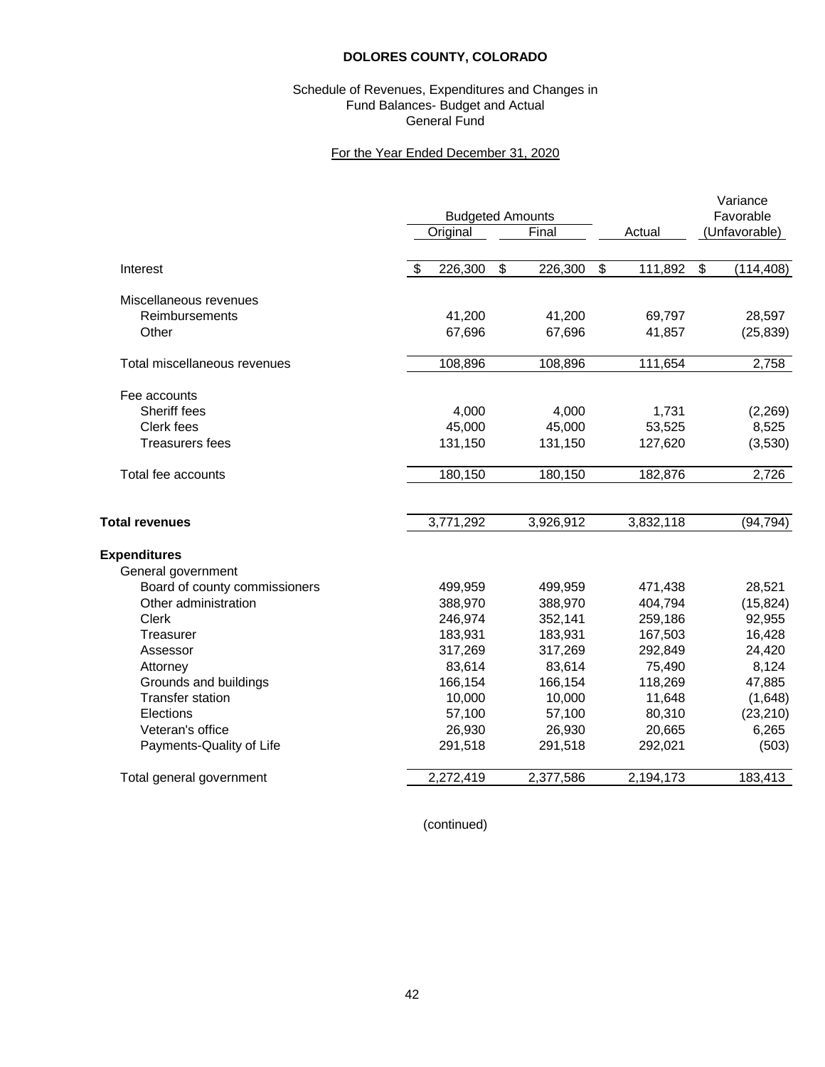**DOLORES COUNTY, COLORADO**

Schedule of Revenues, Expenditures and Changes in
Fund Balances- Budget and Actual
General Fund

For the Year Ended December 31, 2020

| | Budgeted Amounts Original | Budgeted Amounts Final | Actual | Variance Favorable (Unfavorable) |
|---|---|---|---|---|
| Interest | $ 226,300 | $ 226,300 | $ 111,892 | $ (114,408) |
| Miscellaneous revenues | | | | |
| Reimbursements | 41,200 | 41,200 | 69,797 | 28,597 |
| Other | 67,696 | 67,696 | 41,857 | (25,839) |
| Total miscellaneous revenues | 108,896 | 108,896 | 111,654 | 2,758 |
| Fee accounts | | | | |
| Sheriff fees | 4,000 | 4,000 | 1,731 | (2,269) |
| Clerk fees | 45,000 | 45,000 | 53,525 | 8,525 |
| Treasurers fees | 131,150 | 131,150 | 127,620 | (3,530) |
| Total fee accounts | 180,150 | 180,150 | 182,876 | 2,726 |
| **Total revenues** | 3,771,292 | 3,926,912 | 3,832,118 | (94,794) |
| **Expenditures** | | | | |
| General government | | | | |
| Board of county commissioners | 499,959 | 499,959 | 471,438 | 28,521 |
| Other administration | 388,970 | 388,970 | 404,794 | (15,824) |
| Clerk | 246,974 | 352,141 | 259,186 | 92,955 |
| Treasurer | 183,931 | 183,931 | 167,503 | 16,428 |
| Assessor | 317,269 | 317,269 | 292,849 | 24,420 |
| Attorney | 83,614 | 83,614 | 75,490 | 8,124 |
| Grounds and buildings | 166,154 | 166,154 | 118,269 | 47,885 |
| Transfer station | 10,000 | 10,000 | 11,648 | (1,648) |
| Elections | 57,100 | 57,100 | 80,310 | (23,210) |
| Veteran's office | 26,930 | 26,930 | 20,665 | 6,265 |
| Payments-Quality of Life | 291,518 | 291,518 | 292,021 | (503) |
| Total general government | 2,272,419 | 2,377,586 | 2,194,173 | 183,413 |

(continued)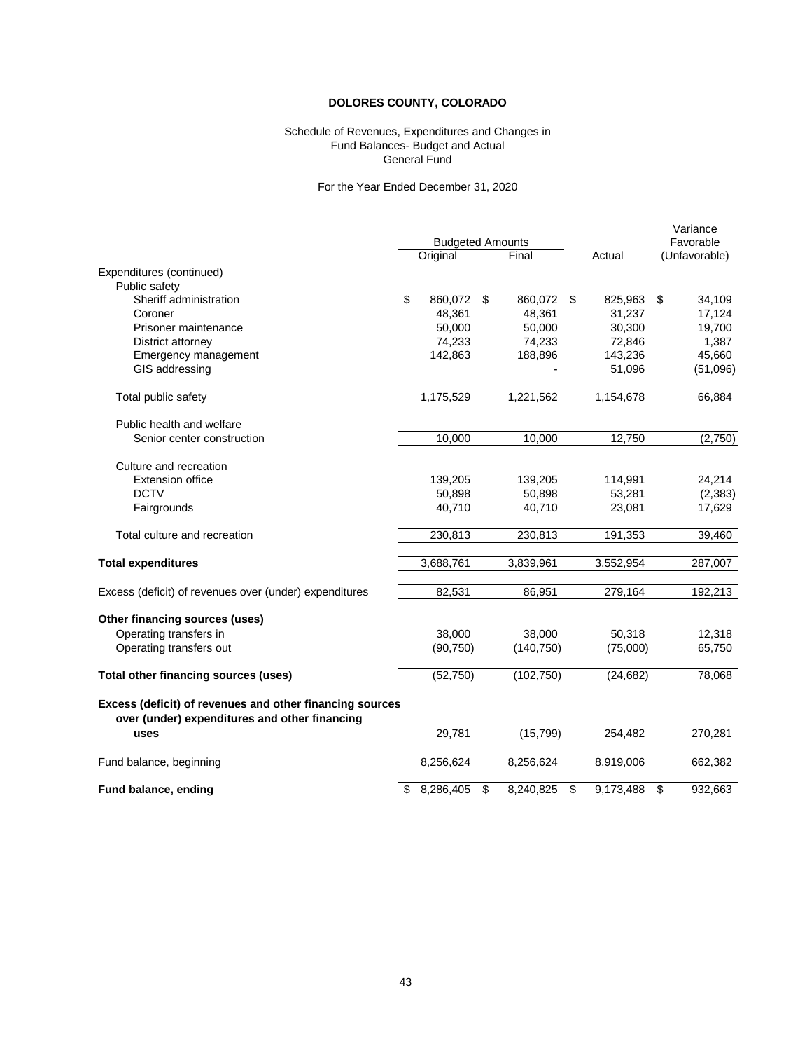**DOLORES COUNTY, COLORADO**

Schedule of Revenues, Expenditures and Changes in
Fund Balances- Budget and Actual
General Fund

For the Year Ended December 31, 2020

| | Budgeted Amounts | | | Variance |
|---|---|---|---|---|
| | Original | Final | Actual | Favorable (Unfavorable) |
| Expenditures (continued) | | | | |
| Public safety | | | | |
| Sheriff administration | $ 860,072 | $ 860,072 | $ 825,963 | $ 34,109 |
| Coroner | 48,361 | 48,361 | 31,237 | 17,124 |
| Prisoner maintenance | 50,000 | 50,000 | 30,300 | 19,700 |
| District attorney | 74,233 | 74,233 | 72,846 | 1,387 |
| Emergency management | 142,863 | 188,896 | 143,236 | 45,660 |
| GIS addressing | | - | 51,096 | (51,096) |
| Total public safety | 1,175,529 | 1,221,562 | 1,154,678 | 66,884 |
| Public health and welfare | | | | |
| Senior center construction | 10,000 | 10,000 | 12,750 | (2,750) |
| Culture and recreation | | | | |
| Extension office | 139,205 | 139,205 | 114,991 | 24,214 |
| DCTV | 50,898 | 50,898 | 53,281 | (2,383) |
| Fairgrounds | 40,710 | 40,710 | 23,081 | 17,629 |
| Total culture and recreation | 230,813 | 230,813 | 191,353 | 39,460 |
| **Total expenditures** | 3,688,761 | 3,839,961 | 3,552,954 | 287,007 |
| Excess (deficit) of revenues over (under) expenditures | 82,531 | 86,951 | 279,164 | 192,213 |
| **Other financing sources (uses)** | | | | |
| Operating transfers in | 38,000 | 38,000 | 50,318 | 12,318 |
| Operating transfers out | (90,750) | (140,750) | (75,000) | 65,750 |
| **Total other financing sources (uses)** | (52,750) | (102,750) | (24,682) | 78,068 |
| **Excess (deficit) of revenues and other financing sources over (under) expenditures and other financing uses** | 29,781 | (15,799) | 254,482 | 270,281 |
| Fund balance, beginning | 8,256,624 | 8,256,624 | 8,919,006 | 662,382 |
| **Fund balance, ending** | $ 8,286,405 | $ 8,240,825 | $ 9,173,488 | $ 932,663 |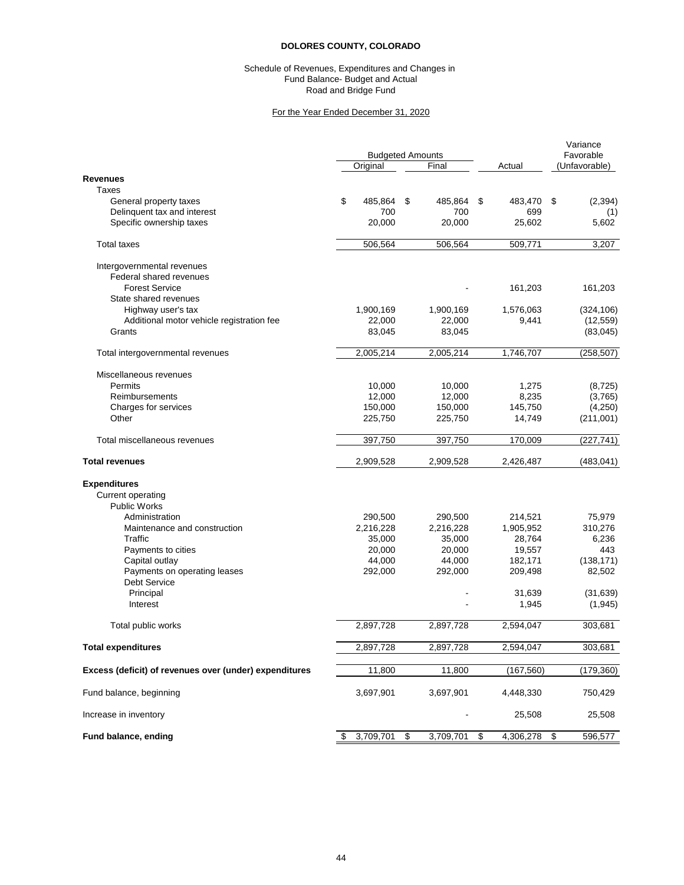# DOLORES COUNTY, COLORADO

Schedule of Revenues, Expenditures and Changes in Fund Balance- Budget and Actual
Road and Bridge Fund

For the Year Ended December 31, 2020

| | Budgeted Amounts | | Actual | Variance Favorable (Unfavorable) |
|---|---|---|---|---|
| | Original | Final | | |
| **Revenues** | | | | |
| Taxes | | | | |
| General property taxes | $ 485,864 | $ 485,864 | $ 483,470 | $ (2,394) |
| Delinquent tax and interest | 700 | 700 | 699 | (1) |
| Specific ownership taxes | 20,000 | 20,000 | 25,602 | 5,602 |
| Total taxes | 506,564 | 506,564 | 509,771 | 3,207 |
| Intergovernmental revenues | | | | |
| Federal shared revenues | | | | |
| Forest Service | | - | 161,203 | 161,203 |
| State shared revenues | | | | |
| Highway user's tax | 1,900,169 | 1,900,169 | 1,576,063 | (324,106) |
| Additional motor vehicle registration fee | 22,000 | 22,000 | 9,441 | (12,559) |
| Grants | 83,045 | 83,045 | | (83,045) |
| Total intergovernmental revenues | 2,005,214 | 2,005,214 | 1,746,707 | (258,507) |
| Miscellaneous revenues | | | | |
| Permits | 10,000 | 10,000 | 1,275 | (8,725) |
| Reimbursements | 12,000 | 12,000 | 8,235 | (3,765) |
| Charges for services | 150,000 | 150,000 | 145,750 | (4,250) |
| Other | 225,750 | 225,750 | 14,749 | (211,001) |
| Total miscellaneous revenues | 397,750 | 397,750 | 170,009 | (227,741) |
| **Total revenues** | 2,909,528 | 2,909,528 | 2,426,487 | (483,041) |
| **Expenditures** | | | | |
| Current operating | | | | |
| Public Works | | | | |
| Administration | 290,500 | 290,500 | 214,521 | 75,979 |
| Maintenance and construction | 2,216,228 | 2,216,228 | 1,905,952 | 310,276 |
| Traffic | 35,000 | 35,000 | 28,764 | 6,236 |
| Payments to cities | 20,000 | 20,000 | 19,557 | 443 |
| Capital outlay | 44,000 | 44,000 | 182,171 | (138,171) |
| Payments on operating leases | 292,000 | 292,000 | 209,498 | 82,502 |
| Debt Service | | | | |
| Principal | | - | 31,639 | (31,639) |
| Interest | | - | 1,945 | (1,945) |
| Total public works | 2,897,728 | 2,897,728 | 2,594,047 | 303,681 |
| **Total expenditures** | 2,897,728 | 2,897,728 | 2,594,047 | 303,681 |
| **Excess (deficit) of revenues over (under) expenditures** | 11,800 | 11,800 | (167,560) | (179,360) |
| Fund balance, beginning | 3,697,901 | 3,697,901 | 4,448,330 | 750,429 |
| Increase in inventory | | - | 25,508 | 25,508 |
| **Fund balance, ending** | $ 3,709,701 | $ 3,709,701 | $ 4,306,278 | $ 596,577 |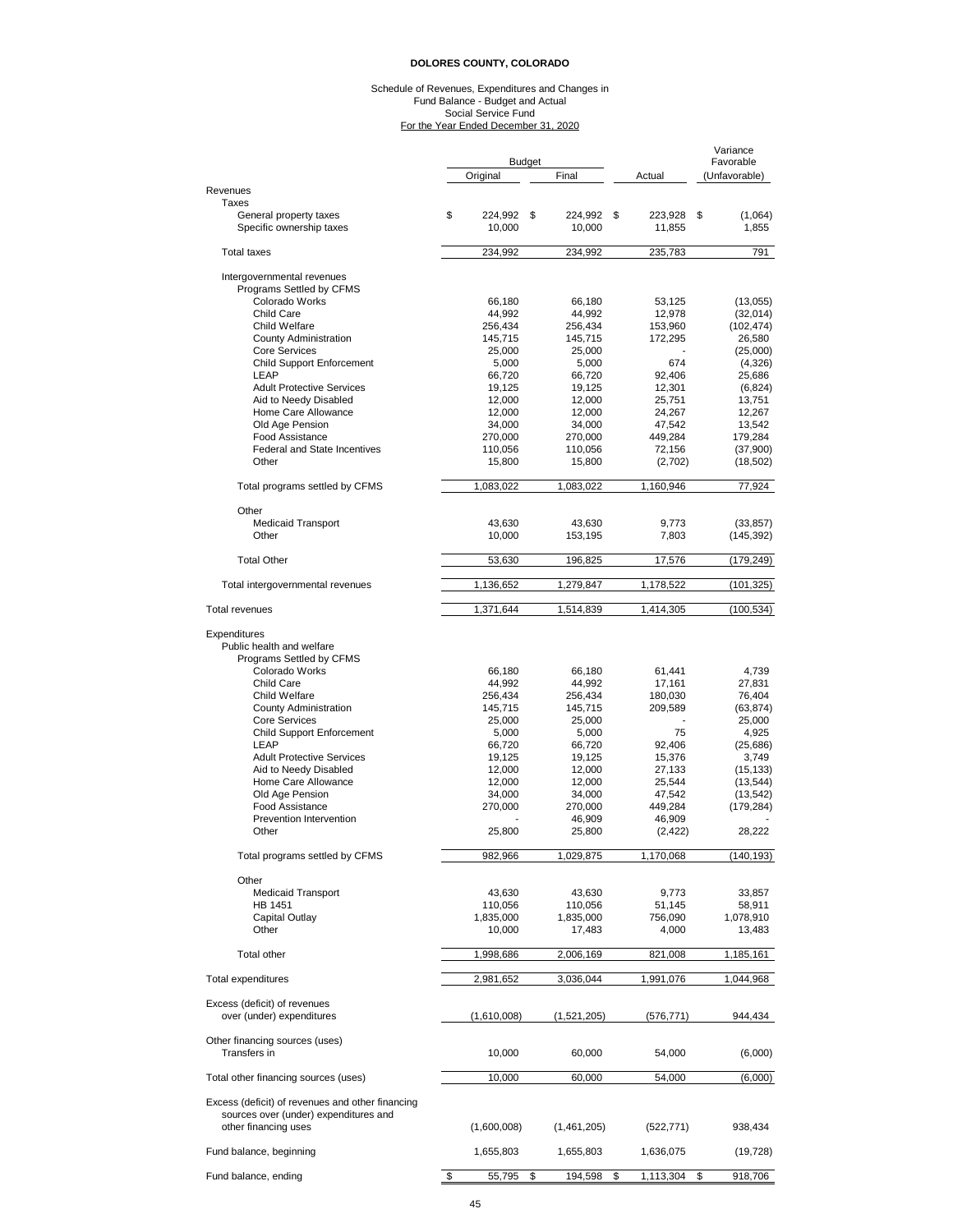**DOLORES COUNTY, COLORADO**

Schedule of Revenues, Expenditures and Changes in
Fund Balance - Budget and Actual
Social Service Fund
For the Year Ended December 31, 2020

| | Budget Original | Budget Final | Actual | Variance Favorable (Unfavorable) |
|---|---|---|---|---|
| **Revenues** | | | | |
| Taxes | | | | |
| General property taxes | $ 224,992 | $ 224,992 | $ 223,928 | $ (1,064) |
| Specific ownership taxes | 10,000 | 10,000 | 11,855 | 1,855 |
| Total taxes | 234,992 | 234,992 | 235,783 | 791 |
| Intergovernmental revenues | | | | |
| Programs Settled by CFMS | | | | |
| Colorado Works | 66,180 | 66,180 | 53,125 | (13,055) |
| Child Care | 44,992 | 44,992 | 12,978 | (32,014) |
| Child Welfare | 256,434 | 256,434 | 153,960 | (102,474) |
| County Administration | 145,715 | 145,715 | 172,295 | 26,580 |
| Core Services | 25,000 | 25,000 | - | (25,000) |
| Child Support Enforcement | 5,000 | 5,000 | 674 | (4,326) |
| LEAP | 66,720 | 66,720 | 92,406 | 25,686 |
| Adult Protective Services | 19,125 | 19,125 | 12,301 | (6,824) |
| Aid to Needy Disabled | 12,000 | 12,000 | 25,751 | 13,751 |
| Home Care Allowance | 12,000 | 12,000 | 24,267 | 12,267 |
| Old Age Pension | 34,000 | 34,000 | 47,542 | 13,542 |
| Food Assistance | 270,000 | 270,000 | 449,284 | 179,284 |
| Federal and State Incentives | 110,056 | 110,056 | 72,156 | (37,900) |
| Other | 15,800 | 15,800 | (2,702) | (18,502) |
| Total programs settled by CFMS | 1,083,022 | 1,083,022 | 1,160,946 | 77,924 |
| Other | | | | |
| Medicaid Transport | 43,630 | 43,630 | 9,773 | (33,857) |
| Other | 10,000 | 153,195 | 7,803 | (145,392) |
| Total Other | 53,630 | 196,825 | 17,576 | (179,249) |
| Total intergovernmental revenues | 1,136,652 | 1,279,847 | 1,178,522 | (101,325) |
| Total revenues | 1,371,644 | 1,514,839 | 1,414,305 | (100,534) |
| **Expenditures** | | | | |
| Public health and welfare | | | | |
| Programs Settled by CFMS | | | | |
| Colorado Works | 66,180 | 66,180 | 61,441 | 4,739 |
| Child Care | 44,992 | 44,992 | 17,161 | 27,831 |
| Child Welfare | 256,434 | 256,434 | 180,030 | 76,404 |
| County Administration | 145,715 | 145,715 | 209,589 | (63,874) |
| Core Services | 25,000 | 25,000 | - | 25,000 |
| Child Support Enforcement | 5,000 | 5,000 | 75 | 4,925 |
| LEAP | 66,720 | 66,720 | 92,406 | (25,686) |
| Adult Protective Services | 19,125 | 19,125 | 15,376 | 3,749 |
| Aid to Needy Disabled | 12,000 | 12,000 | 27,133 | (15,133) |
| Home Care Allowance | 12,000 | 12,000 | 25,544 | (13,544) |
| Old Age Pension | 34,000 | 34,000 | 47,542 | (13,542) |
| Food Assistance | 270,000 | 270,000 | 449,284 | (179,284) |
| Prevention Intervention | - | 46,909 | 46,909 | - |
| Other | 25,800 | 25,800 | (2,422) | 28,222 |
| Total programs settled by CFMS | 982,966 | 1,029,875 | 1,170,068 | (140,193) |
| Other | | | | |
| Medicaid Transport | 43,630 | 43,630 | 9,773 | 33,857 |
| HB 1451 | 110,056 | 110,056 | 51,145 | 58,911 |
| Capital Outlay | 1,835,000 | 1,835,000 | 756,090 | 1,078,910 |
| Other | 10,000 | 17,483 | 4,000 | 13,483 |
| Total other | 1,998,686 | 2,006,169 | 821,008 | 1,185,161 |
| Total expenditures | 2,981,652 | 3,036,044 | 1,991,076 | 1,044,968 |
| Excess (deficit) of revenues over (under) expenditures | (1,610,008) | (1,521,205) | (576,771) | 944,434 |
| Other financing sources (uses) | | | | |
| Transfers in | 10,000 | 60,000 | 54,000 | (6,000) |
| Total other financing sources (uses) | 10,000 | 60,000 | 54,000 | (6,000) |
| Excess (deficit) of revenues and other financing sources over (under) expenditures and other financing uses | (1,600,008) | (1,461,205) | (522,771) | 938,434 |
| Fund balance, beginning | 1,655,803 | 1,655,803 | 1,636,075 | (19,728) |
| Fund balance, ending | $ 55,795 | $ 194,598 | $ 1,113,304 | $ 918,706 |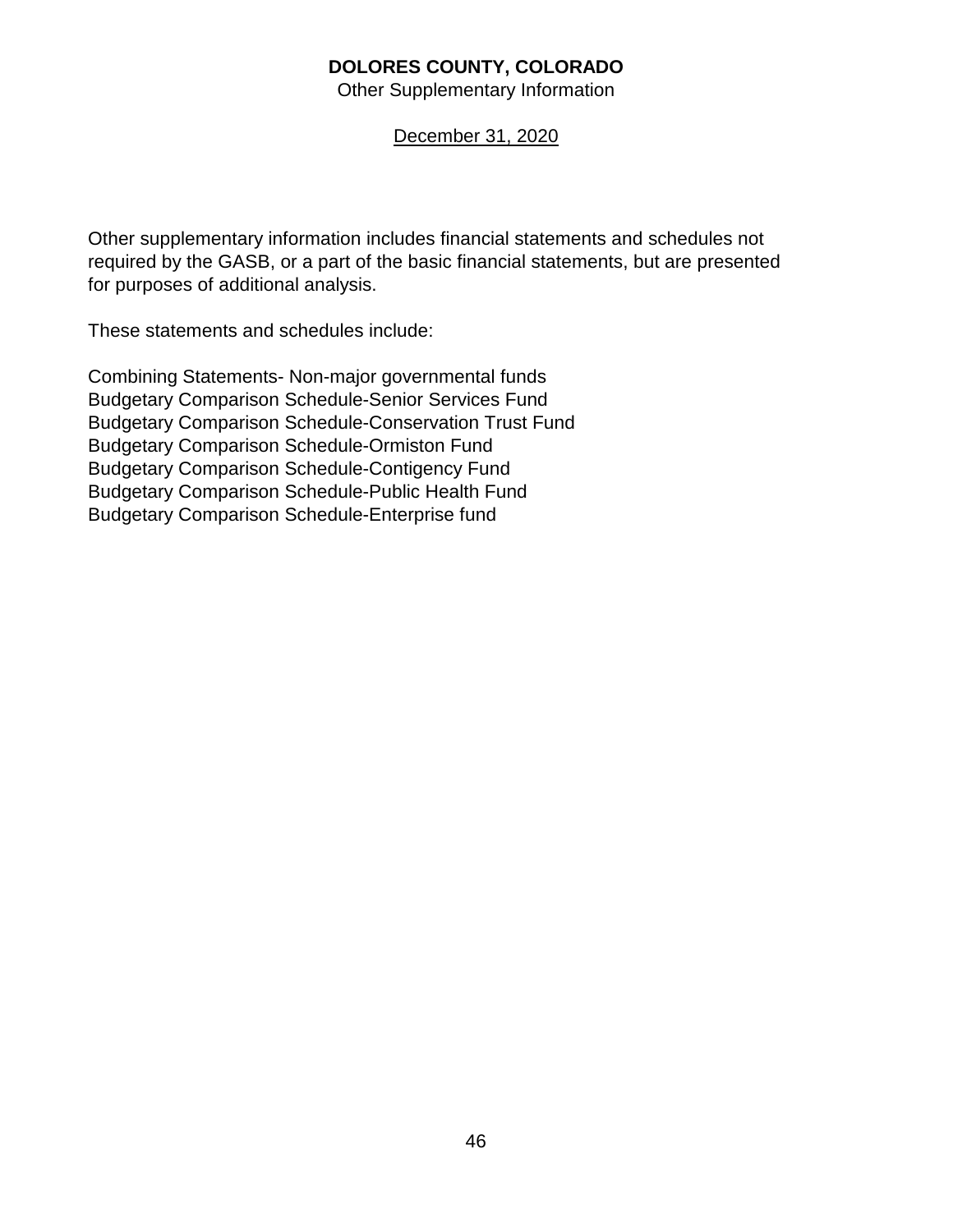# DOLORES COUNTY, COLORADO

Other Supplementary Information

December 31, 2020

Other supplementary information includes financial statements and schedules not required by the GASB, or a part of the basic financial statements, but are presented for purposes of additional analysis.

These statements and schedules include:

Combining Statements- Non-major governmental funds
Budgetary Comparison Schedule-Senior Services Fund
Budgetary Comparison Schedule-Conservation Trust Fund
Budgetary Comparison Schedule-Ormiston Fund
Budgetary Comparison Schedule-Contigency Fund
Budgetary Comparison Schedule-Public Health Fund
Budgetary Comparison Schedule-Enterprise fund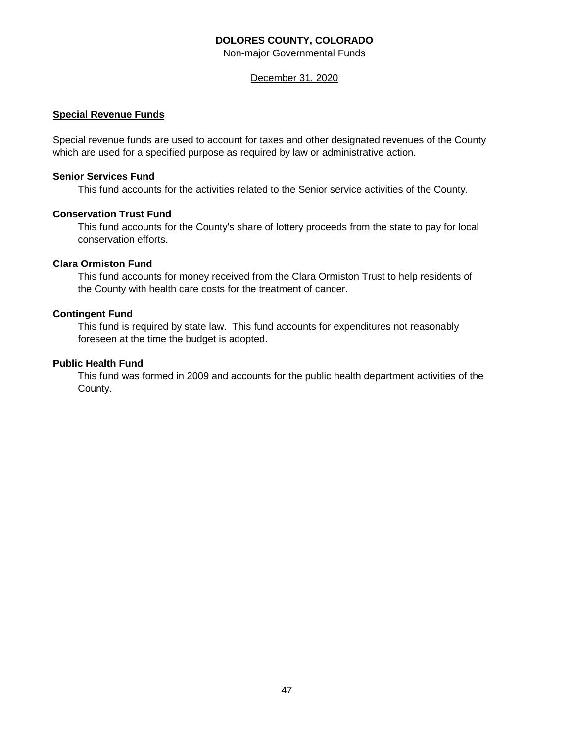# DOLORES COUNTY, COLORADO

Non-major Governmental Funds

December 31, 2020

## Special Revenue Funds

Special revenue funds are used to account for taxes and other designated revenues of the County which are used for a specified purpose as required by law or administrative action.

**Senior Services Fund**

This fund accounts for the activities related to the Senior service activities of the County.

**Conservation Trust Fund**

This fund accounts for the County's share of lottery proceeds from the state to pay for local conservation efforts.

**Clara Ormiston Fund**

This fund accounts for money received from the Clara Ormiston Trust to help residents of the County with health care costs for the treatment of cancer.

**Contingent Fund**

This fund is required by state law. This fund accounts for expenditures not reasonably foreseen at the time the budget is adopted.

**Public Health Fund**

This fund was formed in 2009 and accounts for the public health department activities of the County.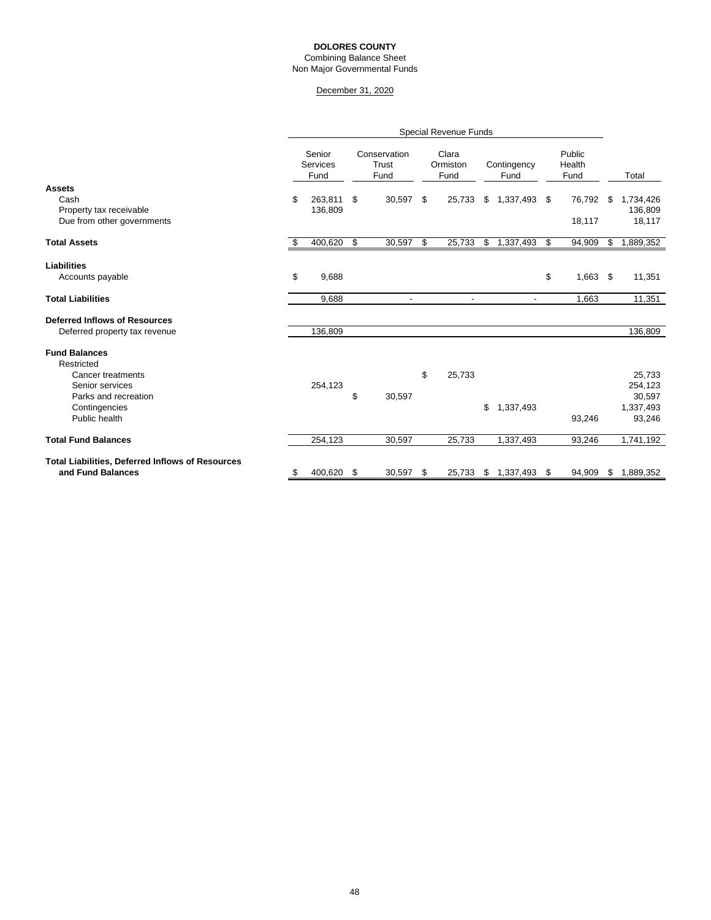**DOLORES COUNTY**

Combining Balance Sheet

Non Major Governmental Funds

December 31, 2020

| | Special Revenue Funds | | | | | |
|---|---|---|---|---|---|---|
| | Senior Services Fund | Conservation Trust Fund | Clara Ormiston Fund | Contingency Fund | Public Health Fund | Total |
| **Assets** | | | | | | |
| Cash | $ 263,811 | $ 30,597 | $ 25,733 | $ 1,337,493 | $ 76,792 | $ 1,734,426 |
| Property tax receivable | 136,809 | | | | | 136,809 |
| Due from other governments | | | | | 18,117 | 18,117 |
| **Total Assets** | $ 400,620 | $ 30,597 | $ 25,733 | $ 1,337,493 | $ 94,909 | $ 1,889,352 |
| **Liabilities** | | | | | | |
| Accounts payable | $ 9,688 | | | | $ 1,663 | $ 11,351 |
| **Total Liabilities** | 9,688 | - | - | - | 1,663 | 11,351 |
| **Deferred Inflows of Resources** | | | | | | |
| Deferred property tax revenue | 136,809 | | | | | 136,809 |
| **Fund Balances** | | | | | | |
| Restricted | | | | | | |
| Cancer treatments | | | $ 25,733 | | | 25,733 |
| Senior services | 254,123 | | | | | 254,123 |
| Parks and recreation | | $ 30,597 | | | | 30,597 |
| Contingencies | | | | $ 1,337,493 | | 1,337,493 |
| Public health | | | | | 93,246 | 93,246 |
| **Total Fund Balances** | 254,123 | 30,597 | 25,733 | 1,337,493 | 93,246 | 1,741,192 |
| **Total Liabilities, Deferred Inflows of Resources and Fund Balances** | $ 400,620 | $ 30,597 | $ 25,733 | $ 1,337,493 | $ 94,909 | $ 1,889,352 |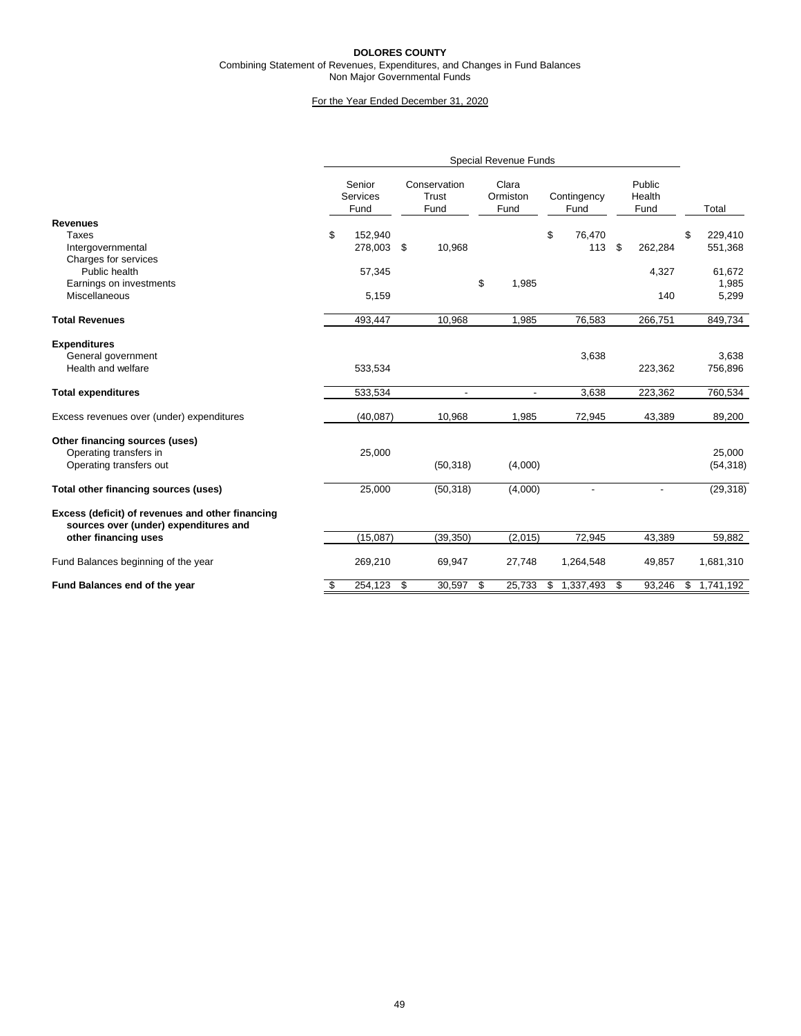**DOLORES COUNTY**

Combining Statement of Revenues, Expenditures, and Changes in Fund Balances

Non Major Governmental Funds

For the Year Ended December 31, 2020

| | Special Revenue Funds | | | | | |
|---|---|---|---|---|---|---|
| | Senior Services Fund | Conservation Trust Fund | Clara Ormiston Fund | Contingency Fund | Public Health Fund | Total |
| **Revenues** | | | | | | |
| Taxes | $ 152,940 | | | $ 76,470 | | $ 229,410 |
| Intergovernmental | 278,003 | $ 10,968 | | 113 | $ 262,284 | 551,368 |
| Charges for services | | | | | | |
| Public health | 57,345 | | | | 4,327 | 61,672 |
| Earnings on investments | | | $ 1,985 | | | 1,985 |
| Miscellaneous | 5,159 | | | | 140 | 5,299 |
| **Total Revenues** | 493,447 | 10,968 | 1,985 | 76,583 | 266,751 | 849,734 |
| **Expenditures** | | | | | | |
| General government | | | | 3,638 | | 3,638 |
| Health and welfare | 533,534 | | | | 223,362 | 756,896 |
| **Total expenditures** | 533,534 | - | - | 3,638 | 223,362 | 760,534 |
| Excess revenues over (under) expenditures | (40,087) | 10,968 | 1,985 | 72,945 | 43,389 | 89,200 |
| **Other financing sources (uses)** | | | | | | |
| Operating transfers in | 25,000 | | | | | 25,000 |
| Operating transfers out | | (50,318) | (4,000) | | | (54,318) |
| **Total other financing sources (uses)** | 25,000 | (50,318) | (4,000) | - | - | (29,318) |
| **Excess (deficit) of revenues and other financing sources over (under) expenditures and other financing uses** | (15,087) | (39,350) | (2,015) | 72,945 | 43,389 | 59,882 |
| Fund Balances beginning of the year | 269,210 | 69,947 | 27,748 | 1,264,548 | 49,857 | 1,681,310 |
| **Fund Balances end of the year** | $ 254,123 | $ 30,597 | $ 25,733 | $ 1,337,493 | $ 93,246 | $ 1,741,192 |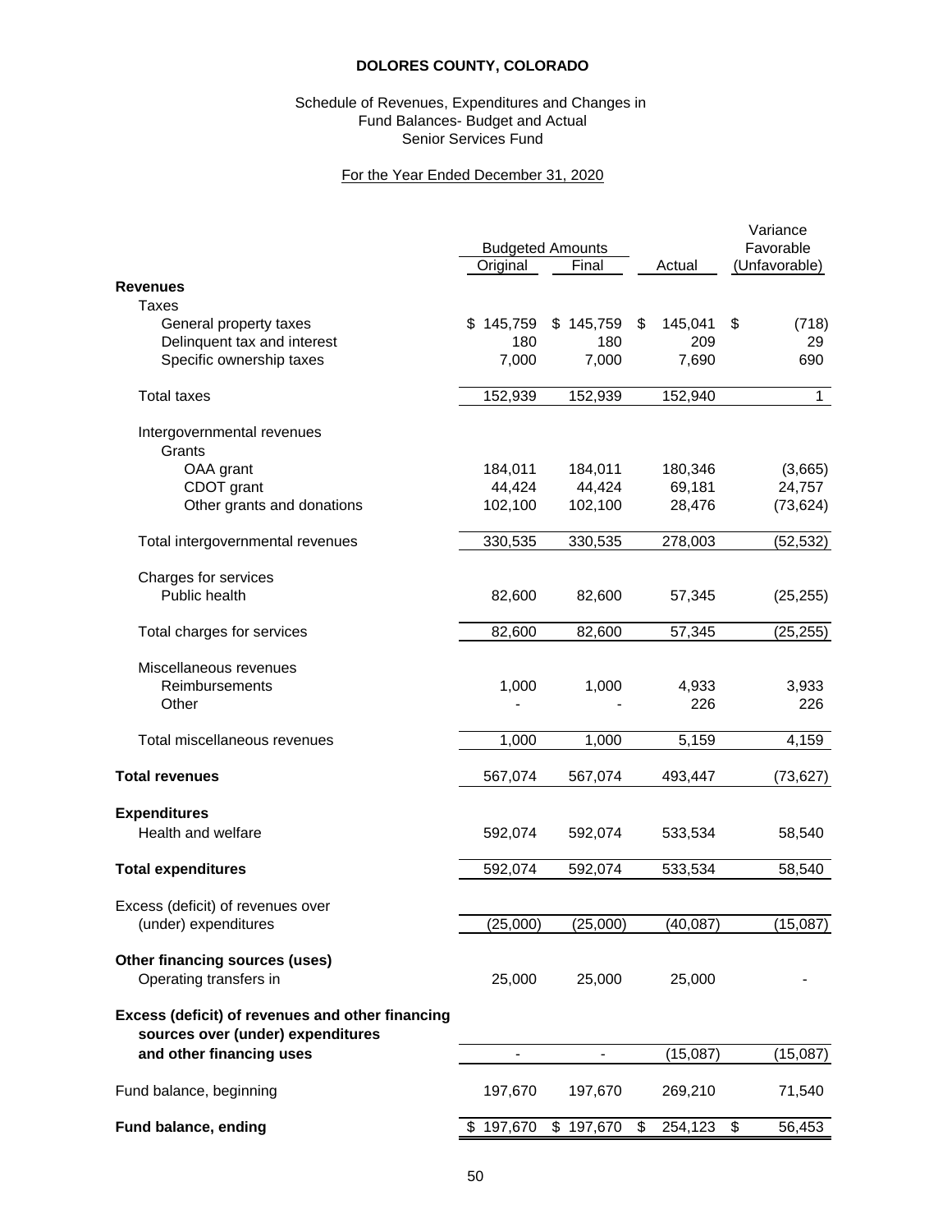# DOLORES COUNTY, COLORADO

Schedule of Revenues, Expenditures and Changes in
Fund Balances- Budget and Actual
Senior Services Fund

For the Year Ended December 31, 2020

| | Budgeted Amounts | | | Variance |
|---|---|---|---|---|
| | Original | Final | Actual | Favorable (Unfavorable) |
| **Revenues** | | | | |
| Taxes | | | | |
| General property taxes | $ 145,759 | $ 145,759 | $ 145,041 | $ (718) |
| Delinquent tax and interest | 180 | 180 | 209 | 29 |
| Specific ownership taxes | 7,000 | 7,000 | 7,690 | 690 |
| Total taxes | 152,939 | 152,939 | 152,940 | 1 |
| Intergovernmental revenues | | | | |
| Grants | | | | |
| OAA grant | 184,011 | 184,011 | 180,346 | (3,665) |
| CDOT grant | 44,424 | 44,424 | 69,181 | 24,757 |
| Other grants and donations | 102,100 | 102,100 | 28,476 | (73,624) |
| Total intergovernmental revenues | 330,535 | 330,535 | 278,003 | (52,532) |
| Charges for services | | | | |
| Public health | 82,600 | 82,600 | 57,345 | (25,255) |
| Total charges for services | 82,600 | 82,600 | 57,345 | (25,255) |
| Miscellaneous revenues | | | | |
| Reimbursements | 1,000 | 1,000 | 4,933 | 3,933 |
| Other | - | - | 226 | 226 |
| Total miscellaneous revenues | 1,000 | 1,000 | 5,159 | 4,159 |
| **Total revenues** | 567,074 | 567,074 | 493,447 | (73,627) |
| **Expenditures** | | | | |
| Health and welfare | 592,074 | 592,074 | 533,534 | 58,540 |
| **Total expenditures** | 592,074 | 592,074 | 533,534 | 58,540 |
| Excess (deficit) of revenues over (under) expenditures | (25,000) | (25,000) | (40,087) | (15,087) |
| **Other financing sources (uses)** | | | | |
| Operating transfers in | 25,000 | 25,000 | 25,000 | - |
| **Excess (deficit) of revenues and other financing sources over (under) expenditures and other financing uses** | - | - | (15,087) | (15,087) |
| Fund balance, beginning | 197,670 | 197,670 | 269,210 | 71,540 |
| **Fund balance, ending** | $ 197,670 | $ 197,670 | $ 254,123 | $ 56,453 |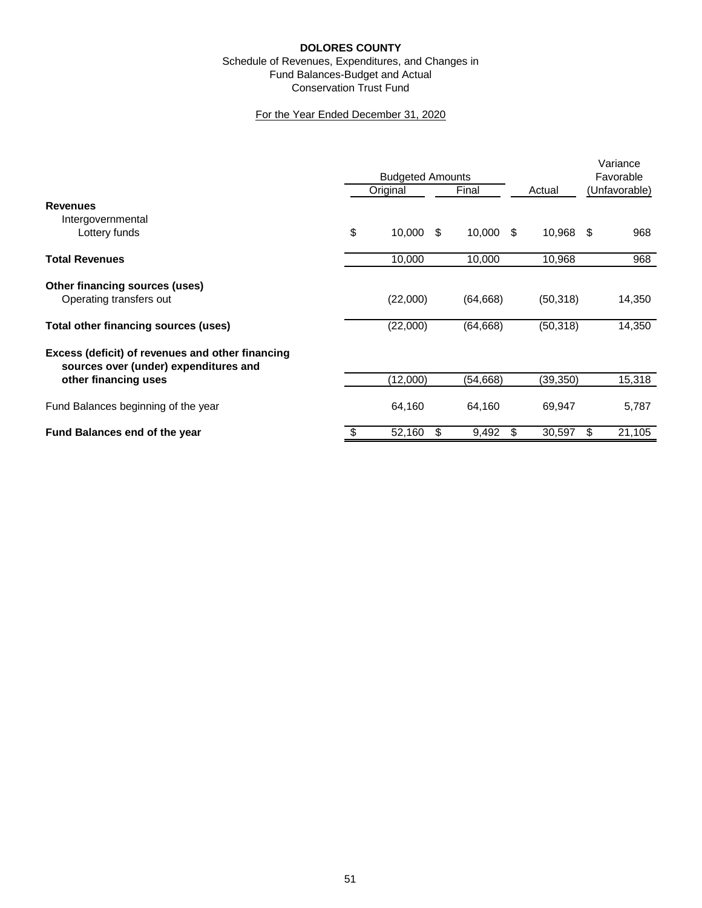**DOLORES COUNTY**

Schedule of Revenues, Expenditures, and Changes in
Fund Balances-Budget and Actual
Conservation Trust Fund

For the Year Ended December 31, 2020

| | Budgeted Amounts | | | Variance |
|---|---|---|---|---|
| | Original | Final | Actual | Favorable (Unfavorable) |
| **Revenues** | | | | |
| Intergovernmental | | | | |
| Lottery funds | $ 10,000 | $ 10,000 | $ 10,968 | $ 968 |
| **Total Revenues** | 10,000 | 10,000 | 10,968 | 968 |
| **Other financing sources (uses)** | | | | |
| Operating transfers out | (22,000) | (64,668) | (50,318) | 14,350 |
| **Total other financing sources (uses)** | (22,000) | (64,668) | (50,318) | 14,350 |
| **Excess (deficit) of revenues and other financing sources over (under) expenditures and other financing uses** | (12,000) | (54,668) | (39,350) | 15,318 |
| Fund Balances beginning of the year | 64,160 | 64,160 | 69,947 | 5,787 |
| **Fund Balances end of the year** | $ 52,160 | $ 9,492 | $ 30,597 | $ 21,105 |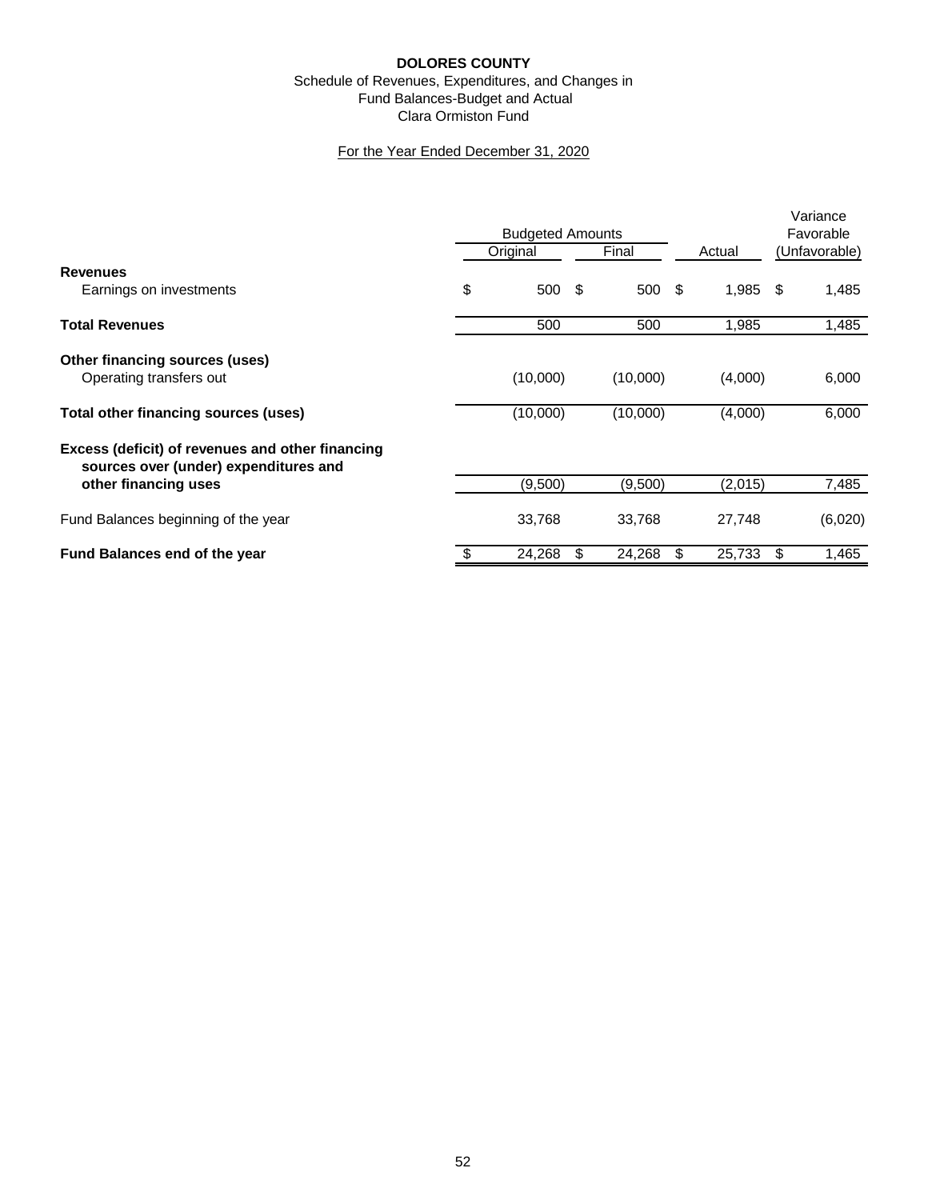**DOLORES COUNTY**

Schedule of Revenues, Expenditures, and Changes in Fund Balances-Budget and Actual

Clara Ormiston Fund

For the Year Ended December 31, 2020

| | Budgeted Amounts | | | Variance Favorable |
|---|---|---|---|---|
| | Original | Final | Actual | (Unfavorable) |
| **Revenues** | | | | |
| Earnings on investments | $ 500 | $ 500 | $ 1,985 | $ 1,485 |
| **Total Revenues** | 500 | 500 | 1,985 | 1,485 |
| **Other financing sources (uses)** | | | | |
| Operating transfers out | (10,000) | (10,000) | (4,000) | 6,000 |
| **Total other financing sources (uses)** | (10,000) | (10,000) | (4,000) | 6,000 |
| **Excess (deficit) of revenues and other financing sources over (under) expenditures and other financing uses** | (9,500) | (9,500) | (2,015) | 7,485 |
| Fund Balances beginning of the year | 33,768 | 33,768 | 27,748 | (6,020) |
| **Fund Balances end of the year** | $ 24,268 | $ 24,268 | $ 25,733 | $ 1,465 |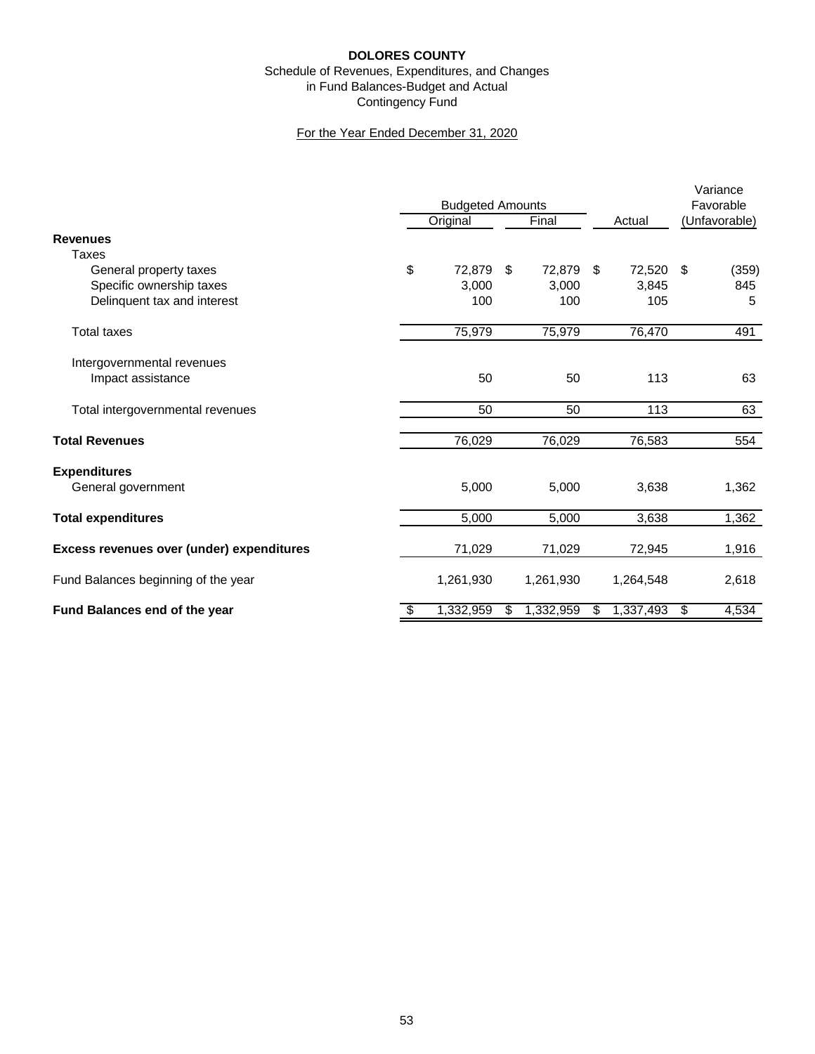**DOLORES COUNTY**

Schedule of Revenues, Expenditures, and Changes in Fund Balances-Budget and Actual

Contingency Fund

For the Year Ended December 31, 2020

| | Budgeted Amounts | | | Variance Favorable |
|---|---|---|---|---|
| | Original | Final | Actual | (Unfavorable) |
| **Revenues** | | | | |
| Taxes | | | | |
| General property taxes | $ 72,879 | $ 72,879 | $ 72,520 | $ (359) |
| Specific ownership taxes | 3,000 | 3,000 | 3,845 | 845 |
| Delinquent tax and interest | 100 | 100 | 105 | 5 |
| Total taxes | 75,979 | 75,979 | 76,470 | 491 |
| Intergovernmental revenues | | | | |
| Impact assistance | 50 | 50 | 113 | 63 |
| Total intergovernmental revenues | 50 | 50 | 113 | 63 |
| **Total Revenues** | 76,029 | 76,029 | 76,583 | 554 |
| **Expenditures** | | | | |
| General government | 5,000 | 5,000 | 3,638 | 1,362 |
| **Total expenditures** | 5,000 | 5,000 | 3,638 | 1,362 |
| **Excess revenues over (under) expenditures** | 71,029 | 71,029 | 72,945 | 1,916 |
| Fund Balances beginning of the year | 1,261,930 | 1,261,930 | 1,264,548 | 2,618 |
| **Fund Balances end of the year** | $ 1,332,959 | $ 1,332,959 | $ 1,337,493 | $ 4,534 |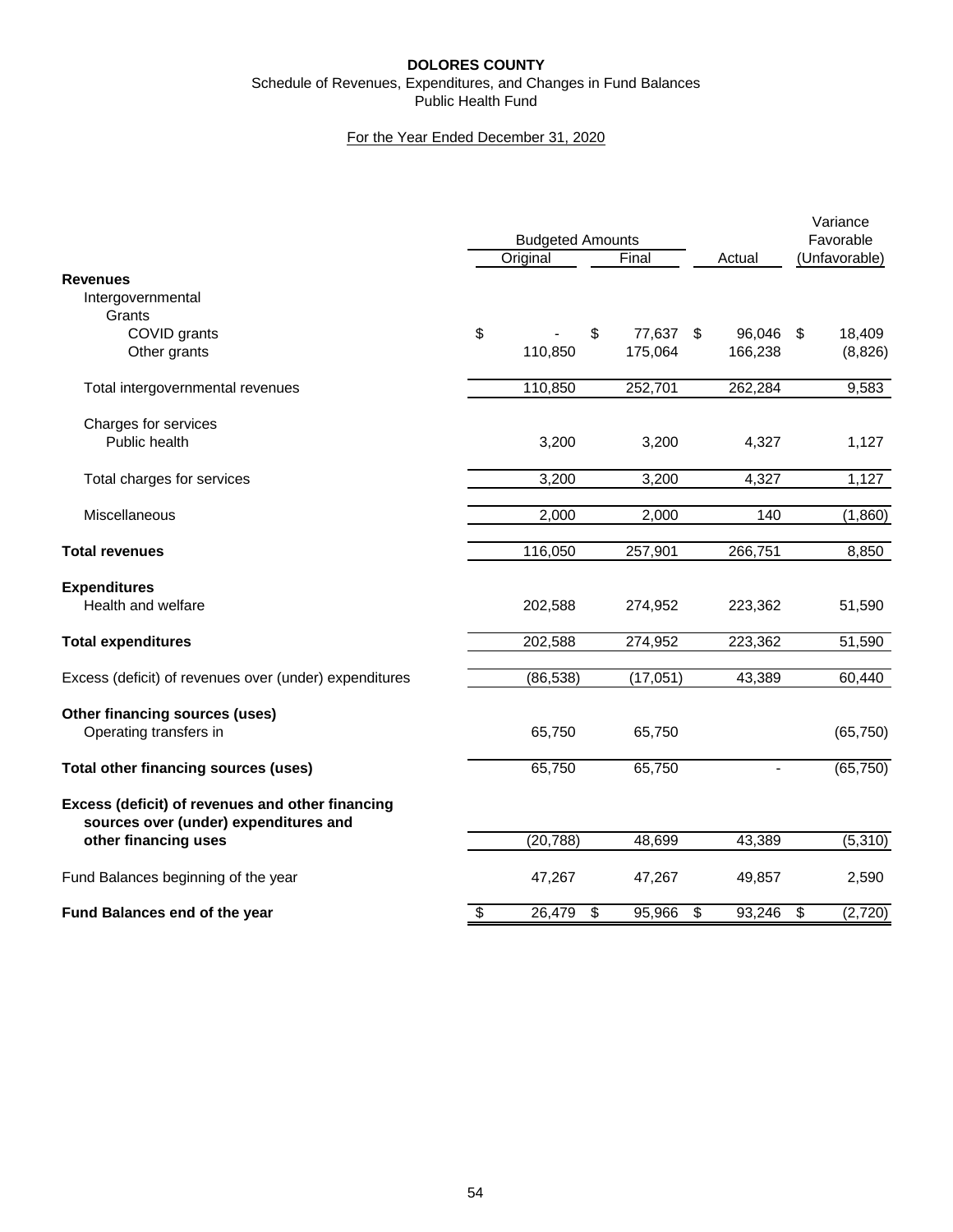**DOLORES COUNTY**

Schedule of Revenues, Expenditures, and Changes in Fund Balances

Public Health Fund

For the Year Ended December 31, 2020

| | Budgeted Amounts | | | Variance |
|---|---|---|---|---|
| | Original | Final | Actual | Favorable (Unfavorable) |
| **Revenues** | | | | |
| Intergovernmental | | | | |
| Grants | | | | |
| COVID grants | $ - | $ 77,637 | $ 96,046 | $ 18,409 |
| Other grants | 110,850 | 175,064 | 166,238 | (8,826) |
| Total intergovernmental revenues | 110,850 | 252,701 | 262,284 | 9,583 |
| Charges for services | | | | |
| Public health | 3,200 | 3,200 | 4,327 | 1,127 |
| Total charges for services | 3,200 | 3,200 | 4,327 | 1,127 |
| Miscellaneous | 2,000 | 2,000 | 140 | (1,860) |
| **Total revenues** | 116,050 | 257,901 | 266,751 | 8,850 |
| **Expenditures** | | | | |
| Health and welfare | 202,588 | 274,952 | 223,362 | 51,590 |
| **Total expenditures** | 202,588 | 274,952 | 223,362 | 51,590 |
| Excess (deficit) of revenues over (under) expenditures | (86,538) | (17,051) | 43,389 | 60,440 |
| **Other financing sources (uses)** | | | | |
| Operating transfers in | 65,750 | 65,750 | | (65,750) |
| **Total other financing sources (uses)** | 65,750 | 65,750 | - | (65,750) |
| **Excess (deficit) of revenues and other financing sources over (under) expenditures and other financing uses** | (20,788) | 48,699 | 43,389 | (5,310) |
| Fund Balances beginning of the year | 47,267 | 47,267 | 49,857 | 2,590 |
| **Fund Balances end of the year** | $ 26,479 | $ 95,966 | $ 93,246 | $ (2,720) |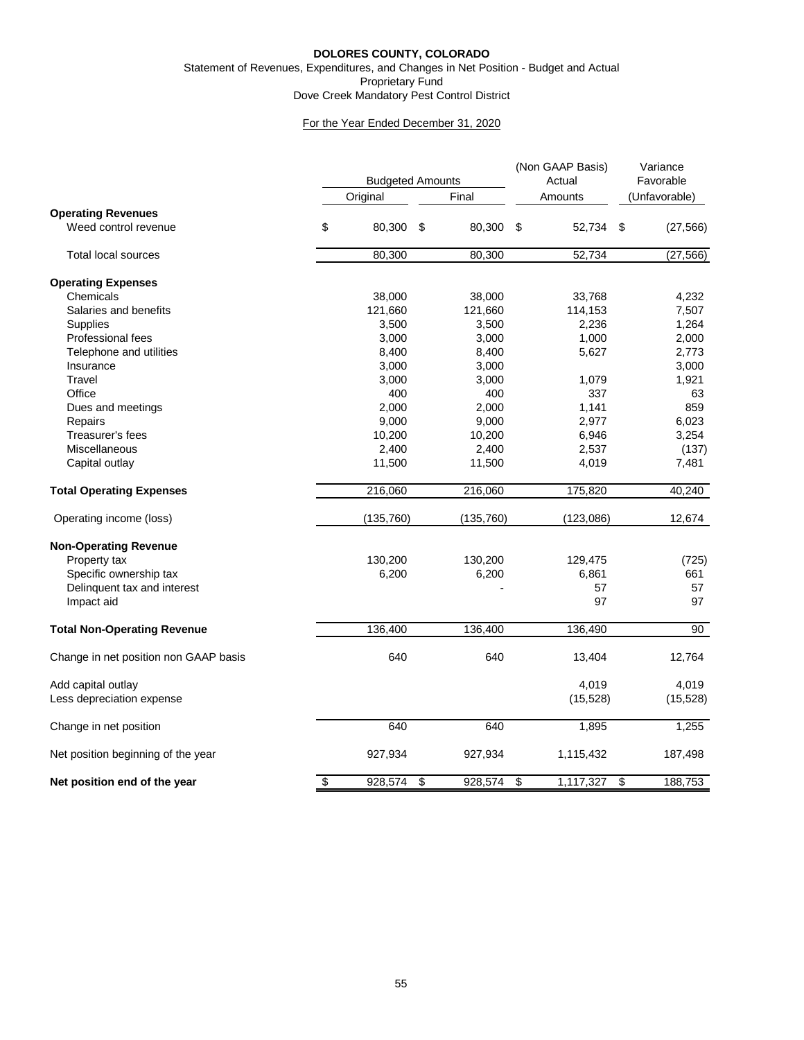**DOLORES COUNTY, COLORADO**

Statement of Revenues, Expenditures, and Changes in Net Position - Budget and Actual

Proprietary Fund

Dove Creek Mandatory Pest Control District

For the Year Ended December 31, 2020

| | Budgeted Amounts | | (Non GAAP Basis) Actual | Variance Favorable |
|---|---|---|---|---|
| | Original | Final | Amounts | (Unfavorable) |
| **Operating Revenues** | | | | |
| Weed control revenue | $ 80,300 | $ 80,300 | $ 52,734 | $ (27,566) |
| Total local sources | 80,300 | 80,300 | 52,734 | (27,566) |
| **Operating Expenses** | | | | |
| Chemicals | 38,000 | 38,000 | 33,768 | 4,232 |
| Salaries and benefits | 121,660 | 121,660 | 114,153 | 7,507 |
| Supplies | 3,500 | 3,500 | 2,236 | 1,264 |
| Professional fees | 3,000 | 3,000 | 1,000 | 2,000 |
| Telephone and utilities | 8,400 | 8,400 | 5,627 | 2,773 |
| Insurance | 3,000 | 3,000 | | 3,000 |
| Travel | 3,000 | 3,000 | 1,079 | 1,921 |
| Office | 400 | 400 | 337 | 63 |
| Dues and meetings | 2,000 | 2,000 | 1,141 | 859 |
| Repairs | 9,000 | 9,000 | 2,977 | 6,023 |
| Treasurer's fees | 10,200 | 10,200 | 6,946 | 3,254 |
| Miscellaneous | 2,400 | 2,400 | 2,537 | (137) |
| Capital outlay | 11,500 | 11,500 | 4,019 | 7,481 |
| **Total Operating Expenses** | 216,060 | 216,060 | 175,820 | 40,240 |
| Operating income (loss) | (135,760) | (135,760) | (123,086) | 12,674 |
| **Non-Operating Revenue** | | | | |
| Property tax | 130,200 | 130,200 | 129,475 | (725) |
| Specific ownership tax | 6,200 | 6,200 | 6,861 | 661 |
| Delinquent tax and interest | | - | 57 | 57 |
| Impact aid | | | 97 | 97 |
| **Total Non-Operating Revenue** | 136,400 | 136,400 | 136,490 | 90 |
| Change in net position non GAAP basis | 640 | 640 | 13,404 | 12,764 |
| Add capital outlay | | | 4,019 | 4,019 |
| Less depreciation expense | | | (15,528) | (15,528) |
| Change in net position | 640 | 640 | 1,895 | 1,255 |
| Net position beginning of the year | 927,934 | 927,934 | 1,115,432 | 187,498 |
| **Net position end of the year** | $ 928,574 | $ 928,574 | $ 1,117,327 | $ 188,753 |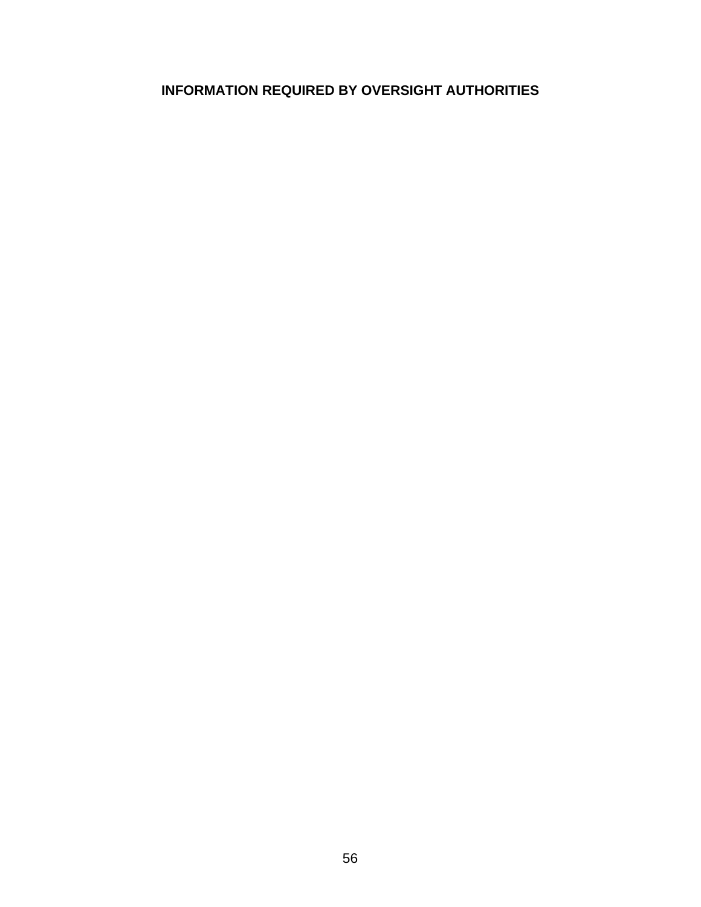# INFORMATION REQUIRED BY OVERSIGHT AUTHORITIES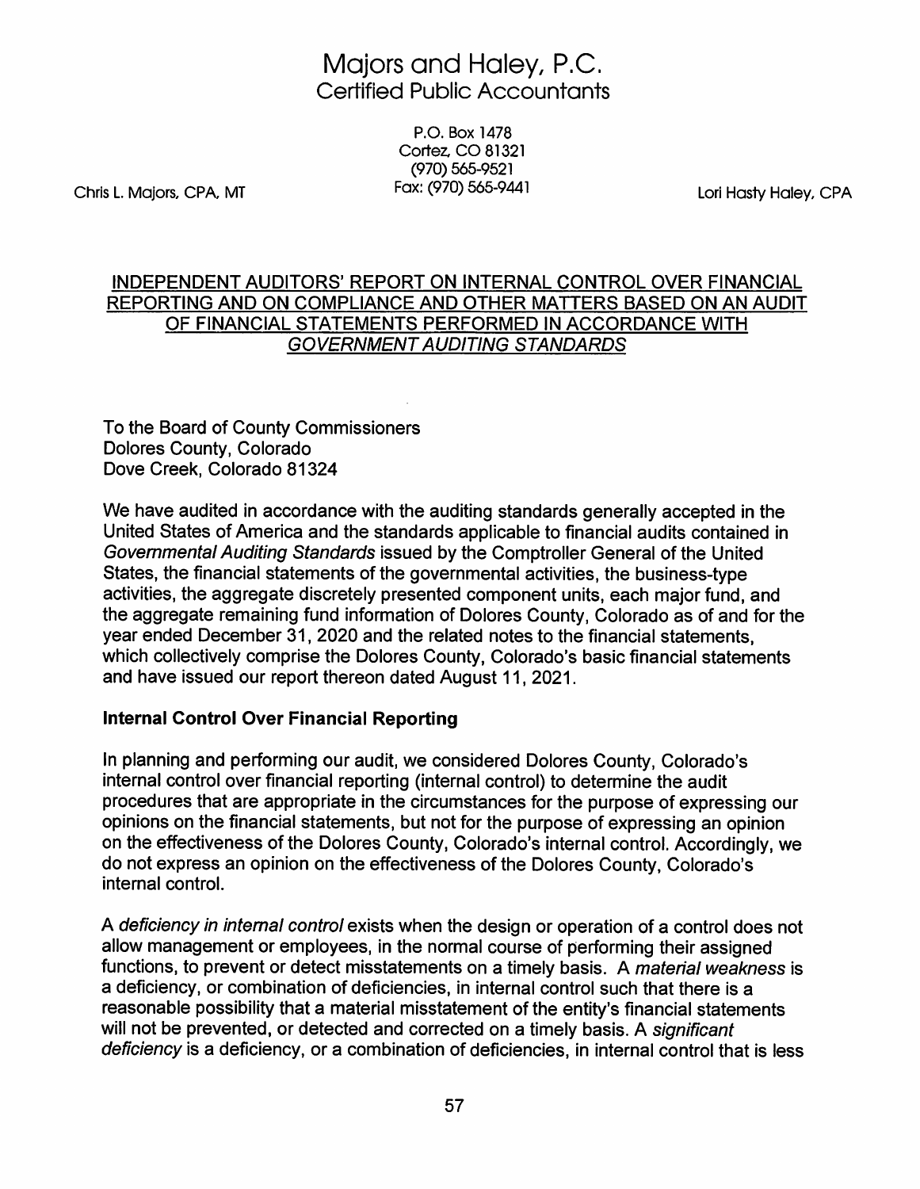# Majors and Haley, P.C.
## Certified Public Accountants

P.O. Box 1478
Cortez, CO 81321
(970) 565-9521
Fax: (970) 565-9441

Chris L. Majors, CPA, MT

Lori Hasty Haley, CPA

## INDEPENDENT AUDITORS' REPORT ON INTERNAL CONTROL OVER FINANCIAL REPORTING AND ON COMPLIANCE AND OTHER MATTERS BASED ON AN AUDIT OF FINANCIAL STATEMENTS PERFORMED IN ACCORDANCE WITH *GOVERNMENT AUDITING STANDARDS*

To the Board of County Commissioners
Dolores County, Colorado
Dove Creek, Colorado 81324

We have audited in accordance with the auditing standards generally accepted in the United States of America and the standards applicable to financial audits contained in *Governmental Auditing Standards* issued by the Comptroller General of the United States, the financial statements of the governmental activities, the business-type activities, the aggregate discretely presented component units, each major fund, and the aggregate remaining fund information of Dolores County, Colorado as of and for the year ended December 31, 2020 and the related notes to the financial statements, which collectively comprise the Dolores County, Colorado's basic financial statements and have issued our report thereon dated August 11, 2021.

### Internal Control Over Financial Reporting

In planning and performing our audit, we considered Dolores County, Colorado's internal control over financial reporting (internal control) to determine the audit procedures that are appropriate in the circumstances for the purpose of expressing our opinions on the financial statements, but not for the purpose of expressing an opinion on the effectiveness of the Dolores County, Colorado's internal control. Accordingly, we do not express an opinion on the effectiveness of the Dolores County, Colorado's internal control.

A *deficiency in internal control* exists when the design or operation of a control does not allow management or employees, in the normal course of performing their assigned functions, to prevent or detect misstatements on a timely basis. A *material weakness* is a deficiency, or combination of deficiencies, in internal control such that there is a reasonable possibility that a material misstatement of the entity's financial statements will not be prevented, or detected and corrected on a timely basis. A *significant deficiency* is a deficiency, or a combination of deficiencies, in internal control that is less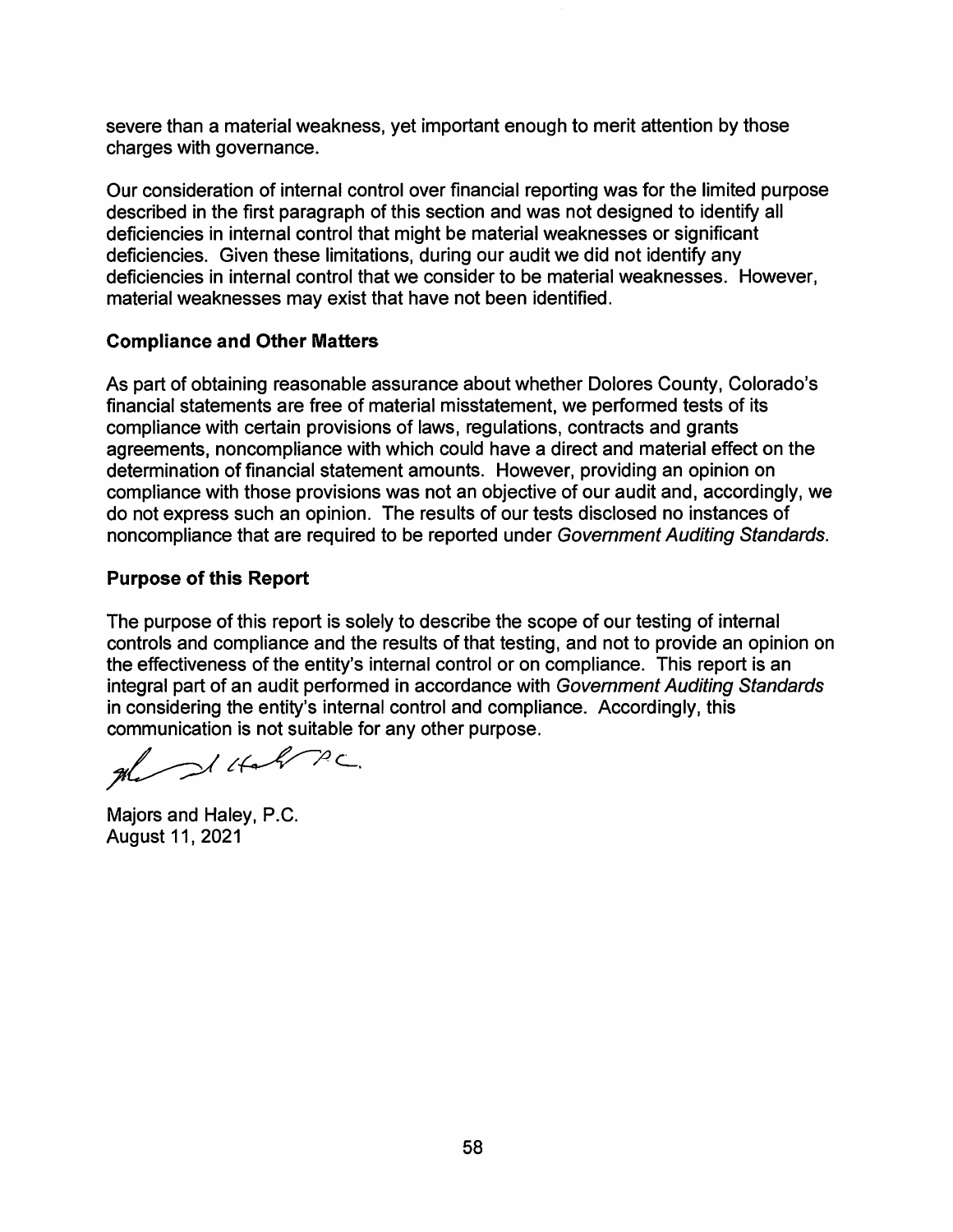severe than a material weakness, yet important enough to merit attention by those charges with governance.

Our consideration of internal control over financial reporting was for the limited purpose described in the first paragraph of this section and was not designed to identify all deficiencies in internal control that might be material weaknesses or significant deficiencies. Given these limitations, during our audit we did not identify any deficiencies in internal control that we consider to be material weaknesses. However, material weaknesses may exist that have not been identified.

## Compliance and Other Matters

As part of obtaining reasonable assurance about whether Dolores County, Colorado's financial statements are free of material misstatement, we performed tests of its compliance with certain provisions of laws, regulations, contracts and grants agreements, noncompliance with which could have a direct and material effect on the determination of financial statement amounts. However, providing an opinion on compliance with those provisions was not an objective of our audit and, accordingly, we do not express such an opinion. The results of our tests disclosed no instances of noncompliance that are required to be reported under *Government Auditing Standards*.

## Purpose of this Report

The purpose of this report is solely to describe the scope of our testing of internal controls and compliance and the results of that testing, and not to provide an opinion on the effectiveness of the entity's internal control or on compliance. This report is an integral part of an audit performed in accordance with *Government Auditing Standards* in considering the entity's internal control and compliance. Accordingly, this communication is not suitable for any other purpose.

Majors and Haley, P.C.
August 11, 2021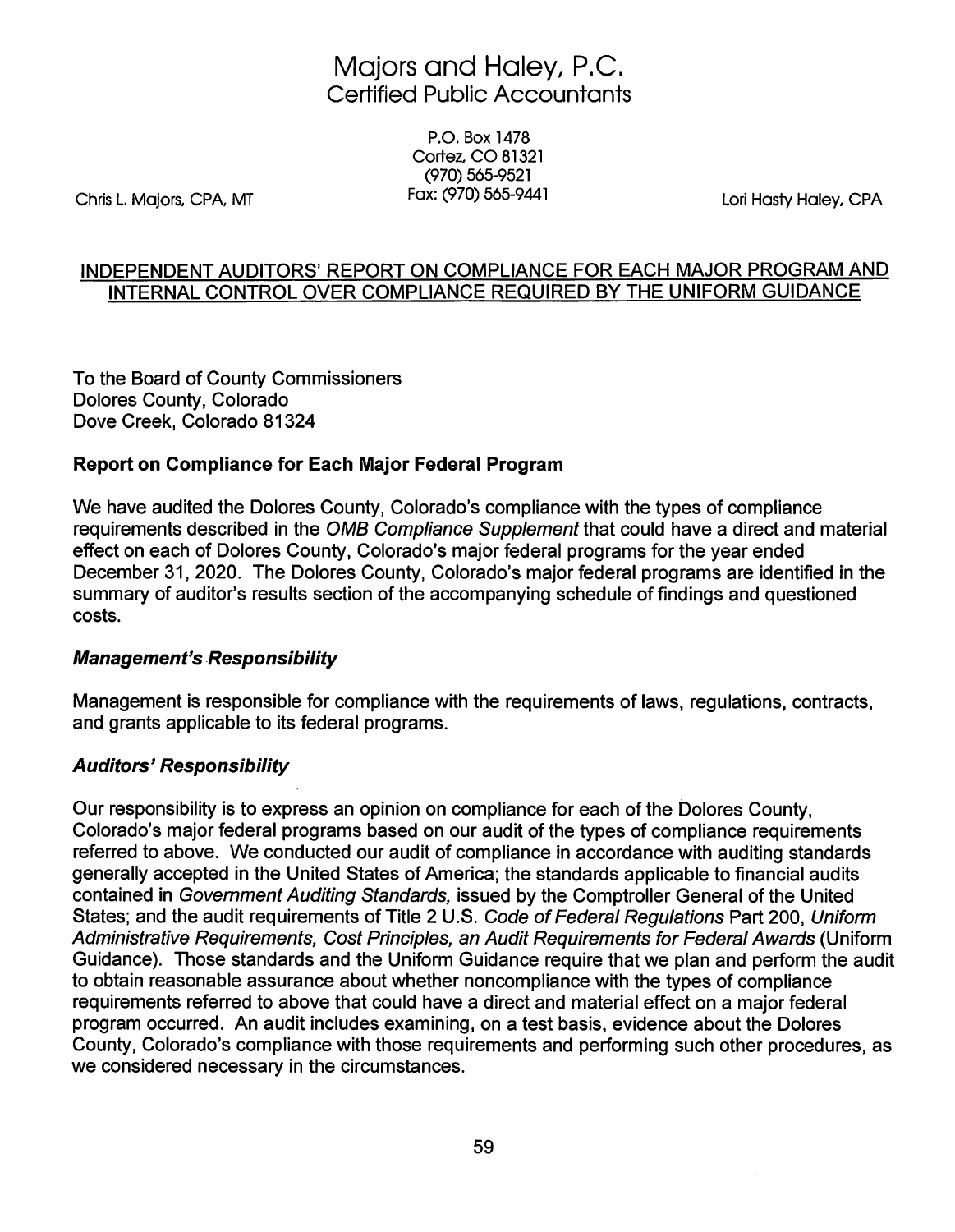# Majors and Haley, P.C.
## Certified Public Accountants

P.O. Box 1478
Cortez, CO 81321
(970) 565-9521
Fax: (970) 565-9441

Chris L. Majors, CPA, MT

Lori Hasty Haley, CPA

## INDEPENDENT AUDITORS' REPORT ON COMPLIANCE FOR EACH MAJOR PROGRAM AND INTERNAL CONTROL OVER COMPLIANCE REQUIRED BY THE UNIFORM GUIDANCE

To the Board of County Commissioners
Dolores County, Colorado
Dove Creek, Colorado 81324

### Report on Compliance for Each Major Federal Program

We have audited the Dolores County, Colorado's compliance with the types of compliance requirements described in the *OMB Compliance Supplement* that could have a direct and material effect on each of Dolores County, Colorado's major federal programs for the year ended December 31, 2020. The Dolores County, Colorado's major federal programs are identified in the summary of auditor's results section of the accompanying schedule of findings and questioned costs.

#### *Management's Responsibility*

Management is responsible for compliance with the requirements of laws, regulations, contracts, and grants applicable to its federal programs.

#### *Auditors' Responsibility*

Our responsibility is to express an opinion on compliance for each of the Dolores County, Colorado's major federal programs based on our audit of the types of compliance requirements referred to above. We conducted our audit of compliance in accordance with auditing standards generally accepted in the United States of America; the standards applicable to financial audits contained in *Government Auditing Standards,* issued by the Comptroller General of the United States; and the audit requirements of Title 2 U.S. *Code of Federal Regulations* Part 200, *Uniform Administrative Requirements, Cost Principles, an Audit Requirements for Federal Awards* (Uniform Guidance). Those standards and the Uniform Guidance require that we plan and perform the audit to obtain reasonable assurance about whether noncompliance with the types of compliance requirements referred to above that could have a direct and material effect on a major federal program occurred. An audit includes examining, on a test basis, evidence about the Dolores County, Colorado's compliance with those requirements and performing such other procedures, as we considered necessary in the circumstances.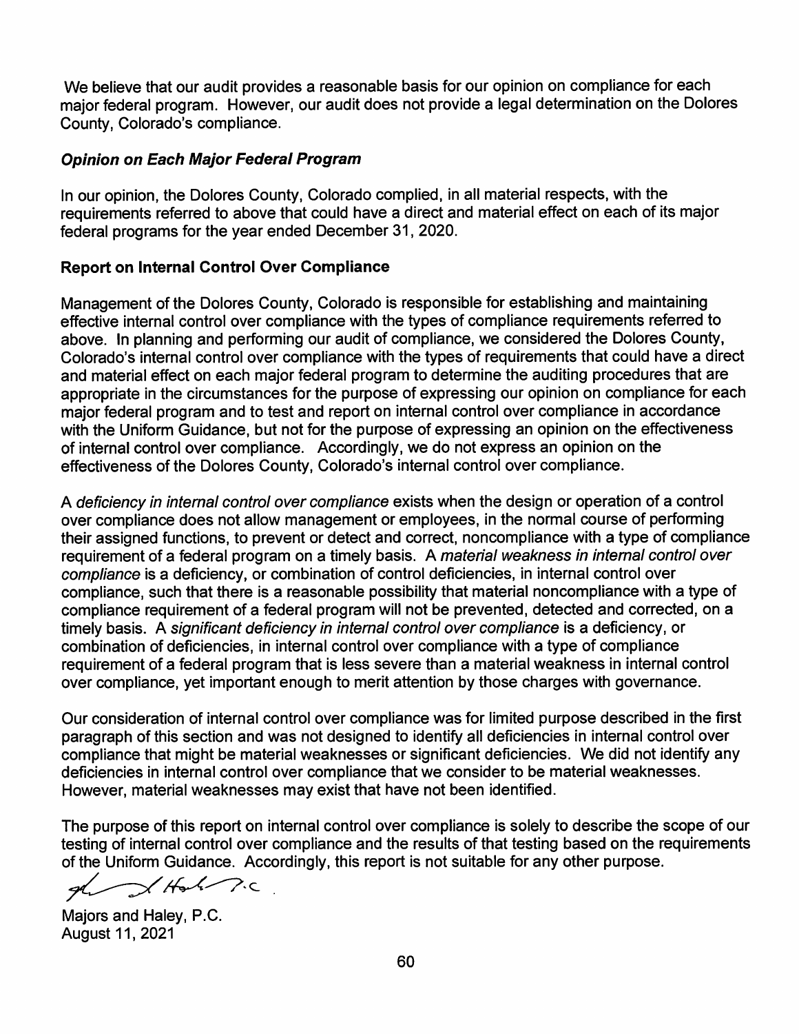We believe that our audit provides a reasonable basis for our opinion on compliance for each major federal program. However, our audit does not provide a legal determination on the Dolores County, Colorado's compliance.

### *Opinion on Each Major Federal Program*

In our opinion, the Dolores County, Colorado complied, in all material respects, with the requirements referred to above that could have a direct and material effect on each of its major federal programs for the year ended December 31, 2020.

### Report on Internal Control Over Compliance

Management of the Dolores County, Colorado is responsible for establishing and maintaining effective internal control over compliance with the types of compliance requirements referred to above. In planning and performing our audit of compliance, we considered the Dolores County, Colorado's internal control over compliance with the types of requirements that could have a direct and material effect on each major federal program to determine the auditing procedures that are appropriate in the circumstances for the purpose of expressing our opinion on compliance for each major federal program and to test and report on internal control over compliance in accordance with the Uniform Guidance, but not for the purpose of expressing an opinion on the effectiveness of internal control over compliance. Accordingly, we do not express an opinion on the effectiveness of the Dolores County, Colorado's internal control over compliance.

A *deficiency in internal control over compliance* exists when the design or operation of a control over compliance does not allow management or employees, in the normal course of performing their assigned functions, to prevent or detect and correct, noncompliance with a type of compliance requirement of a federal program on a timely basis. A *material weakness in internal control over compliance* is a deficiency, or combination of control deficiencies, in internal control over compliance, such that there is a reasonable possibility that material noncompliance with a type of compliance requirement of a federal program will not be prevented, detected and corrected, on a timely basis. A *significant deficiency in internal control over compliance* is a deficiency, or combination of deficiencies, in internal control over compliance with a type of compliance requirement of a federal program that is less severe than a material weakness in internal control over compliance, yet important enough to merit attention by those charges with governance.

Our consideration of internal control over compliance was for limited purpose described in the first paragraph of this section and was not designed to identify all deficiencies in internal control over compliance that might be material weaknesses or significant deficiencies. We did not identify any deficiencies in internal control over compliance that we consider to be material weaknesses. However, material weaknesses may exist that have not been identified.

The purpose of this report on internal control over compliance is solely to describe the scope of our testing of internal control over compliance and the results of that testing based on the requirements of the Uniform Guidance. Accordingly, this report is not suitable for any other purpose.

Majors and Haley, P.C.
August 11, 2021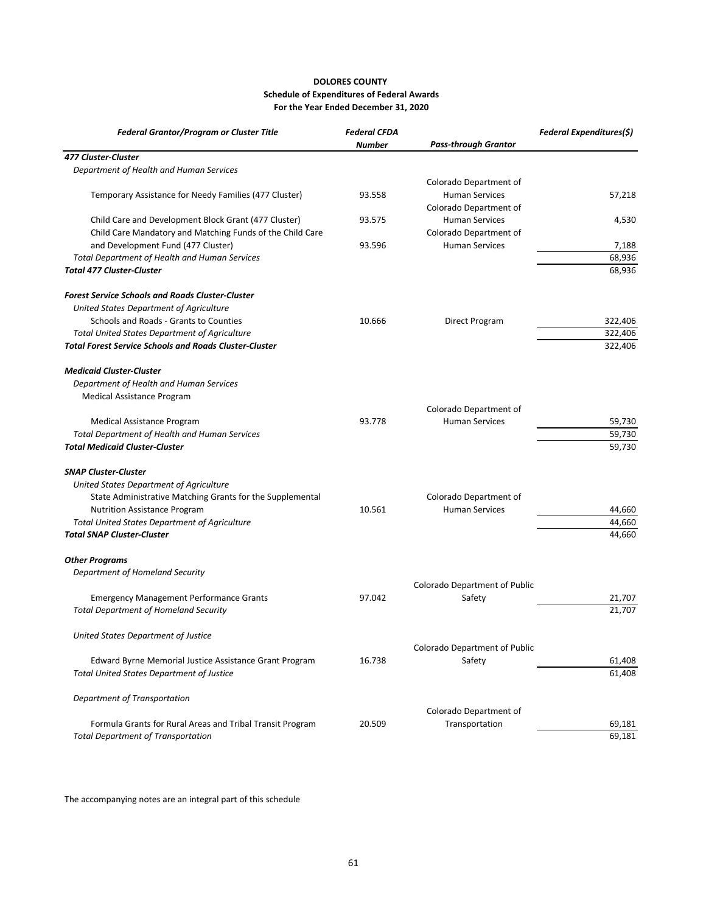**DOLORES COUNTY**
**Schedule of Expenditures of Federal Awards**
**For the Year Ended December 31, 2020**

| *Federal Grantor/Program or Cluster Title* | *Federal CFDA Number* | *Pass-through Grantor* | *Federal Expenditures($)* |
|---|---|---|---|
| ***477 Cluster-Cluster*** | | | |
| *Department of Health and Human Services* | | | |
| Temporary Assistance for Needy Families (477 Cluster) | 93.558 | Colorado Department of Human Services | 57,218 |
| Child Care and Development Block Grant (477 Cluster) | 93.575 | Colorado Department of Human Services | 4,530 |
| Child Care Mandatory and Matching Funds of the Child Care and Development Fund (477 Cluster) | 93.596 | Colorado Department of Human Services | 7,188 |
| *Total Department of Health and Human Services* | | | 68,936 |
| ***Total 477 Cluster-Cluster*** | | | 68,936 |
| | | | |
| ***Forest Service Schools and Roads Cluster-Cluster*** | | | |
| *United States Department of Agriculture* | | | |
| Schools and Roads - Grants to Counties | 10.666 | Direct Program | 322,406 |
| *Total United States Department of Agriculture* | | | 322,406 |
| ***Total Forest Service Schools and Roads Cluster-Cluster*** | | | 322,406 |
| | | | |
| ***Medicaid Cluster-Cluster*** | | | |
| *Department of Health and Human Services* | | | |
| Medical Assistance Program | | | |
| Medical Assistance Program | 93.778 | Colorado Department of Human Services | 59,730 |
| *Total Department of Health and Human Services* | | | 59,730 |
| ***Total Medicaid Cluster-Cluster*** | | | 59,730 |
| | | | |
| ***SNAP Cluster-Cluster*** | | | |
| *United States Department of Agriculture* | | | |
| State Administrative Matching Grants for the Supplemental Nutrition Assistance Program | 10.561 | Colorado Department of Human Services | 44,660 |
| *Total United States Department of Agriculture* | | | 44,660 |
| ***Total SNAP Cluster-Cluster*** | | | 44,660 |
| | | | |
| ***Other Programs*** | | | |
| *Department of Homeland Security* | | | |
| Emergency Management Performance Grants | 97.042 | Colorado Department of Public Safety | 21,707 |
| *Total Department of Homeland Security* | | | 21,707 |
| | | | |
| *United States Department of Justice* | | | |
| Edward Byrne Memorial Justice Assistance Grant Program | 16.738 | Colorado Department of Public Safety | 61,408 |
| *Total United States Department of Justice* | | | 61,408 |
| | | | |
| *Department of Transportation* | | | |
| Formula Grants for Rural Areas and Tribal Transit Program | 20.509 | Colorado Department of Transportation | 69,181 |
| *Total Department of Transportation* | | | 69,181 |

The accompanying notes are an integral part of this schedule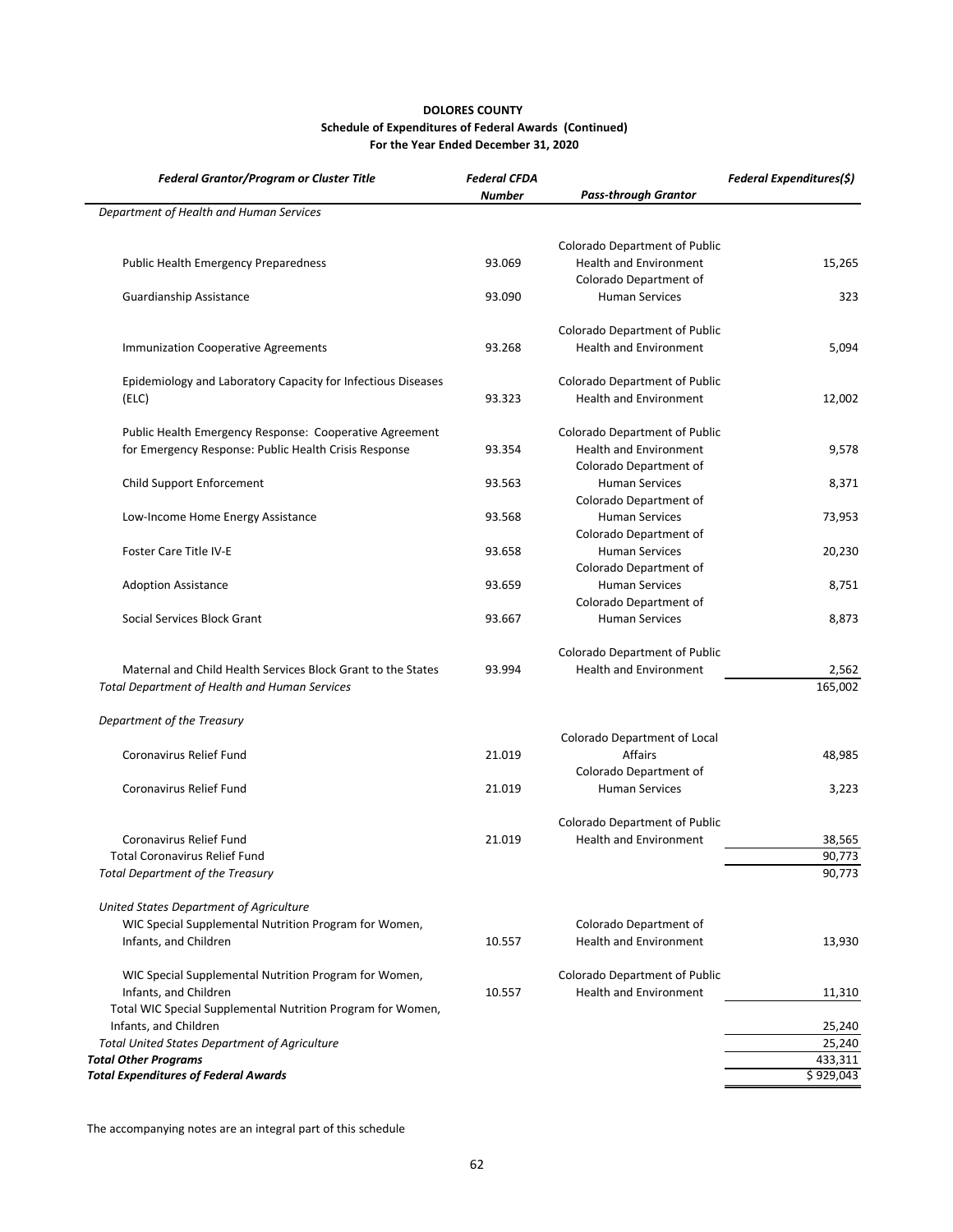**DOLORES COUNTY**
**Schedule of Expenditures of Federal Awards (Continued)**
**For the Year Ended December 31, 2020**

| *Federal Grantor/Program or Cluster Title* | *Federal CFDA Number* | *Pass-through Grantor* | *Federal Expenditures($)* |
|---|---|---|---|
| *Department of Health and Human Services* | | | |
| Public Health Emergency Preparedness | 93.069 | Colorado Department of Public Health and Environment | 15,265 |
| Guardianship Assistance | 93.090 | Colorado Department of Human Services | 323 |
| Immunization Cooperative Agreements | 93.268 | Colorado Department of Public Health and Environment | 5,094 |
| Epidemiology and Laboratory Capacity for Infectious Diseases (ELC) | 93.323 | Colorado Department of Public Health and Environment | 12,002 |
| Public Health Emergency Response: Cooperative Agreement for Emergency Response: Public Health Crisis Response | 93.354 | Colorado Department of Public Health and Environment | 9,578 |
| Child Support Enforcement | 93.563 | Colorado Department of Human Services | 8,371 |
| Low-Income Home Energy Assistance | 93.568 | Colorado Department of Human Services | 73,953 |
| Foster Care Title IV-E | 93.658 | Colorado Department of Human Services | 20,230 |
| Adoption Assistance | 93.659 | Colorado Department of Human Services | 8,751 |
| Social Services Block Grant | 93.667 | Colorado Department of Human Services | 8,873 |
| Maternal and Child Health Services Block Grant to the States | 93.994 | Colorado Department of Public Health and Environment | 2,562 |
| *Total Department of Health and Human Services* | | | 165,002 |
| *Department of the Treasury* | | | |
| Coronavirus Relief Fund | 21.019 | Colorado Department of Local Affairs | 48,985 |
| Coronavirus Relief Fund | 21.019 | Colorado Department of Human Services | 3,223 |
| Coronavirus Relief Fund | 21.019 | Colorado Department of Public Health and Environment | 38,565 |
| Total Coronavirus Relief Fund | | | 90,773 |
| *Total Department of the Treasury* | | | 90,773 |
| *United States Department of Agriculture* | | | |
| WIC Special Supplemental Nutrition Program for Women, Infants, and Children | 10.557 | Colorado Department of Health and Environment | 13,930 |
| WIC Special Supplemental Nutrition Program for Women, Infants, and Children | 10.557 | Colorado Department of Public Health and Environment | 11,310 |
| Total WIC Special Supplemental Nutrition Program for Women, Infants, and Children | | | 25,240 |
| *Total United States Department of Agriculture* | | | 25,240 |
| ***Total Other Programs*** | | | 433,311 |
| ***Total Expenditures of Federal Awards*** | | | $ 929,043 |

The accompanying notes are an integral part of this schedule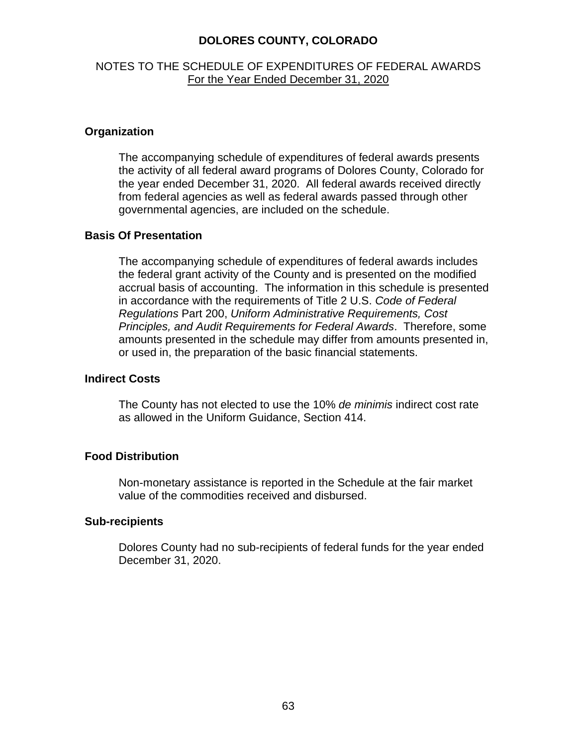# DOLORES COUNTY, COLORADO

## NOTES TO THE SCHEDULE OF EXPENDITURES OF FEDERAL AWARDS
For the Year Ended December 31, 2020

### Organization

The accompanying schedule of expenditures of federal awards presents the activity of all federal award programs of Dolores County, Colorado for the year ended December 31, 2020. All federal awards received directly from federal agencies as well as federal awards passed through other governmental agencies, are included on the schedule.

### Basis Of Presentation

The accompanying schedule of expenditures of federal awards includes the federal grant activity of the County and is presented on the modified accrual basis of accounting. The information in this schedule is presented in accordance with the requirements of Title 2 U.S. *Code of Federal Regulations* Part 200, *Uniform Administrative Requirements, Cost Principles, and Audit Requirements for Federal Awards*. Therefore, some amounts presented in the schedule may differ from amounts presented in, or used in, the preparation of the basic financial statements.

### Indirect Costs

The County has not elected to use the 10% *de minimis* indirect cost rate as allowed in the Uniform Guidance, Section 414.

### Food Distribution

Non-monetary assistance is reported in the Schedule at the fair market value of the commodities received and disbursed.

### Sub-recipients

Dolores County had no sub-recipients of federal funds for the year ended December 31, 2020.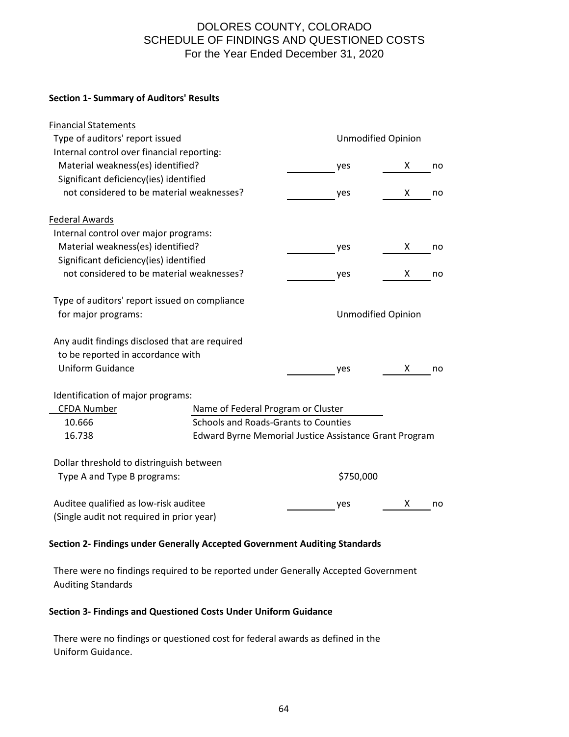# DOLORES COUNTY, COLORADO
# SCHEDULE OF FINDINGS AND QUESTIONED COSTS
# For the Year Ended December 31, 2020

**Section 1- Summary of Auditors' Results**

Financial Statements

| | | |
|---|---|---|
| Type of auditors' report issued | Unmodified Opinion | |
| Internal control over financial reporting: | | |
| Material weakness(es) identified? | ______ yes | X no |
| Significant deficiency(ies) identified not considered to be material weaknesses? | ______ yes | X no |

Federal Awards

| | | |
|---|---|---|
| Internal control over major programs: | | |
| Material weakness(es) identified? | ______ yes | X no |
| Significant deficiency(ies) identified not considered to be material weaknesses? | ______ yes | X no |
| Type of auditors' report issued on compliance for major programs: | Unmodified Opinion | |
| Any audit findings disclosed that are required to be reported in accordance with Uniform Guidance | ______ yes | X no |

Identification of major programs:

| CFDA Number | Name of Federal Program or Cluster |
|---|---|
| 10.666 | Schools and Roads-Grants to Counties |
| 16.738 | Edward Byrne Memorial Justice Assistance Grant Program |

| | | |
|---|---|---|
| Dollar threshold to distringuish between Type A and Type B programs: | $750,000 | |
| Auditee qualified as low-risk auditee (Single audit not required in prior year) | ______ yes | X no |

**Section 2- Findings under Generally Accepted Government Auditing Standards**

There were no findings required to be reported under Generally Accepted Government Auditing Standards

**Section 3- Findings and Questioned Costs Under Uniform Guidance**

There were no findings or questioned cost for federal awards as defined in the Uniform Guidance.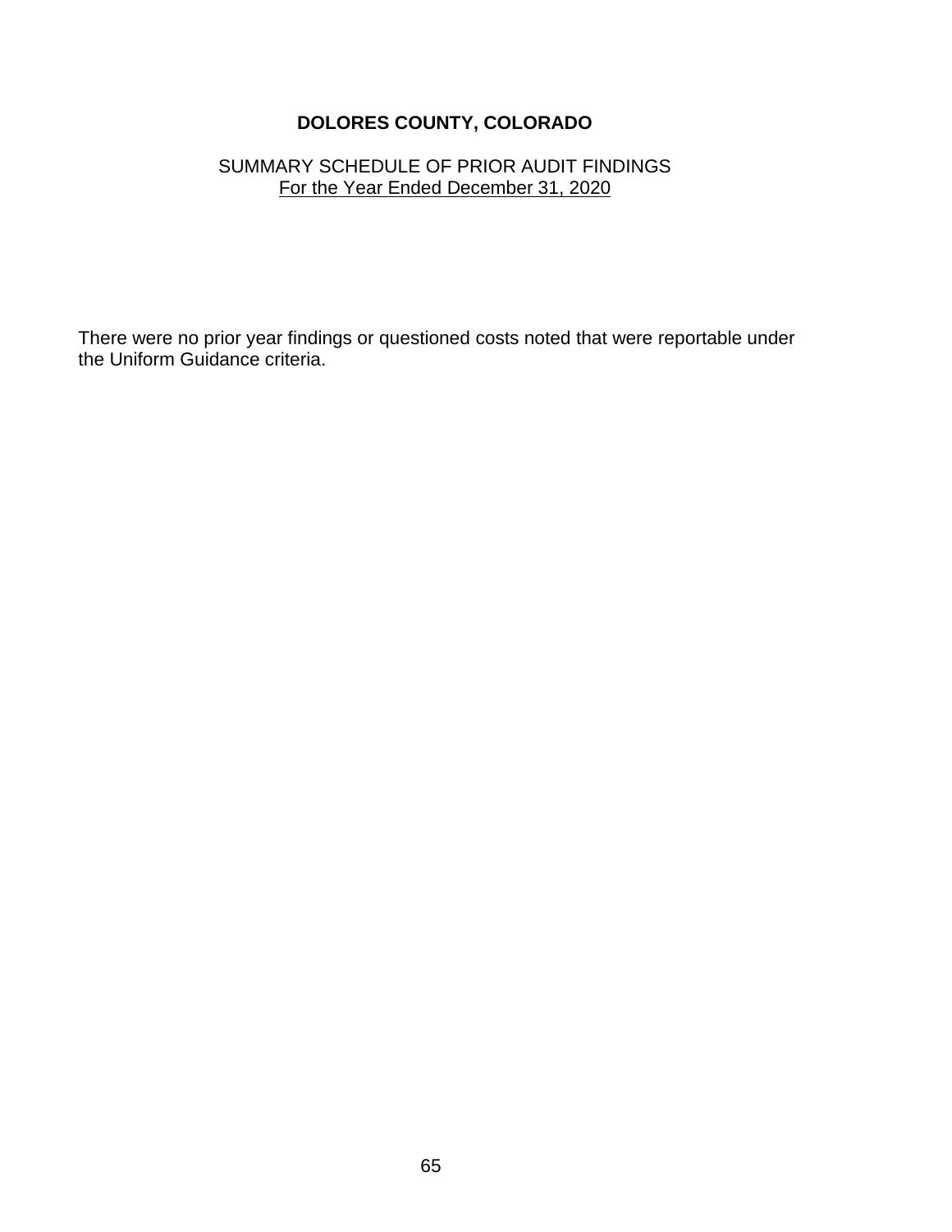# DOLORES COUNTY, COLORADO

## SUMMARY SCHEDULE OF PRIOR AUDIT FINDINGS
For the Year Ended December 31, 2020

There were no prior year findings or questioned costs noted that were reportable under the Uniform Guidance criteria.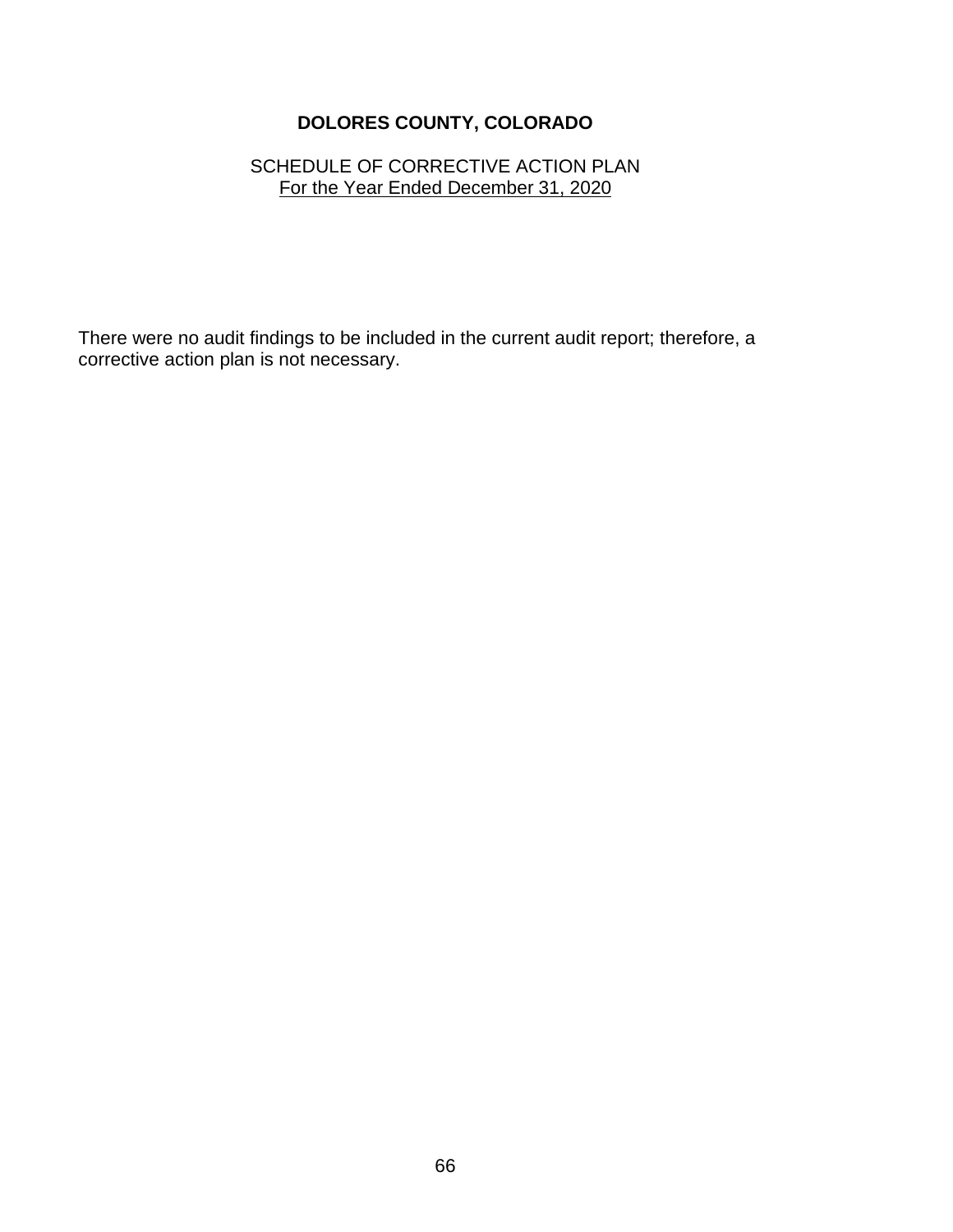# DOLORES COUNTY, COLORADO

SCHEDULE OF CORRECTIVE ACTION PLAN
For the Year Ended December 31, 2020

There were no audit findings to be included in the current audit report; therefore, a corrective action plan is not necessary.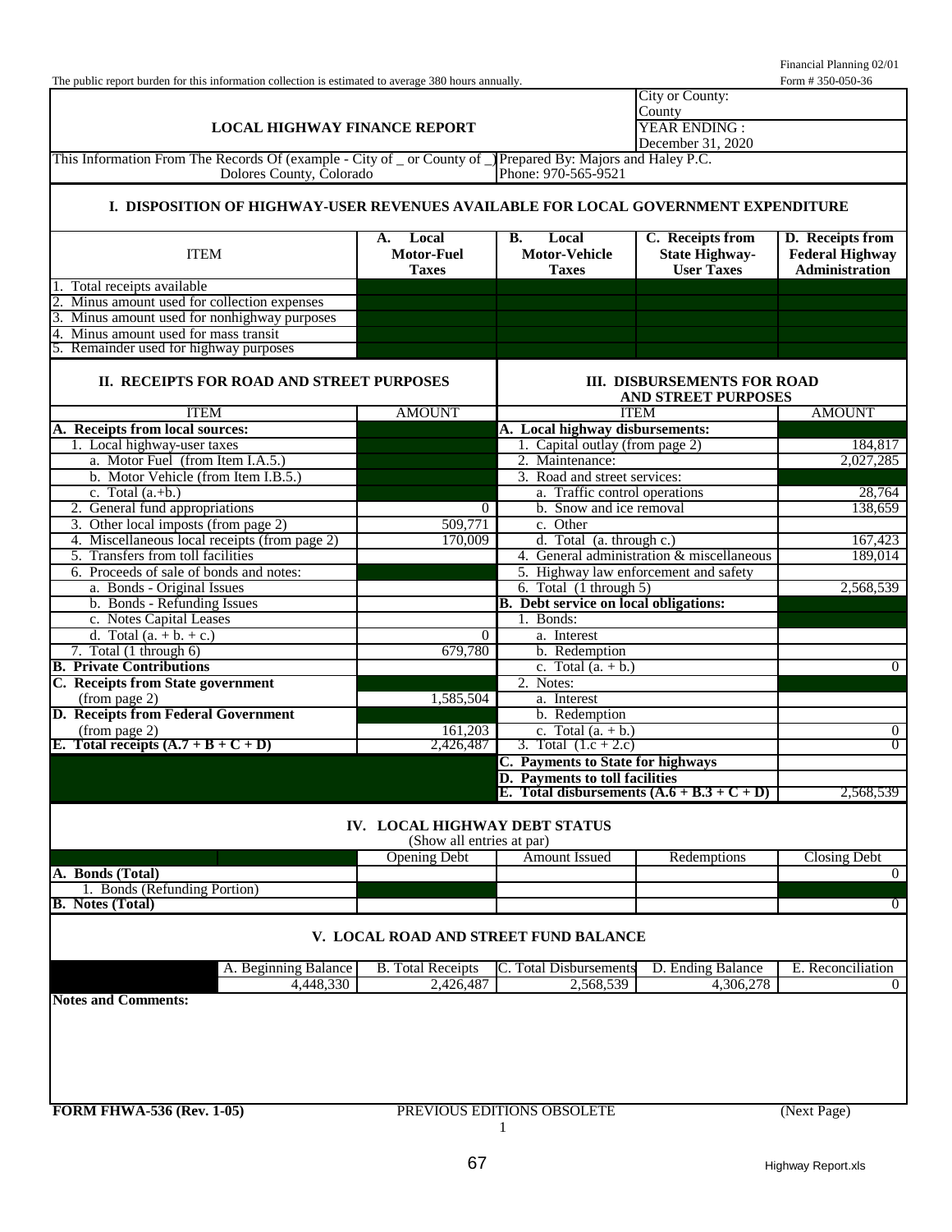The public report burden for this information collection is estimated to average 380 hours annually.

Financial Planning 02/01
Form # 350-050-36

| LOCAL HIGHWAY FINANCE REPORT | City or County: County<br>YEAR ENDING : December 31, 2020 |
|---|---|
| This Information From The Records Of (example - City of _ or County of _) Dolores County, Colorado | Prepared By: Majors and Haley P.C.<br>Phone: 970-565-9521 |

## I. DISPOSITION OF HIGHWAY-USER REVENUES AVAILABLE FOR LOCAL GOVERNMENT EXPENDITURE

| ITEM | A. Local Motor-Fuel Taxes | B. Local Motor-Vehicle Taxes | C. Receipts from State Highway-User Taxes | D. Receipts from Federal Highway Administration |
|---|---|---|---|---|
| 1. Total receipts available | | | | |
| 2. Minus amount used for collection expenses | | | | |
| 3. Minus amount used for nonhighway purposes | | | | |
| 4. Minus amount used for mass transit | | | | |
| 5. Remainder used for highway purposes | | | | |

## II. RECEIPTS FOR ROAD AND STREET PURPOSES

| ITEM | AMOUNT |
|---|---|
| **A. Receipts from local sources:** | |
| 1. Local highway-user taxes | |
| a. Motor Fuel (from Item I.A.5.) | |
| b. Motor Vehicle (from Item I.B.5.) | |
| c. Total (a.+b.) | |
| 2. General fund appropriations | 0 |
| 3. Other local imposts (from page 2) | 509,771 |
| 4. Miscellaneous local receipts (from page 2) | 170,009 |
| 5. Transfers from toll facilities | |
| 6. Proceeds of sale of bonds and notes: | |
| a. Bonds - Original Issues | |
| b. Bonds - Refunding Issues | |
| c. Notes Capital Leases | |
| d. Total (a. + b. + c.) | 0 |
| 7. Total (1 through 6) | 679,780 |
| **B. Private Contributions** | |
| **C. Receipts from State government** (from page 2) | 1,585,504 |
| **D. Receipts from Federal Government** (from page 2) | 161,203 |
| **E. Total receipts (A.7 + B + C + D)** | 2,426,487 |

## III. DISBURSEMENTS FOR ROAD AND STREET PURPOSES

| ITEM | AMOUNT |
|---|---|
| **A. Local highway disbursements:** | |
| 1. Capital outlay (from page 2) | 184,817 |
| 2. Maintenance: | 2,027,285 |
| 3. Road and street services: | |
| a. Traffic control operations | 28,764 |
| b. Snow and ice removal | 138,659 |
| c. Other | |
| d. Total (a. through c.) | 167,423 |
| 4. General administration & miscellaneous | 189,014 |
| 5. Highway law enforcement and safety | |
| 6. Total (1 through 5) | 2,568,539 |
| **B. Debt service on local obligations:** | |
| 1. Bonds: | |
| a. Interest | |
| b. Redemption | |
| c. Total (a. + b.) | 0 |
| 2. Notes: | |
| a. Interest | |
| b. Redemption | |
| c. Total (a. + b.) | 0 |
| 3. Total (1.c + 2.c) | 0 |
| **C. Payments to State for highways** | |
| **D. Payments to toll facilities** | |
| **E. Total disbursements (A.6 + B.3 + C + D)** | 2,568,539 |

## IV. LOCAL HIGHWAY DEBT STATUS

(Show all entries at par)

| | Opening Debt | Amount Issued | Redemptions | Closing Debt |
|---|---|---|---|---|
| **A. Bonds (Total)** | | | | 0 |
| 1. Bonds (Refunding Portion) | | | | |
| **B. Notes (Total)** | | | | 0 |

## V. LOCAL ROAD AND STREET FUND BALANCE

| A. Beginning Balance | B. Total Receipts | C. Total Disbursements | D. Ending Balance | E. Reconciliation |
|---|---|---|---|---|
| 4,448,330 | 2,426,487 | 2,568,539 | 4,306,278 | 0 |

**Notes and Comments:**

**FORM FHWA-536 (Rev. 1-05)** PREVIOUS EDITIONS OBSOLETE (Next Page)

Highway Report.xls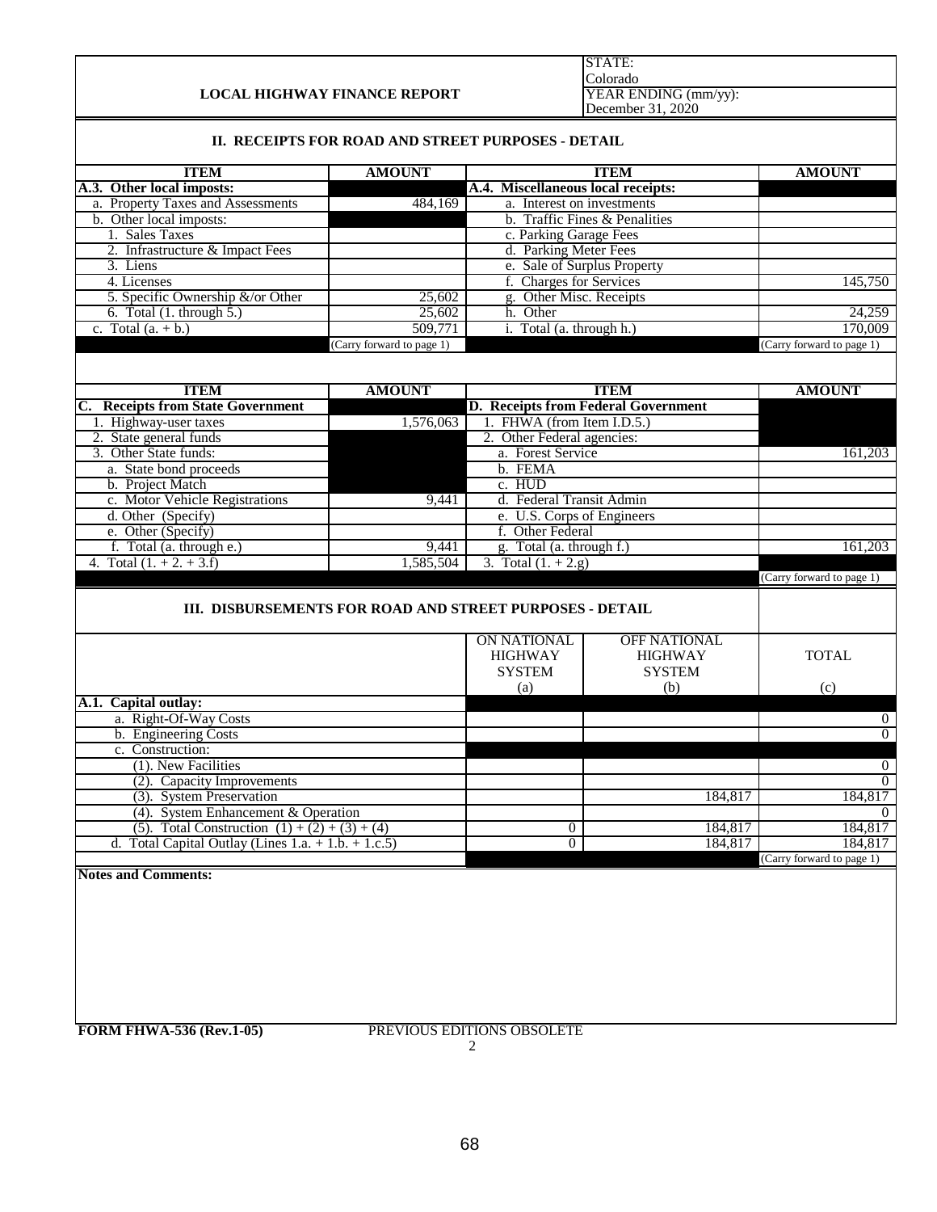| LOCAL HIGHWAY FINANCE REPORT | STATE: Colorado |
|---|---|
| | YEAR ENDING (mm/yy): December 31, 2020 |

## II. RECEIPTS FOR ROAD AND STREET PURPOSES - DETAIL

| ITEM | AMOUNT | ITEM | AMOUNT |
|---|---|---|---|
| **A.3. Other local imposts:** | | **A.4. Miscellaneous local receipts:** | |
| a. Property Taxes and Assessments | 484,169 | a. Interest on investments | |
| b. Other local imposts: | | b. Traffic Fines & Penalities | |
| 1. Sales Taxes | | c. Parking Garage Fees | |
| 2. Infrastructure & Impact Fees | | d. Parking Meter Fees | |
| 3. Liens | | e. Sale of Surplus Property | |
| 4. Licenses | | f. Charges for Services | 145,750 |
| 5. Specific Ownership &/or Other | 25,602 | g. Other Misc. Receipts | |
| 6. Total (1. through 5.) | 25,602 | h. Other | 24,259 |
| c. Total (a. + b.) | 509,771 | i. Total (a. through h.) | 170,009 |
| | (Carry forward to page 1) | | (Carry forward to page 1) |

| ITEM | AMOUNT | ITEM | AMOUNT |
|---|---|---|---|
| **C. Receipts from State Government** | | **D. Receipts from Federal Government** | |
| 1. Highway-user taxes | 1,576,063 | 1. FHWA (from Item I.D.5.) | |
| 2. State general funds | | 2. Other Federal agencies: | |
| 3. Other State funds: | | a. Forest Service | 161,203 |
| a. State bond proceeds | | b. FEMA | |
| b. Project Match | | c. HUD | |
| c. Motor Vehicle Registrations | 9,441 | d. Federal Transit Admin | |
| d. Other (Specify) | | e. U.S. Corps of Engineers | |
| e. Other (Specify) | | f. Other Federal | |
| f. Total (a. through e.) | 9,441 | g. Total (a. through f.) | 161,203 |
| 4. Total (1. + 2. + 3.f) | 1,585,504 | 3. Total (1. + 2.g) | |
| | | | (Carry forward to page 1) |

## III. DISBURSEMENTS FOR ROAD AND STREET PURPOSES - DETAIL

| | ON NATIONAL HIGHWAY SYSTEM (a) | OFF NATIONAL HIGHWAY SYSTEM (b) | TOTAL (c) |
|---|---|---|---|
| **A.1. Capital outlay:** | | | |
| a. Right-Of-Way Costs | | | 0 |
| b. Engineering Costs | | | 0 |
| c. Construction: | | | |
| (1). New Facilities | | | 0 |
| (2). Capacity Improvements | | | 0 |
| (3). System Preservation | | 184,817 | 184,817 |
| (4). System Enhancement & Operation | | | 0 |
| (5). Total Construction (1) + (2) + (3) + (4) | 0 | 184,817 | 184,817 |
| d. Total Capital Outlay (Lines 1.a. + 1.b. + 1.c.5) | 0 | 184,817 | 184,817 |
| | | | (Carry forward to page 1) |

**Notes and Comments:**

**FORM FHWA-536 (Rev.1-05)** PREVIOUS EDITIONS OBSOLETE